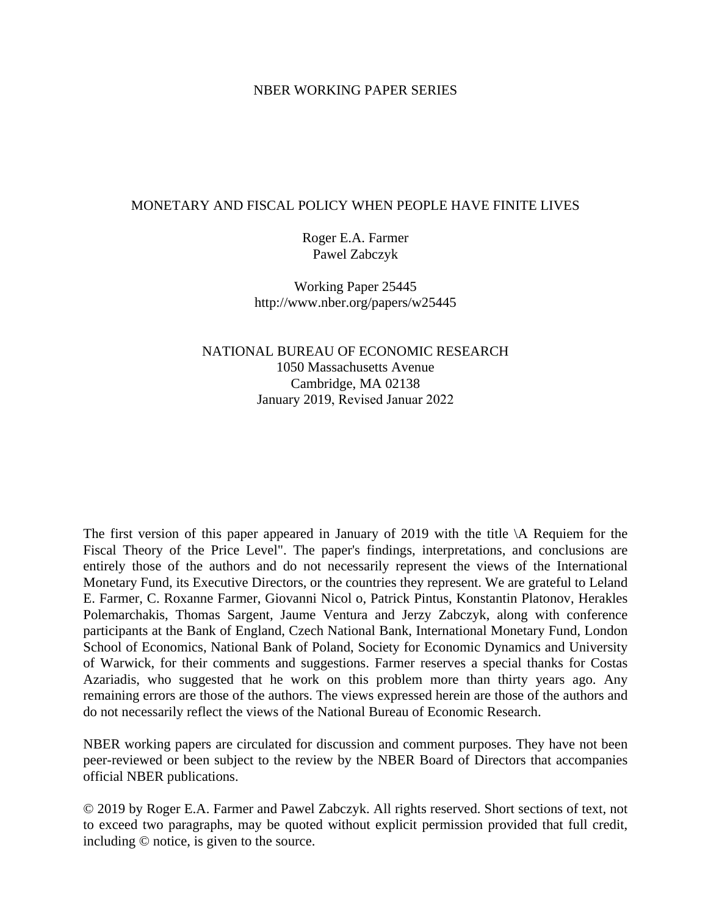NBER WORKING PAPER SERIES

# MONETARY AND FISCAL POLICY WHEN PEOPLE HAVE FINITE LIVES

Roger E.A. Farmer
Pawel Zabczyk

Working Paper 25445
http://www.nber.org/papers/w25445

NATIONAL BUREAU OF ECONOMIC RESEARCH
1050 Massachusetts Avenue
Cambridge, MA 02138
January 2019, Revised Januar 2022

The first version of this paper appeared in January of 2019 with the title \A Requiem for the Fiscal Theory of the Price Level". The paper's findings, interpretations, and conclusions are entirely those of the authors and do not necessarily represent the views of the International Monetary Fund, its Executive Directors, or the countries they represent. We are grateful to Leland E. Farmer, C. Roxanne Farmer, Giovanni Nicol o, Patrick Pintus, Konstantin Platonov, Herakles Polemarchakis, Thomas Sargent, Jaume Ventura and Jerzy Zabczyk, along with conference participants at the Bank of England, Czech National Bank, International Monetary Fund, London School of Economics, National Bank of Poland, Society for Economic Dynamics and University of Warwick, for their comments and suggestions. Farmer reserves a special thanks for Costas Azariadis, who suggested that he work on this problem more than thirty years ago. Any remaining errors are those of the authors. The views expressed herein are those of the authors and do not necessarily reflect the views of the National Bureau of Economic Research.

NBER working papers are circulated for discussion and comment purposes. They have not been peer-reviewed or been subject to the review by the NBER Board of Directors that accompanies official NBER publications.

© 2019 by Roger E.A. Farmer and Pawel Zabczyk. All rights reserved. Short sections of text, not to exceed two paragraphs, may be quoted without explicit permission provided that full credit, including © notice, is given to the source.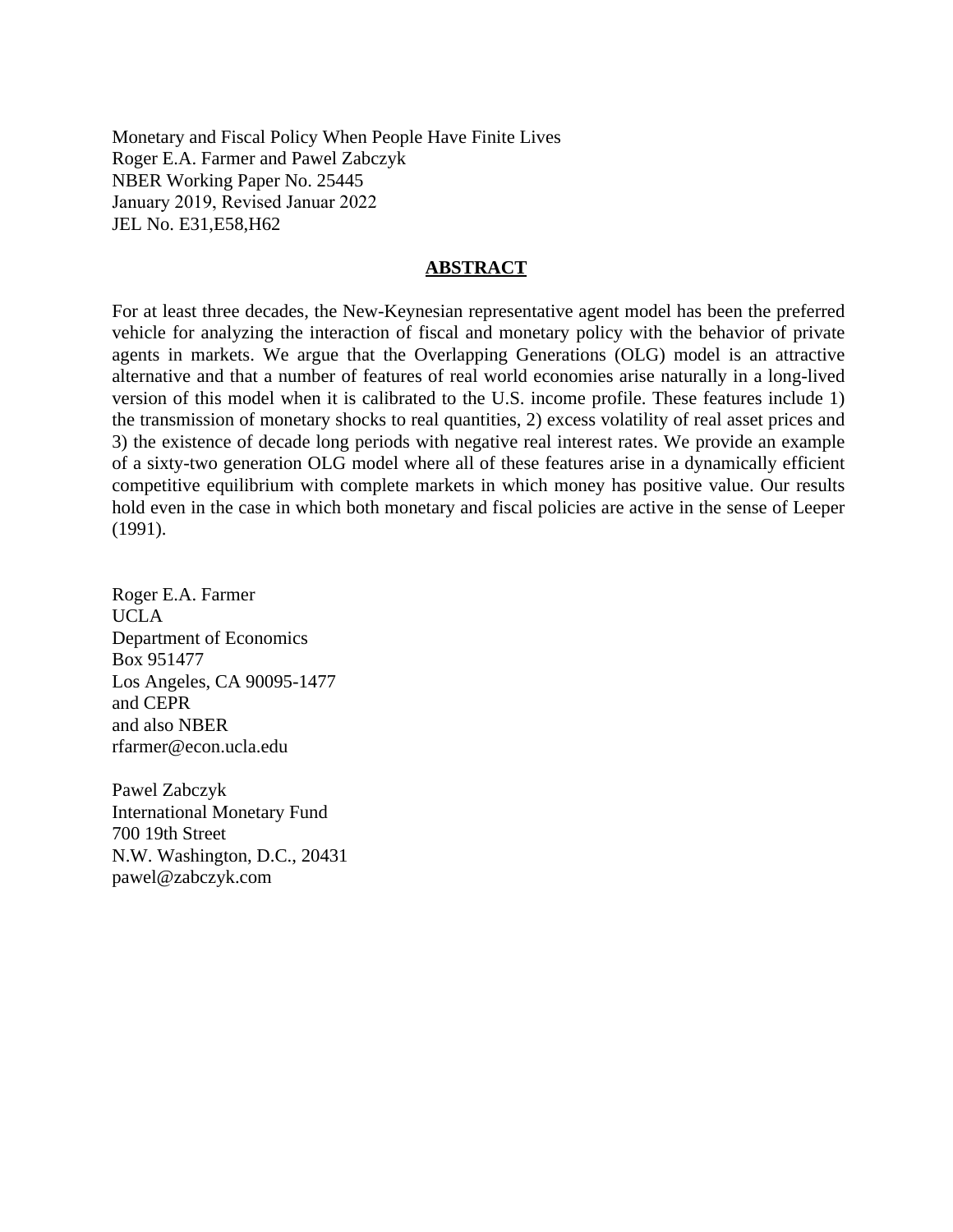Monetary and Fiscal Policy When People Have Finite Lives
Roger E.A. Farmer and Pawel Zabczyk
NBER Working Paper No. 25445
January 2019, Revised Januar 2022
JEL No. E31,E58,H62

## ABSTRACT

For at least three decades, the New-Keynesian representative agent model has been the preferred vehicle for analyzing the interaction of fiscal and monetary policy with the behavior of private agents in markets. We argue that the Overlapping Generations (OLG) model is an attractive alternative and that a number of features of real world economies arise naturally in a long-lived version of this model when it is calibrated to the U.S. income profile. These features include 1) the transmission of monetary shocks to real quantities, 2) excess volatility of real asset prices and 3) the existence of decade long periods with negative real interest rates. We provide an example of a sixty-two generation OLG model where all of these features arise in a dynamically efficient competitive equilibrium with complete markets in which money has positive value. Our results hold even in the case in which both monetary and fiscal policies are active in the sense of Leeper (1991).

Roger E.A. Farmer
UCLA
Department of Economics
Box 951477
Los Angeles, CA 90095-1477
and CEPR
and also NBER
rfarmer@econ.ucla.edu

Pawel Zabczyk
International Monetary Fund
700 19th Street
N.W. Washington, D.C., 20431
pawel@zabczyk.com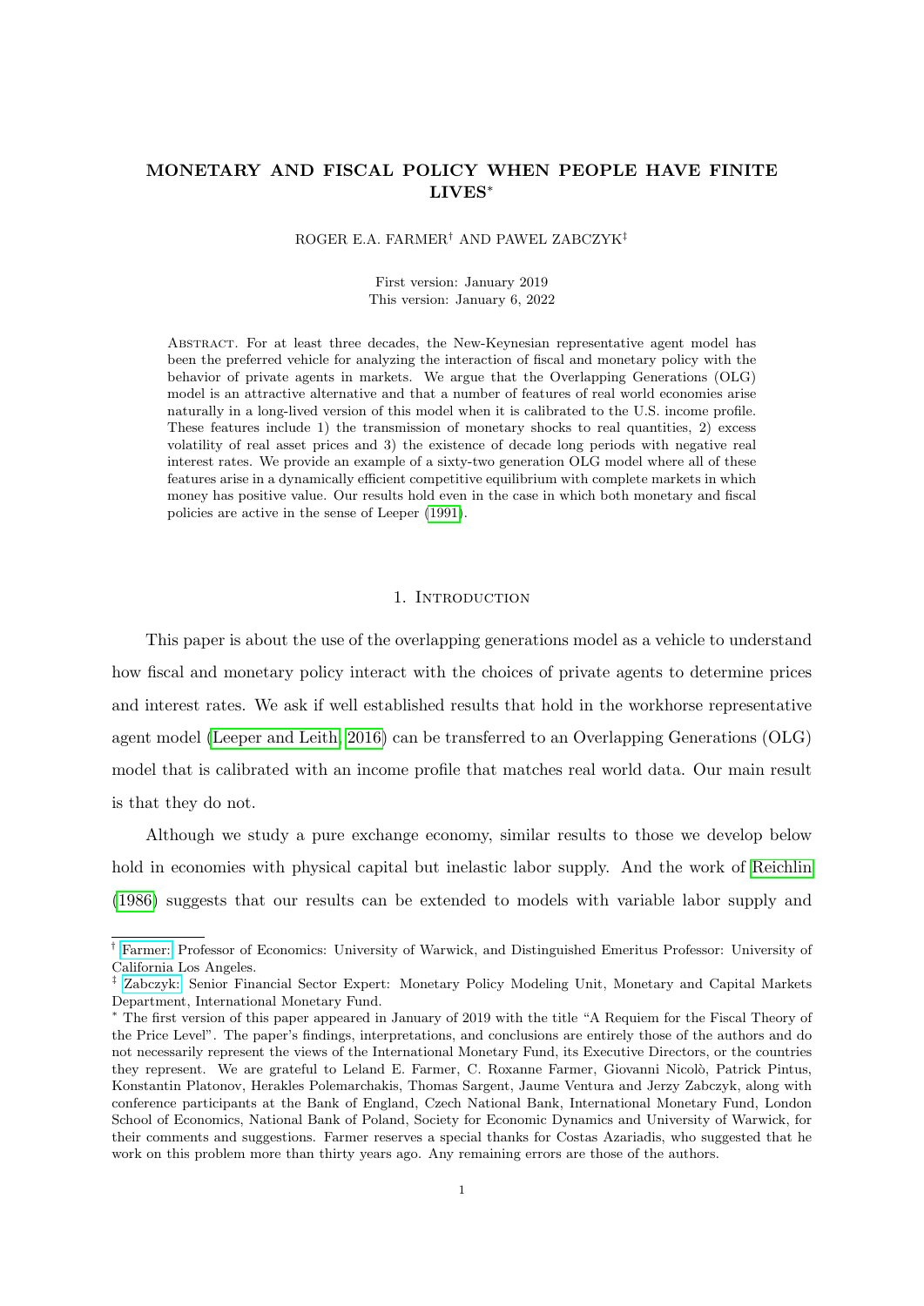# MONETARY AND FISCAL POLICY WHEN PEOPLE HAVE FINITE LIVES*

ROGER E.A. FARMER[†] AND PAWEL ZABCZYK[‡]

First version: January 2019
This version: January 6, 2022

Abstract. For at least three decades, the New-Keynesian representative agent model has been the preferred vehicle for analyzing the interaction of fiscal and monetary policy with the behavior of private agents in markets. We argue that the Overlapping Generations (OLG) model is an attractive alternative and that a number of features of real world economies arise naturally in a long-lived version of this model when it is calibrated to the U.S. income profile. These features include 1) the transmission of monetary shocks to real quantities, 2) excess volatility of real asset prices and 3) the existence of decade long periods with negative real interest rates. We provide an example of a sixty-two generation OLG model where all of these features arise in a dynamically efficient competitive equilibrium with complete markets in which money has positive value. Our results hold even in the case in which both monetary and fiscal policies are active in the sense of Leeper (1991).

## 1. Introduction

This paper is about the use of the overlapping generations model as a vehicle to understand how fiscal and monetary policy interact with the choices of private agents to determine prices and interest rates. We ask if well established results that hold in the workhorse representative agent model (Leeper and Leith, 2016) can be transferred to an Overlapping Generations (OLG) model that is calibrated with an income profile that matches real world data. Our main result is that they do not.

Although we study a pure exchange economy, similar results to those we develop below hold in economies with physical capital but inelastic labor supply. And the work of Reichlin (1986) suggests that our results can be extended to models with variable labor supply and

---

[†] Farmer: Professor of Economics: University of Warwick, and Distinguished Emeritus Professor: University of California Los Angeles.

[‡] Zabczyk: Senior Financial Sector Expert: Monetary Policy Modeling Unit, Monetary and Capital Markets Department, International Monetary Fund.

[*] The first version of this paper appeared in January of 2019 with the title "A Requiem for the Fiscal Theory of the Price Level". The paper's findings, interpretations, and conclusions are entirely those of the authors and do not necessarily represent the views of the International Monetary Fund, its Executive Directors, or the countries they represent. We are grateful to Leland E. Farmer, C. Roxanne Farmer, Giovanni Nicolò, Patrick Pintus, Konstantin Platonov, Herakles Polemarchakis, Thomas Sargent, Jaume Ventura and Jerzy Zabczyk, along with conference participants at the Bank of England, Czech National Bank, International Monetary Fund, London School of Economics, National Bank of Poland, Society for Economic Dynamics and University of Warwick, for their comments and suggestions. Farmer reserves a special thanks for Costas Azariadis, who suggested that he work on this problem more than thirty years ago. Any remaining errors are those of the authors.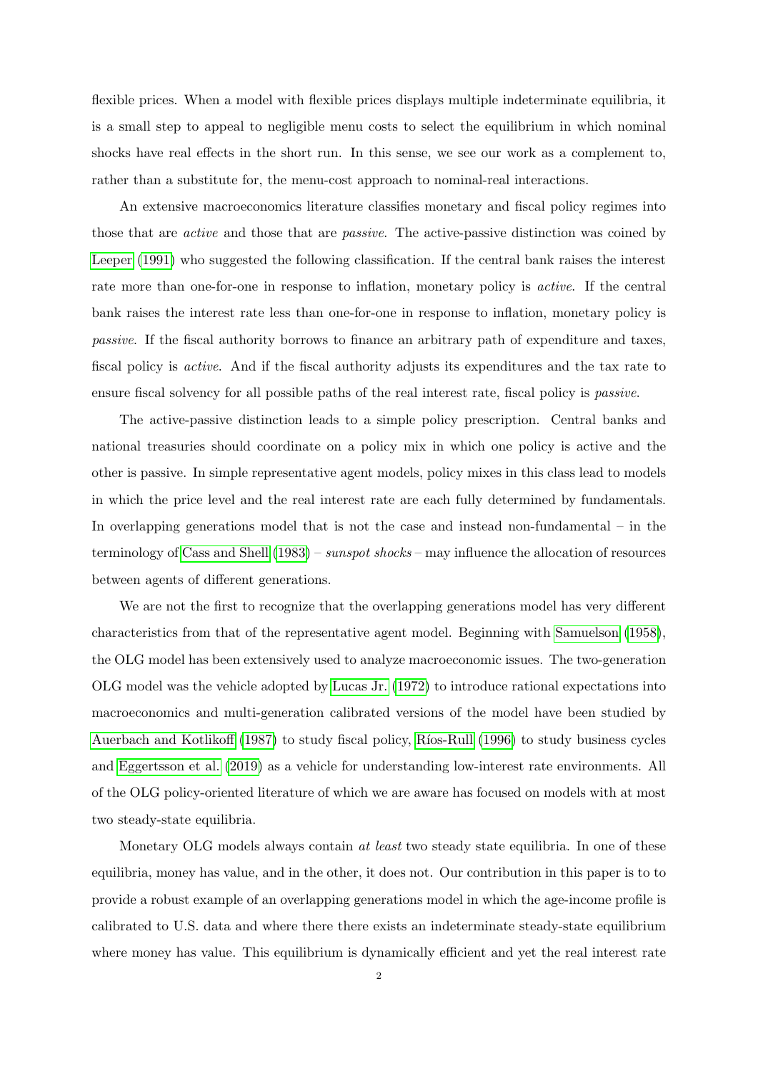flexible prices. When a model with flexible prices displays multiple indeterminate equilibria, it is a small step to appeal to negligible menu costs to select the equilibrium in which nominal shocks have real effects in the short run. In this sense, we see our work as a complement to, rather than a substitute for, the menu-cost approach to nominal-real interactions.

An extensive macroeconomics literature classifies monetary and fiscal policy regimes into those that are *active* and those that are *passive*. The active-passive distinction was coined by Leeper (1991) who suggested the following classification. If the central bank raises the interest rate more than one-for-one in response to inflation, monetary policy is *active*. If the central bank raises the interest rate less than one-for-one in response to inflation, monetary policy is *passive*. If the fiscal authority borrows to finance an arbitrary path of expenditure and taxes, fiscal policy is *active*. And if the fiscal authority adjusts its expenditures and the tax rate to ensure fiscal solvency for all possible paths of the real interest rate, fiscal policy is *passive*.

The active-passive distinction leads to a simple policy prescription. Central banks and national treasuries should coordinate on a policy mix in which one policy is active and the other is passive. In simple representative agent models, policy mixes in this class lead to models in which the price level and the real interest rate are each fully determined by fundamentals. In overlapping generations model that is not the case and instead non-fundamental – in the terminology of Cass and Shell (1983) – *sunspot shocks* – may influence the allocation of resources between agents of different generations.

We are not the first to recognize that the overlapping generations model has very different characteristics from that of the representative agent model. Beginning with Samuelson (1958), the OLG model has been extensively used to analyze macroeconomic issues. The two-generation OLG model was the vehicle adopted by Lucas Jr. (1972) to introduce rational expectations into macroeconomics and multi-generation calibrated versions of the model have been studied by Auerbach and Kotlikoff (1987) to study fiscal policy, Ríos-Rull (1996) to study business cycles and Eggertsson et al. (2019) as a vehicle for understanding low-interest rate environments. All of the OLG policy-oriented literature of which we are aware has focused on models with at most two steady-state equilibria.

Monetary OLG models always contain *at least* two steady state equilibria. In one of these equilibria, money has value, and in the other, it does not. Our contribution in this paper is to to provide a robust example of an overlapping generations model in which the age-income profile is calibrated to U.S. data and where there there exists an indeterminate steady-state equilibrium where money has value. This equilibrium is dynamically efficient and yet the real interest rate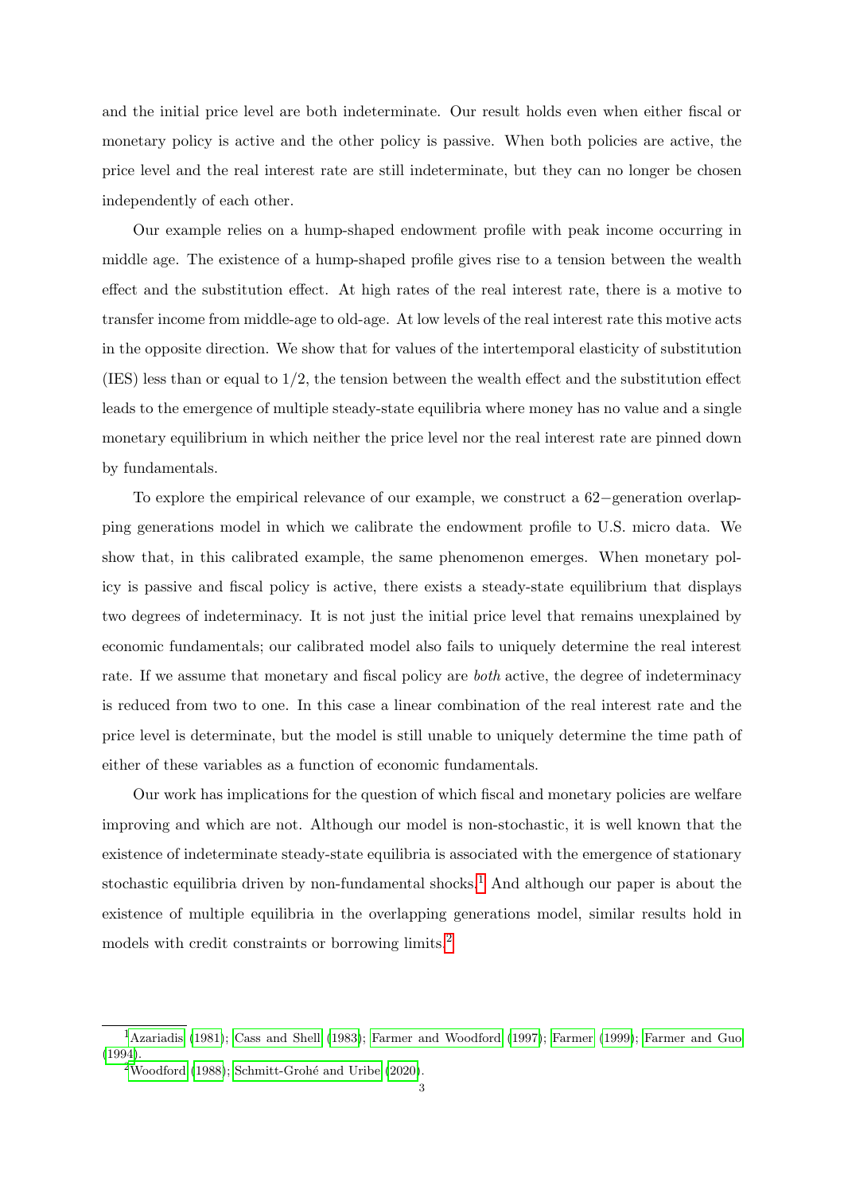and the initial price level are both indeterminate. Our result holds even when either fiscal or monetary policy is active and the other policy is passive. When both policies are active, the price level and the real interest rate are still indeterminate, but they can no longer be chosen independently of each other.

Our example relies on a hump-shaped endowment profile with peak income occurring in middle age. The existence of a hump-shaped profile gives rise to a tension between the wealth effect and the substitution effect. At high rates of the real interest rate, there is a motive to transfer income from middle-age to old-age. At low levels of the real interest rate this motive acts in the opposite direction. We show that for values of the intertemporal elasticity of substitution (IES) less than or equal to $1/2$, the tension between the wealth effect and the substitution effect leads to the emergence of multiple steady-state equilibria where money has no value and a single monetary equilibrium in which neither the price level nor the real interest rate are pinned down by fundamentals.

To explore the empirical relevance of our example, we construct a $62-$generation overlapping generations model in which we calibrate the endowment profile to U.S. micro data. We show that, in this calibrated example, the same phenomenon emerges. When monetary policy is passive and fiscal policy is active, there exists a steady-state equilibrium that displays two degrees of indeterminacy. It is not just the initial price level that remains unexplained by economic fundamentals; our calibrated model also fails to uniquely determine the real interest rate. If we assume that monetary and fiscal policy are *both* active, the degree of indeterminacy is reduced from two to one. In this case a linear combination of the real interest rate and the price level is determinate, but the model is still unable to uniquely determine the time path of either of these variables as a function of economic fundamentals.

Our work has implications for the question of which fiscal and monetary policies are welfare improving and which are not. Although our model is non-stochastic, it is well known that the existence of indeterminate steady-state equilibria is associated with the emergence of stationary stochastic equilibria driven by non-fundamental shocks.[1] And although our paper is about the existence of multiple equilibria in the overlapping generations model, similar results hold in models with credit constraints or borrowing limits.[2]

---

[1] Azariadis (1981); Cass and Shell (1983); Farmer and Woodford (1997); Farmer (1999); Farmer and Guo (1994).

[2] Woodford (1988); Schmitt-Grohé and Uribe (2020).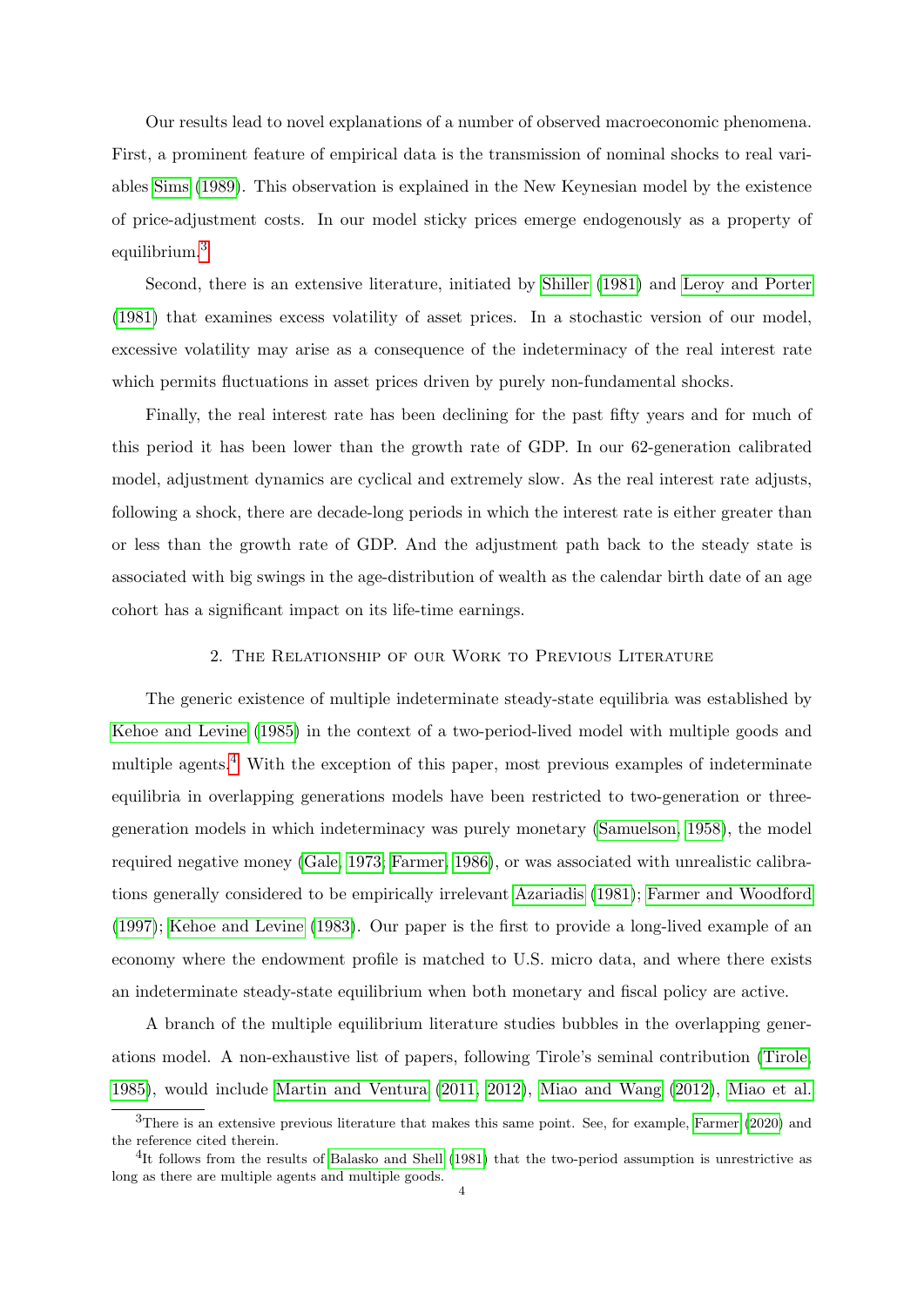Our results lead to novel explanations of a number of observed macroeconomic phenomena. First, a prominent feature of empirical data is the transmission of nominal shocks to real variables Sims (1989). This observation is explained in the New Keynesian model by the existence of price-adjustment costs. In our model sticky prices emerge endogenously as a property of equilibrium.[3]

Second, there is an extensive literature, initiated by Shiller (1981) and Leroy and Porter (1981) that examines excess volatility of asset prices. In a stochastic version of our model, excessive volatility may arise as a consequence of the indeterminacy of the real interest rate which permits fluctuations in asset prices driven by purely non-fundamental shocks.

Finally, the real interest rate has been declining for the past fifty years and for much of this period it has been lower than the growth rate of GDP. In our 62-generation calibrated model, adjustment dynamics are cyclical and extremely slow. As the real interest rate adjusts, following a shock, there are decade-long periods in which the interest rate is either greater than or less than the growth rate of GDP. And the adjustment path back to the steady state is associated with big swings in the age-distribution of wealth as the calendar birth date of an age cohort has a significant impact on its life-time earnings.

## 2. The Relationship of our Work to Previous Literature

The generic existence of multiple indeterminate steady-state equilibria was established by Kehoe and Levine (1985) in the context of a two-period-lived model with multiple goods and multiple agents.[4] With the exception of this paper, most previous examples of indeterminate equilibria in overlapping generations models have been restricted to two-generation or three-generation models in which indeterminacy was purely monetary (Samuelson, 1958), the model required negative money (Gale, 1973; Farmer, 1986), or was associated with unrealistic calibrations generally considered to be empirically irrelevant Azariadis (1981); Farmer and Woodford (1997); Kehoe and Levine (1983). Our paper is the first to provide a long-lived example of an economy where the endowment profile is matched to U.S. micro data, and where there exists an indeterminate steady-state equilibrium when both monetary and fiscal policy are active.

A branch of the multiple equilibrium literature studies bubbles in the overlapping generations model. A non-exhaustive list of papers, following Tirole's seminal contribution (Tirole, 1985), would include Martin and Ventura (2011, 2012), Miao and Wang (2012), Miao et al.

[3] There is an extensive previous literature that makes this same point. See, for example, Farmer (2020) and the reference cited therein.

[4] It follows from the results of Balasko and Shell (1981) that the two-period assumption is unrestrictive as long as there are multiple agents and multiple goods.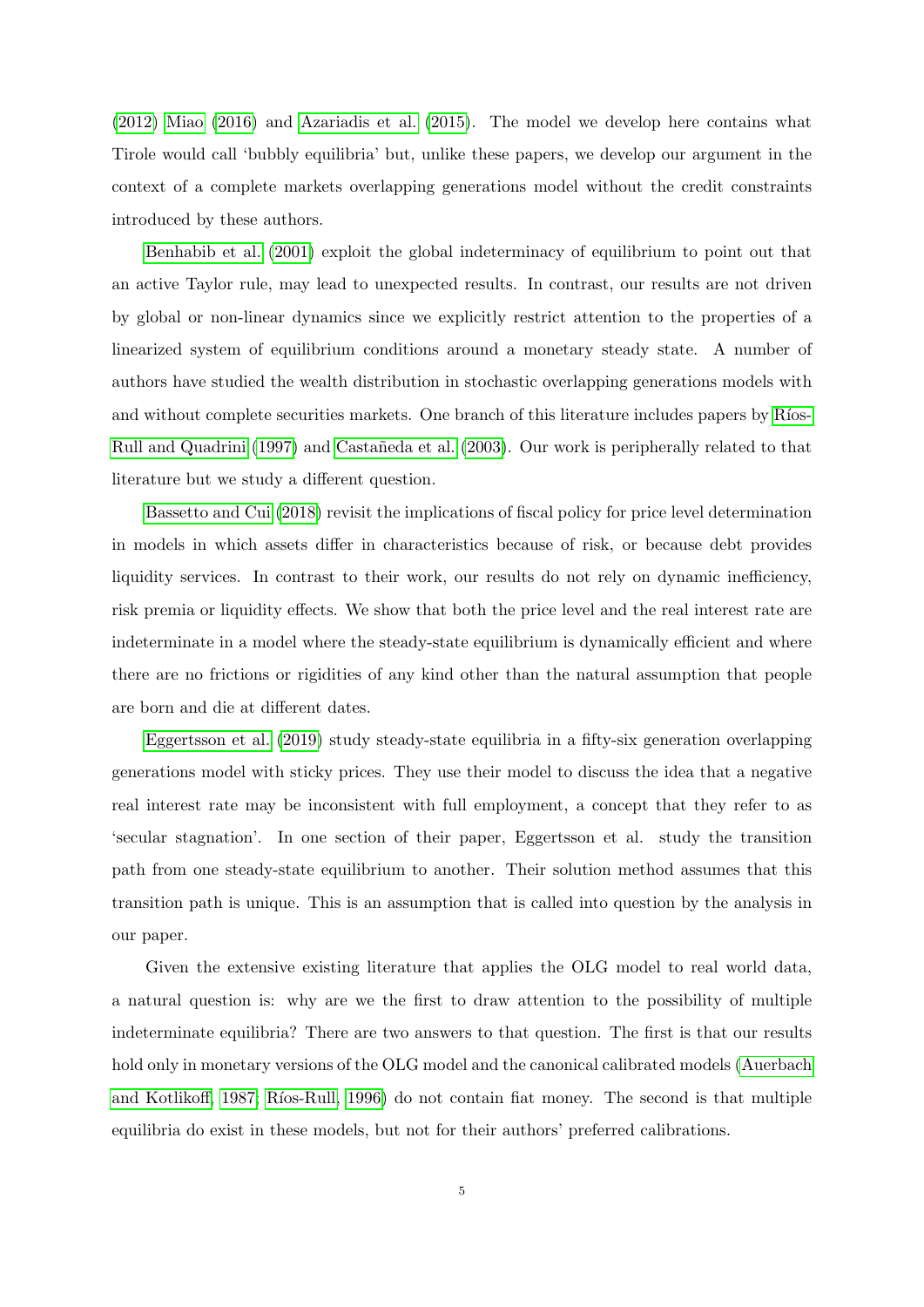(2012) Miao (2016) and Azariadis et al. (2015). The model we develop here contains what Tirole would call 'bubbly equilibria' but, unlike these papers, we develop our argument in the context of a complete markets overlapping generations model without the credit constraints introduced by these authors.

Benhabib et al. (2001) exploit the global indeterminacy of equilibrium to point out that an active Taylor rule, may lead to unexpected results. In contrast, our results are not driven by global or non-linear dynamics since we explicitly restrict attention to the properties of a linearized system of equilibrium conditions around a monetary steady state. A number of authors have studied the wealth distribution in stochastic overlapping generations models with and without complete securities markets. One branch of this literature includes papers by Ríos-Rull and Quadrini (1997) and Castañeda et al. (2003). Our work is peripherally related to that literature but we study a different question.

Bassetto and Cui (2018) revisit the implications of fiscal policy for price level determination in models in which assets differ in characteristics because of risk, or because debt provides liquidity services. In contrast to their work, our results do not rely on dynamic inefficiency, risk premia or liquidity effects. We show that both the price level and the real interest rate are indeterminate in a model where the steady-state equilibrium is dynamically efficient and where there are no frictions or rigidities of any kind other than the natural assumption that people are born and die at different dates.

Eggertsson et al. (2019) study steady-state equilibria in a fifty-six generation overlapping generations model with sticky prices. They use their model to discuss the idea that a negative real interest rate may be inconsistent with full employment, a concept that they refer to as 'secular stagnation'. In one section of their paper, Eggertsson et al. study the transition path from one steady-state equilibrium to another. Their solution method assumes that this transition path is unique. This is an assumption that is called into question by the analysis in our paper.

Given the extensive existing literature that applies the OLG model to real world data, a natural question is: why are we the first to draw attention to the possibility of multiple indeterminate equilibria? There are two answers to that question. The first is that our results hold only in monetary versions of the OLG model and the canonical calibrated models (Auerbach and Kotlikoff, 1987; Ríos-Rull, 1996) do not contain fiat money. The second is that multiple equilibria do exist in these models, but not for their authors' preferred calibrations.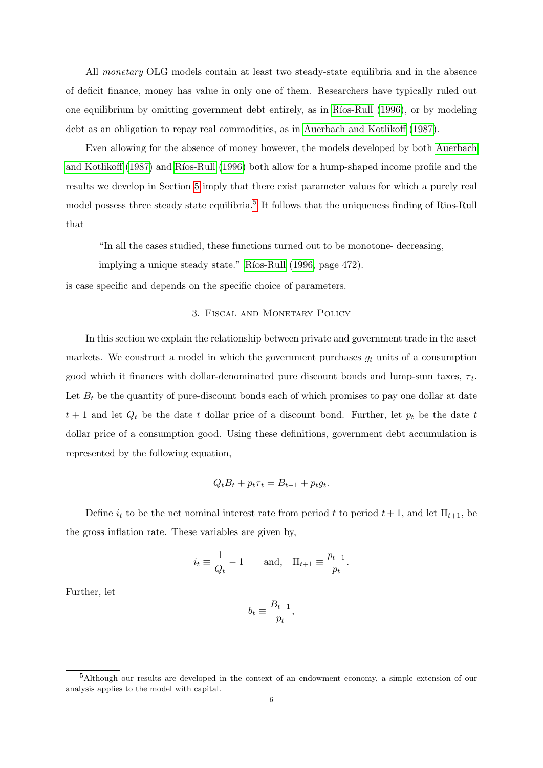All *monetary* OLG models contain at least two steady-state equilibria and in the absence of deficit finance, money has value in only one of them. Researchers have typically ruled out one equilibrium by omitting government debt entirely, as in Ríos-Rull (1996), or by modeling debt as an obligation to repay real commodities, as in Auerbach and Kotlikoff (1987).

Even allowing for the absence of money however, the models developed by both Auerbach and Kotlikoff (1987) and Ríos-Rull (1996) both allow for a hump-shaped income profile and the results we develop in Section 5 imply that there exist parameter values for which a purely real model possess three steady state equilibria.[5] It follows that the uniqueness finding of Rios-Rull that

> "In all the cases studied, these functions turned out to be monotone- decreasing, implying a unique steady state." Ríos-Rull (1996, page 472).

is case specific and depends on the specific choice of parameters.

## 3. Fiscal and Monetary Policy

In this section we explain the relationship between private and government trade in the asset markets. We construct a model in which the government purchases $g_t$ units of a consumption good which it finances with dollar-denominated pure discount bonds and lump-sum taxes, $\tau_t$. Let $B_t$ be the quantity of pure-discount bonds each of which promises to pay one dollar at date $t+1$ and let $Q_t$ be the date $t$ dollar price of a discount bond. Further, let $p_t$ be the date $t$ dollar price of a consumption good. Using these definitions, government debt accumulation is represented by the following equation,

$$Q_t B_t + p_t \tau_t = B_{t-1} + p_t g_t.$$

Define $i_t$ to be the net nominal interest rate from period $t$ to period $t+1$, and let $\Pi_{t+1}$, be the gross inflation rate. These variables are given by,

$$i_t \equiv \frac{1}{Q_t} - 1 \qquad \text{and,} \quad \Pi_{t+1} \equiv \frac{p_{t+1}}{p_t}.$$

Further, let

$$b_t \equiv \frac{B_{t-1}}{p_t},$$

[5] Although our results are developed in the context of an endowment economy, a simple extension of our analysis applies to the model with capital.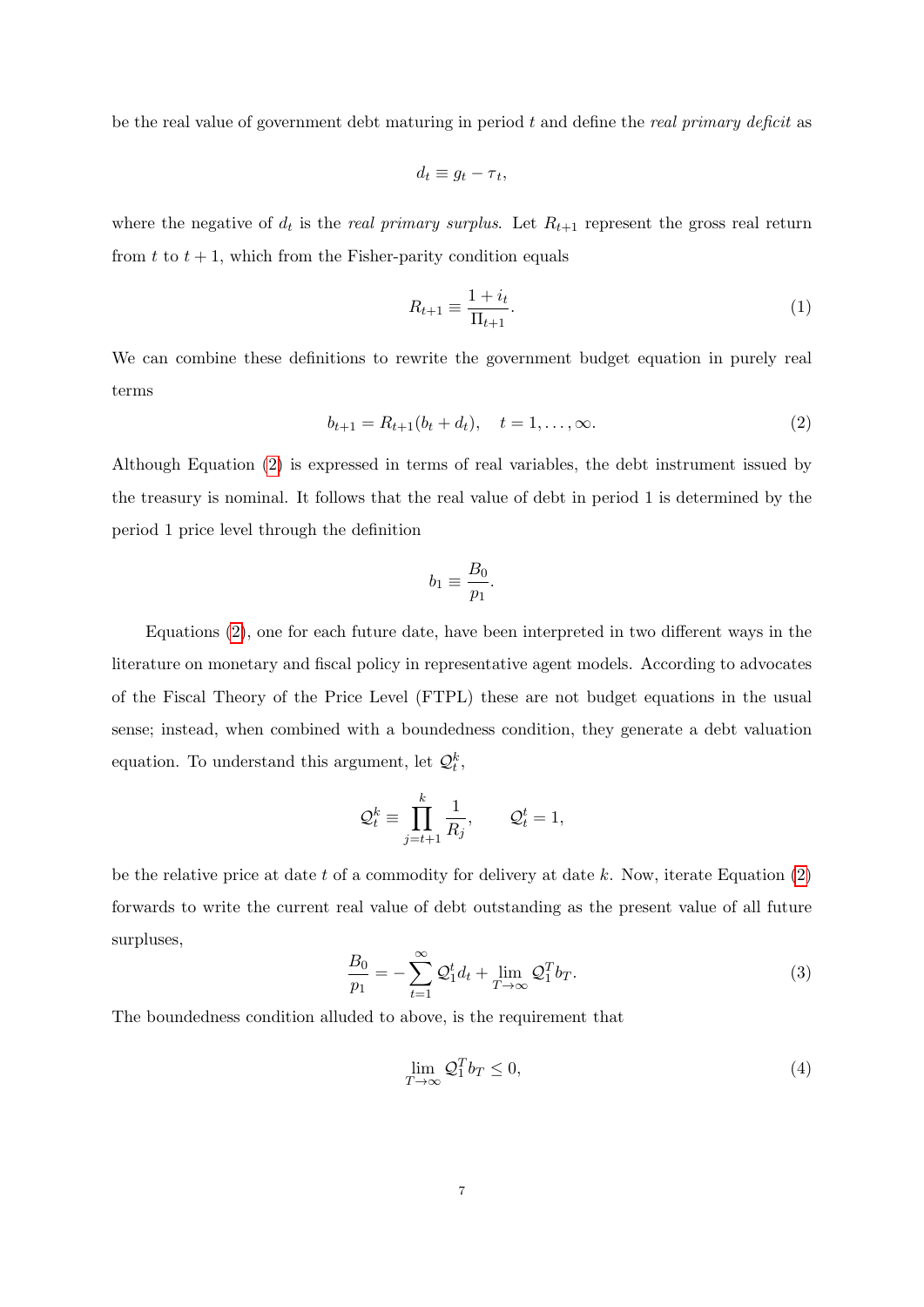be the real value of government debt maturing in period $t$ and define the *real primary deficit* as

$$d_t \equiv g_t - \tau_t,$$

where the negative of $d_t$ is the *real primary surplus*. Let $R_{t+1}$ represent the gross real return from $t$ to $t+1$, which from the Fisher-parity condition equals

$$R_{t+1} \equiv \frac{1+i_t}{\Pi_{t+1}}. \tag{1}$$

We can combine these definitions to rewrite the government budget equation in purely real terms

$$b_{t+1} = R_{t+1}(b_t + d_t), \quad t = 1, \ldots, \infty. \tag{2}$$

Although Equation (2) is expressed in terms of real variables, the debt instrument issued by the treasury is nominal. It follows that the real value of debt in period 1 is determined by the period 1 price level through the definition

$$b_1 \equiv \frac{B_0}{p_1}.$$

Equations (2), one for each future date, have been interpreted in two different ways in the literature on monetary and fiscal policy in representative agent models. According to advocates of the Fiscal Theory of the Price Level (FTPL) these are not budget equations in the usual sense; instead, when combined with a boundedness condition, they generate a debt valuation equation. To understand this argument, let $\mathcal{Q}_t^k$,

$$\mathcal{Q}_t^k \equiv \prod_{j=t+1}^{k} \frac{1}{R_j}, \qquad \mathcal{Q}_t^t = 1,$$

be the relative price at date $t$ of a commodity for delivery at date $k$. Now, iterate Equation (2) forwards to write the current real value of debt outstanding as the present value of all future surpluses,

$$\frac{B_0}{p_1} = -\sum_{t=1}^{\infty} \mathcal{Q}_1^t d_t + \lim_{T\to\infty} \mathcal{Q}_1^T b_T. \tag{3}$$

The boundedness condition alluded to above, is the requirement that

$$\lim_{T\to\infty} \mathcal{Q}_1^T b_T \leq 0, \tag{4}$$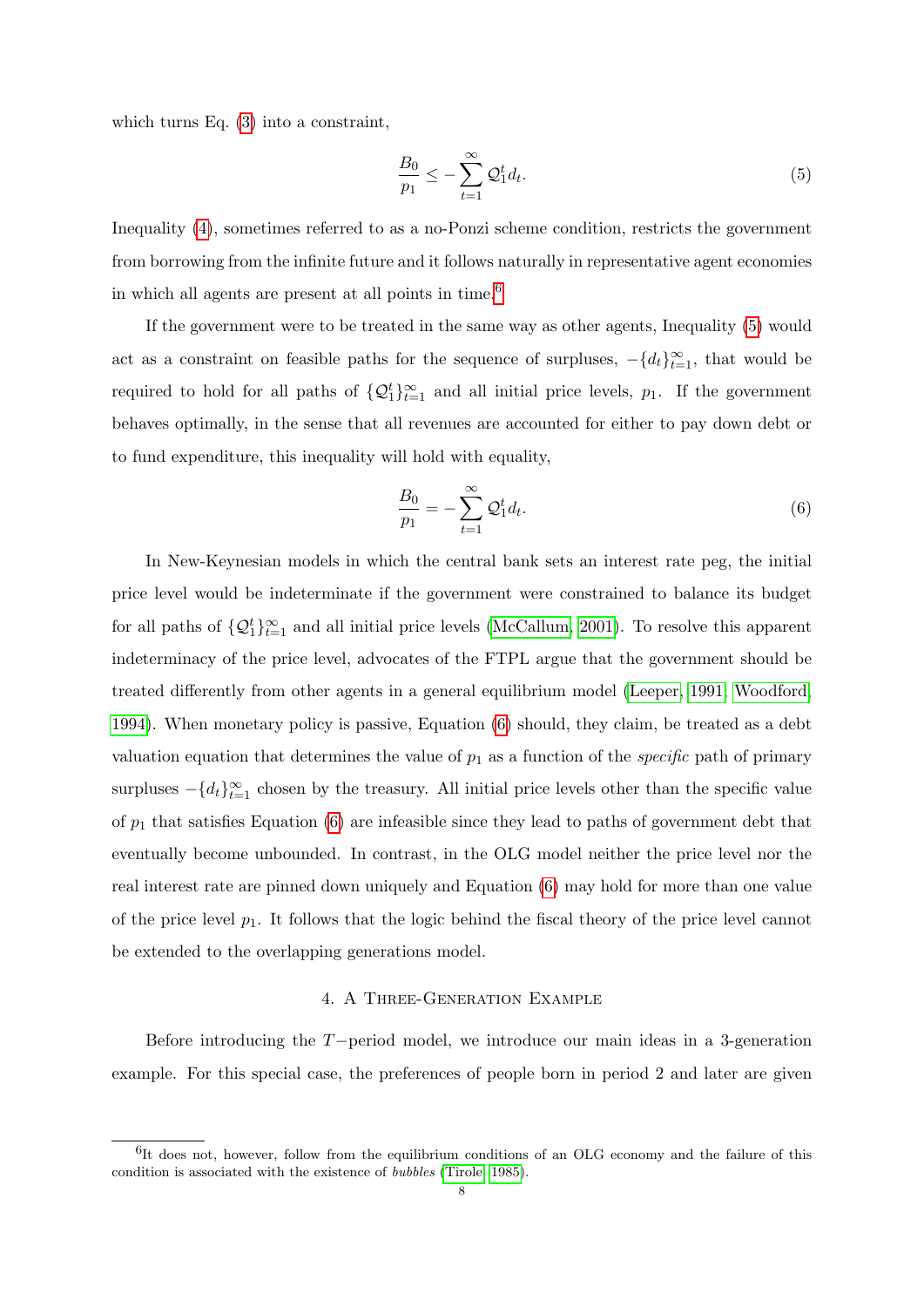which turns Eq. (3) into a constraint,

$$\frac{B_0}{p_1} \leq -\sum_{t=1}^{\infty} \mathcal{Q}_1^t d_t. \tag{5}$$

Inequality (4), sometimes referred to as a no-Ponzi scheme condition, restricts the government from borrowing from the infinite future and it follows naturally in representative agent economies in which all agents are present at all points in time.[6]

If the government were to be treated in the same way as other agents, Inequality (5) would act as a constraint on feasible paths for the sequence of surpluses, $-\{d_t\}_{t=1}^{\infty}$, that would be required to hold for all paths of $\{\mathcal{Q}_1^t\}_{t=1}^{\infty}$ and all initial price levels, $p_1$. If the government behaves optimally, in the sense that all revenues are accounted for either to pay down debt or to fund expenditure, this inequality will hold with equality,

$$\frac{B_0}{p_1} = -\sum_{t=1}^{\infty} \mathcal{Q}_1^t d_t. \tag{6}$$

In New-Keynesian models in which the central bank sets an interest rate peg, the initial price level would be indeterminate if the government were constrained to balance its budget for all paths of $\{\mathcal{Q}_1^t\}_{t=1}^{\infty}$ and all initial price levels (McCallum, 2001). To resolve this apparent indeterminacy of the price level, advocates of the FTPL argue that the government should be treated differently from other agents in a general equilibrium model (Leeper, 1991; Woodford, 1994). When monetary policy is passive, Equation (6) should, they claim, be treated as a debt valuation equation that determines the value of $p_1$ as a function of the *specific* path of primary surpluses $-\{d_t\}_{t=1}^{\infty}$ chosen by the treasury. All initial price levels other than the specific value of $p_1$ that satisfies Equation (6) are infeasible since they lead to paths of government debt that eventually become unbounded. In contrast, in the OLG model neither the price level nor the real interest rate are pinned down uniquely and Equation (6) may hold for more than one value of the price level $p_1$. It follows that the logic behind the fiscal theory of the price level cannot be extended to the overlapping generations model.

## 4. A Three-Generation Example

Before introducing the $T-$period model, we introduce our main ideas in a 3-generation example. For this special case, the preferences of people born in period 2 and later are given

[6] It does not, however, follow from the equilibrium conditions of an OLG economy and the failure of this condition is associated with the existence of *bubbles* (Tirole, 1985).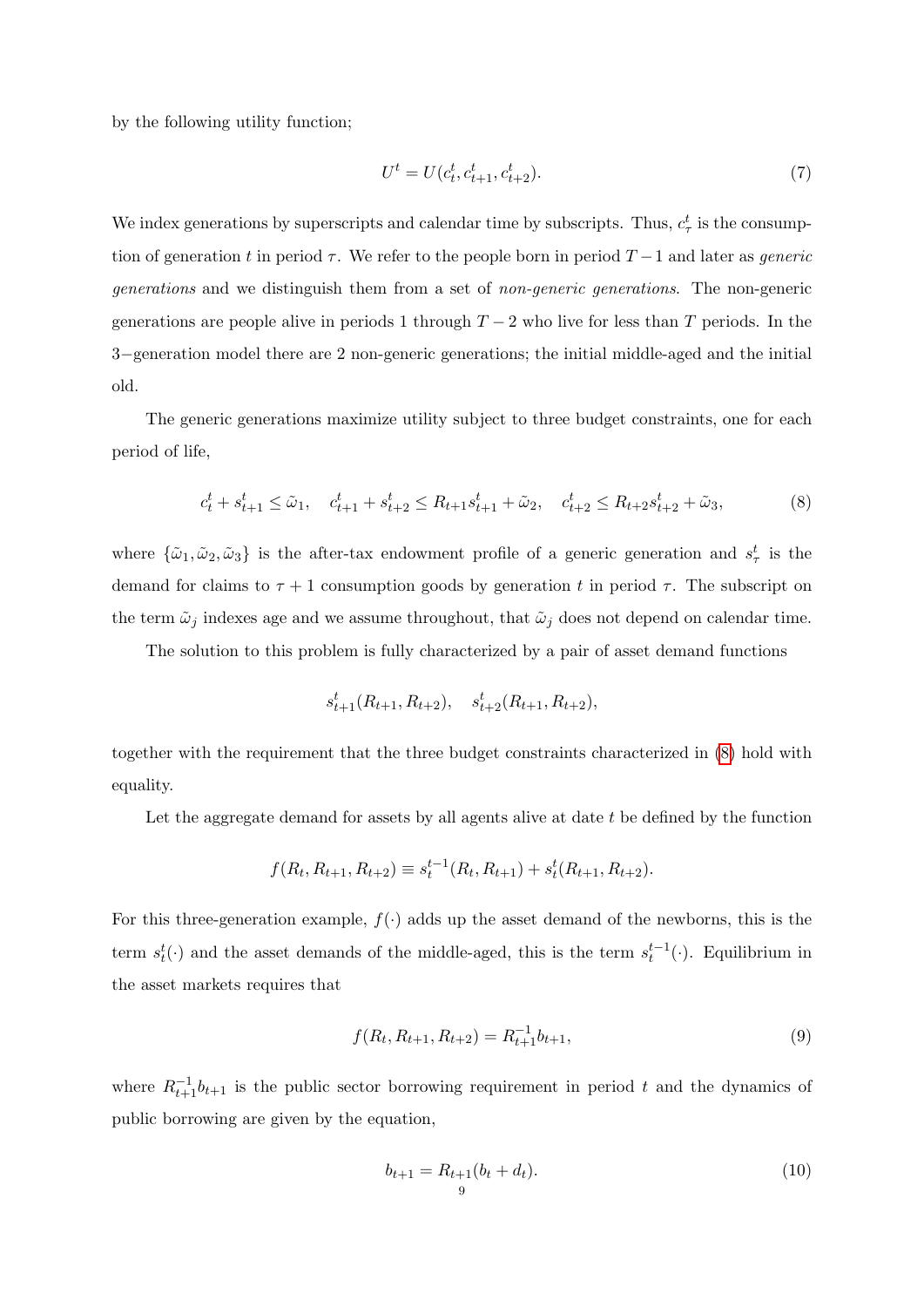by the following utility function;

$$U^t = U(c_t^t, c_{t+1}^t, c_{t+2}^t). \tag{7}$$

We index generations by superscripts and calendar time by subscripts. Thus, $c_\tau^t$ is the consumption of generation $t$ in period $\tau$. We refer to the people born in period $T-1$ and later as *generic generations* and we distinguish them from a set of *non-generic generations*. The non-generic generations are people alive in periods 1 through $T-2$ who live for less than $T$ periods. In the 3−generation model there are 2 non-generic generations; the initial middle-aged and the initial old.

The generic generations maximize utility subject to three budget constraints, one for each period of life,

$$c_t^t + s_{t+1}^t \leq \tilde{\omega}_1, \quad c_{t+1}^t + s_{t+2}^t \leq R_{t+1}s_{t+1}^t + \tilde{\omega}_2, \quad c_{t+2}^t \leq R_{t+2}s_{t+2}^t + \tilde{\omega}_3, \tag{8}$$

where $\{\tilde{\omega}_1, \tilde{\omega}_2, \tilde{\omega}_3\}$ is the after-tax endowment profile of a generic generation and $s_\tau^t$ is the demand for claims to $\tau + 1$ consumption goods by generation $t$ in period $\tau$. The subscript on the term $\tilde{\omega}_j$ indexes age and we assume throughout, that $\tilde{\omega}_j$ does not depend on calendar time.

The solution to this problem is fully characterized by a pair of asset demand functions

$$s_{t+1}^t(R_{t+1}, R_{t+2}), \quad s_{t+2}^t(R_{t+1}, R_{t+2}),$$

together with the requirement that the three budget constraints characterized in (8) hold with equality.

Let the aggregate demand for assets by all agents alive at date $t$ be defined by the function

$$f(R_t, R_{t+1}, R_{t+2}) \equiv s_t^{t-1}(R_t, R_{t+1}) + s_t^t(R_{t+1}, R_{t+2}).$$

For this three-generation example, $f(\cdot)$ adds up the asset demand of the newborns, this is the term $s_t^t(\cdot)$ and the asset demands of the middle-aged, this is the term $s_t^{t-1}(\cdot)$. Equilibrium in the asset markets requires that

$$f(R_t, R_{t+1}, R_{t+2}) = R_{t+1}^{-1}b_{t+1}, \tag{9}$$

where $R_{t+1}^{-1}b_{t+1}$ is the public sector borrowing requirement in period $t$ and the dynamics of public borrowing are given by the equation,

$$b_{t+1} = R_{t+1}(b_t + d_t). \tag{10}$$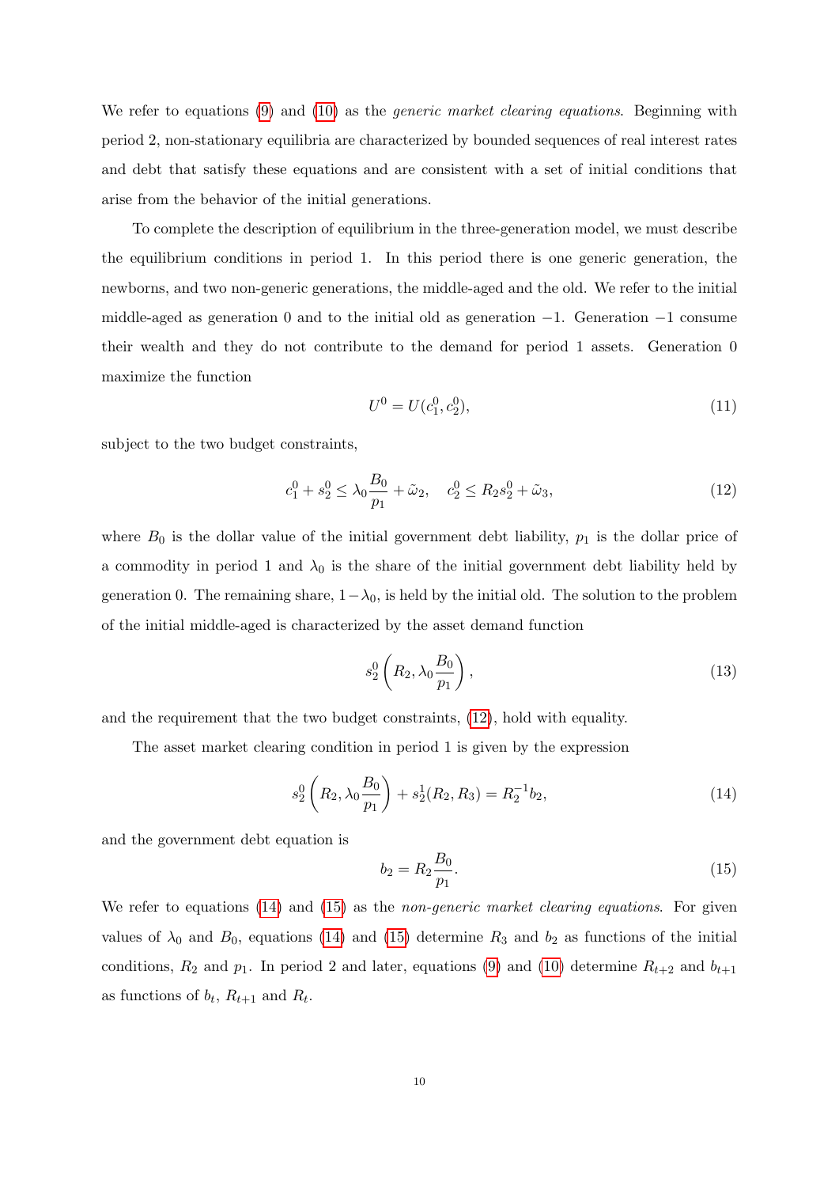We refer to equations (9) and (10) as the *generic market clearing equations*. Beginning with period 2, non-stationary equilibria are characterized by bounded sequences of real interest rates and debt that satisfy these equations and are consistent with a set of initial conditions that arise from the behavior of the initial generations.

To complete the description of equilibrium in the three-generation model, we must describe the equilibrium conditions in period 1. In this period there is one generic generation, the newborns, and two non-generic generations, the middle-aged and the old. We refer to the initial middle-aged as generation 0 and to the initial old as generation $-1$. Generation $-1$ consume their wealth and they do not contribute to the demand for period 1 assets. Generation 0 maximize the function

$$U^0 = U(c_1^0, c_2^0), \tag{11}$$

subject to the two budget constraints,

$$c_1^0 + s_2^0 \leq \lambda_0 \frac{B_0}{p_1} + \tilde{\omega}_2, \quad c_2^0 \leq R_2 s_2^0 + \tilde{\omega}_3, \tag{12}$$

where $B_0$ is the dollar value of the initial government debt liability, $p_1$ is the dollar price of a commodity in period 1 and $\lambda_0$ is the share of the initial government debt liability held by generation 0. The remaining share, $1 - \lambda_0$, is held by the initial old. The solution to the problem of the initial middle-aged is characterized by the asset demand function

$$s_2^0\left(R_2, \lambda_0 \frac{B_0}{p_1}\right), \tag{13}$$

and the requirement that the two budget constraints, (12), hold with equality.

The asset market clearing condition in period 1 is given by the expression

$$s_2^0\left(R_2, \lambda_0 \frac{B_0}{p_1}\right) + s_2^1(R_2, R_3) = R_2^{-1} b_2, \tag{14}$$

and the government debt equation is

$$b_2 = R_2 \frac{B_0}{p_1}. \tag{15}$$

We refer to equations (14) and (15) as the *non-generic market clearing equations*. For given values of $\lambda_0$ and $B_0$, equations (14) and (15) determine $R_3$ and $b_2$ as functions of the initial conditions, $R_2$ and $p_1$. In period 2 and later, equations (9) and (10) determine $R_{t+2}$ and $b_{t+1}$ as functions of $b_t$, $R_{t+1}$ and $R_t$.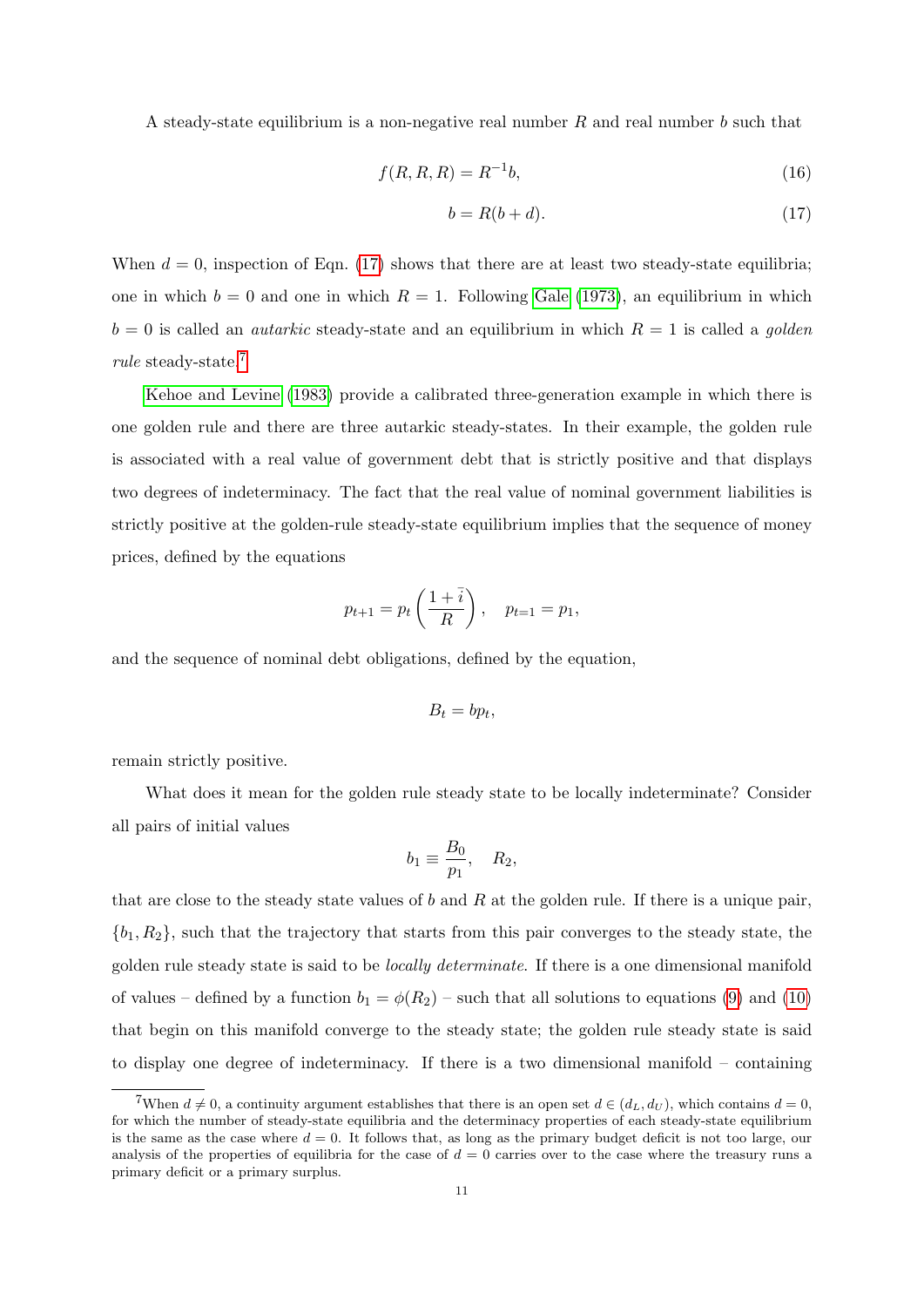A steady-state equilibrium is a non-negative real number $R$ and real number $b$ such that

$$f(R, R, R) = R^{-1}b, \tag{16}$$

$$b = R(b + d). \tag{17}$$

When $d = 0$, inspection of Eqn. (17) shows that there are at least two steady-state equilibria; one in which $b = 0$ and one in which $R = 1$. Following Gale (1973), an equilibrium in which $b = 0$ is called an *autarkic* steady-state and an equilibrium in which $R = 1$ is called a *golden rule* steady-state.[7]

Kehoe and Levine (1983) provide a calibrated three-generation example in which there is one golden rule and there are three autarkic steady-states. In their example, the golden rule is associated with a real value of government debt that is strictly positive and that displays two degrees of indeterminacy. The fact that the real value of nominal government liabilities is strictly positive at the golden-rule steady-state equilibrium implies that the sequence of money prices, defined by the equations

$$p_{t+1} = p_t \left( \frac{1 + \bar{i}}{R} \right), \quad p_{t=1} = p_1,$$

and the sequence of nominal debt obligations, defined by the equation,

$$B_t = bp_t,$$

remain strictly positive.

What does it mean for the golden rule steady state to be locally indeterminate? Consider all pairs of initial values

$$b_1 \equiv \frac{B_0}{p_1}, \quad R_2,$$

that are close to the steady state values of $b$ and $R$ at the golden rule. If there is a unique pair, $\{b_1, R_2\}$, such that the trajectory that starts from this pair converges to the steady state, the golden rule steady state is said to be *locally determinate*. If there is a one dimensional manifold of values – defined by a function $b_1 = \phi(R_2)$ – such that all solutions to equations (9) and (10) that begin on this manifold converge to the steady state; the golden rule steady state is said to display one degree of indeterminacy. If there is a two dimensional manifold – containing

[7]When $d \neq 0$, a continuity argument establishes that there is an open set $d \in (d_L, d_U)$, which contains $d = 0$, for which the number of steady-state equilibria and the determinacy properties of each steady-state equilibrium is the same as the case where $d = 0$. It follows that, as long as the primary budget deficit is not too large, our analysis of the properties of equilibria for the case of $d = 0$ carries over to the case where the treasury runs a primary deficit or a primary surplus.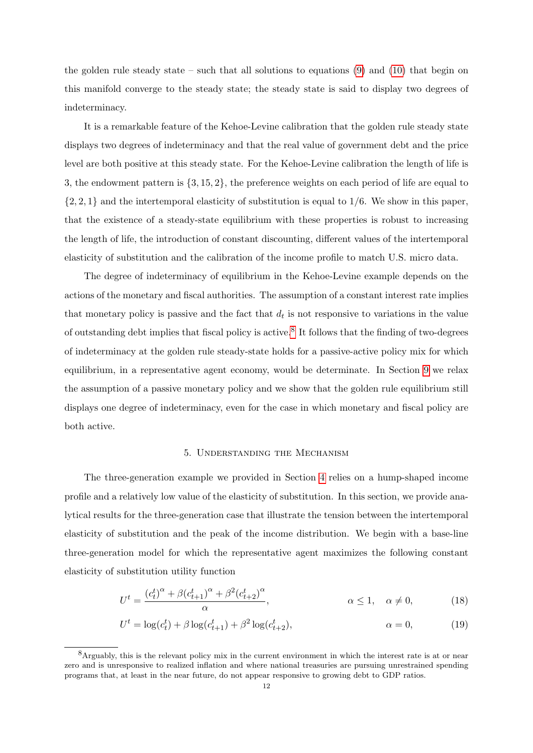the golden rule steady state – such that all solutions to equations (9) and (10) that begin on this manifold converge to the steady state; the steady state is said to display two degrees of indeterminacy.

It is a remarkable feature of the Kehoe-Levine calibration that the golden rule steady state displays two degrees of indeterminacy and that the real value of government debt and the price level are both positive at this steady state. For the Kehoe-Levine calibration the length of life is 3, the endowment pattern is $\{3, 15, 2\}$, the preference weights on each period of life are equal to $\{2, 2, 1\}$ and the intertemporal elasticity of substitution is equal to $1/6$. We show in this paper, that the existence of a steady-state equilibrium with these properties is robust to increasing the length of life, the introduction of constant discounting, different values of the intertemporal elasticity of substitution and the calibration of the income profile to match U.S. micro data.

The degree of indeterminacy of equilibrium in the Kehoe-Levine example depends on the actions of the monetary and fiscal authorities. The assumption of a constant interest rate implies that monetary policy is passive and the fact that $d_t$ is not responsive to variations in the value of outstanding debt implies that fiscal policy is active.[8] It follows that the finding of two-degrees of indeterminacy at the golden rule steady-state holds for a passive-active policy mix for which equilibrium, in a representative agent economy, would be determinate. In Section 9 we relax the assumption of a passive monetary policy and we show that the golden rule equilibrium still displays one degree of indeterminacy, even for the case in which monetary and fiscal policy are both active.

## 5. Understanding the Mechanism

The three-generation example we provided in Section 4 relies on a hump-shaped income profile and a relatively low value of the elasticity of substitution. In this section, we provide analytical results for the three-generation case that illustrate the tension between the intertemporal elasticity of substitution and the peak of the income distribution. We begin with a base-line three-generation model for which the representative agent maximizes the following constant elasticity of substitution utility function

$$U^t = \frac{(c_t^t)^\alpha + \beta (c_{t+1}^t)^\alpha + \beta^2 (c_{t+2}^t)^\alpha}{\alpha}, \qquad \alpha \leq 1, \quad \alpha \neq 0, \tag{18}$$

$$U^t = \log(c_t^t) + \beta \log(c_{t+1}^t) + \beta^2 \log(c_{t+2}^t), \qquad \alpha = 0, \tag{19}$$

[8] Arguably, this is the relevant policy mix in the current environment in which the interest rate is at or near zero and is unresponsive to realized inflation and where national treasuries are pursuing unrestrained spending programs that, at least in the near future, do not appear responsive to growing debt to GDP ratios.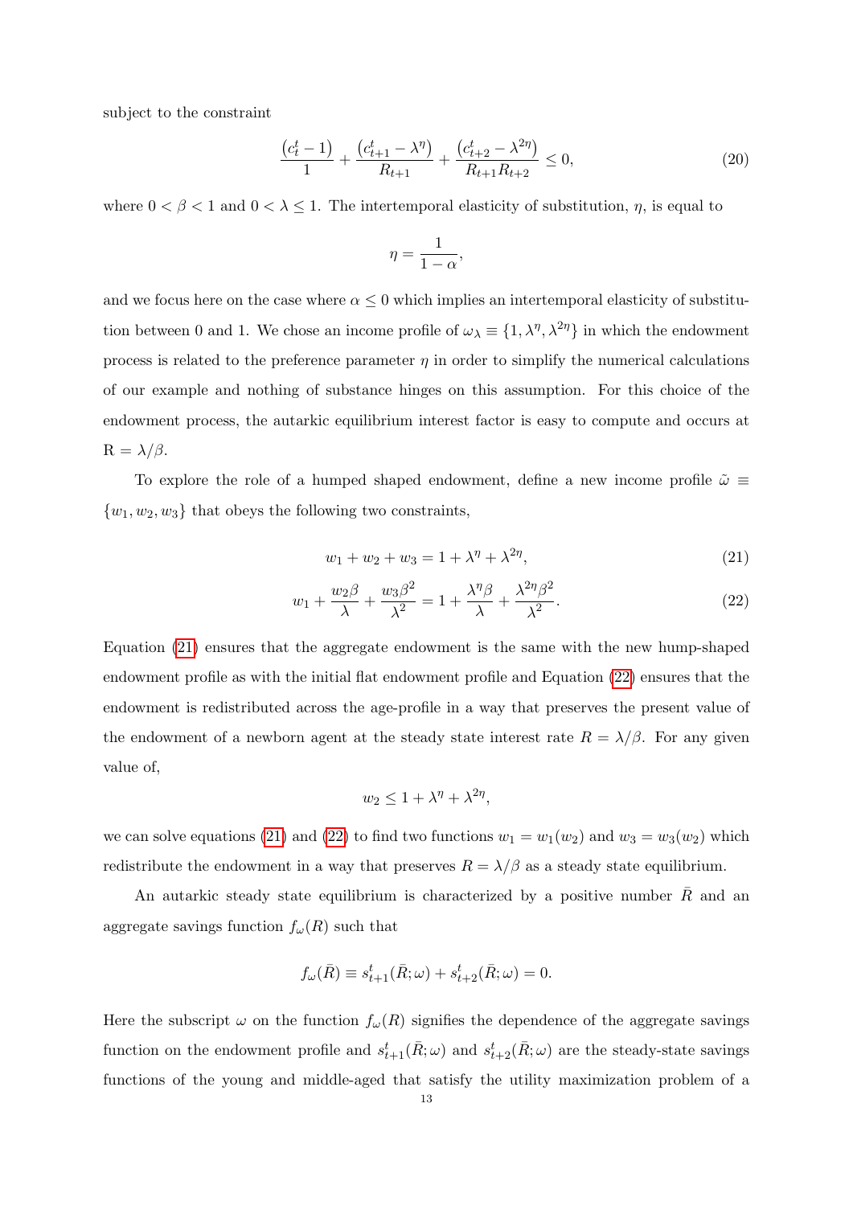subject to the constraint

$$\frac{\left(c_t^t - 1\right)}{1} + \frac{\left(c_{t+1}^t - \lambda^\eta\right)}{R_{t+1}} + \frac{\left(c_{t+2}^t - \lambda^{2\eta}\right)}{R_{t+1}R_{t+2}} \leq 0, \tag{20}$$

where $0 < \beta < 1$ and $0 < \lambda \leq 1$. The intertemporal elasticity of substitution, $\eta$, is equal to

$$\eta = \frac{1}{1-\alpha},$$

and we focus here on the case where $\alpha \leq 0$ which implies an intertemporal elasticity of substitution between 0 and 1. We chose an income profile of $\omega_\lambda \equiv \{1, \lambda^\eta, \lambda^{2\eta}\}$ in which the endowment process is related to the preference parameter $\eta$ in order to simplify the numerical calculations of our example and nothing of substance hinges on this assumption. For this choice of the endowment process, the autarkic equilibrium interest factor is easy to compute and occurs at $\mathrm{R} = \lambda/\beta$.

To explore the role of a humped shaped endowment, define a new income profile $\tilde{\omega} \equiv \{w_1, w_2, w_3\}$ that obeys the following two constraints,

$$w_1 + w_2 + w_3 = 1 + \lambda^\eta + \lambda^{2\eta}, \tag{21}$$

$$w_1 + \frac{w_2\beta}{\lambda} + \frac{w_3\beta^2}{\lambda^2} = 1 + \frac{\lambda^\eta\beta}{\lambda} + \frac{\lambda^{2\eta}\beta^2}{\lambda^2}. \tag{22}$$

Equation (21) ensures that the aggregate endowment is the same with the new hump-shaped endowment profile as with the initial flat endowment profile and Equation (22) ensures that the endowment is redistributed across the age-profile in a way that preserves the present value of the endowment of a newborn agent at the steady state interest rate $R = \lambda/\beta$. For any given value of,

$$w_2 \leq 1 + \lambda^\eta + \lambda^{2\eta},$$

we can solve equations (21) and (22) to find two functions $w_1 = w_1(w_2)$ and $w_3 = w_3(w_2)$ which redistribute the endowment in a way that preserves $R = \lambda/\beta$ as a steady state equilibrium.

An autarkic steady state equilibrium is characterized by a positive number $\bar{R}$ and an aggregate savings function $f_\omega(R)$ such that

$$f_\omega(\bar{R}) \equiv s_{t+1}^t(\bar{R};\omega) + s_{t+2}^t(\bar{R};\omega) = 0.$$

Here the subscript $\omega$ on the function $f_\omega(R)$ signifies the dependence of the aggregate savings function on the endowment profile and $s_{t+1}^t(\bar{R};\omega)$ and $s_{t+2}^t(\bar{R};\omega)$ are the steady-state savings functions of the young and middle-aged that satisfy the utility maximization problem of a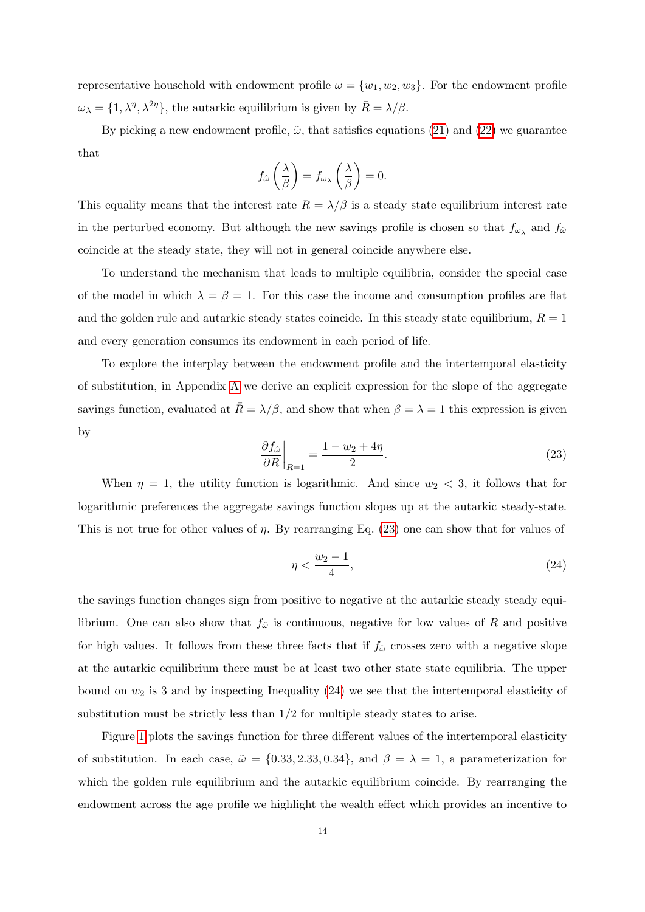representative household with endowment profile $\omega = \{w_1, w_2, w_3\}$. For the endowment profile $\omega_\lambda = \{1, \lambda^\eta, \lambda^{2\eta}\}$, the autarkic equilibrium is given by $\bar{R} = \lambda/\beta$.

By picking a new endowment profile, $\tilde{\omega}$, that satisfies equations (21) and (22) we guarantee that

$$f_{\hat{\omega}}\left(\frac{\lambda}{\beta}\right) = f_{\omega_\lambda}\left(\frac{\lambda}{\beta}\right) = 0.$$

This equality means that the interest rate $R = \lambda/\beta$ is a steady state equilibrium interest rate in the perturbed economy. But although the new savings profile is chosen so that $f_{\omega_\lambda}$ and $f_{\hat{\omega}}$ coincide at the steady state, they will not in general coincide anywhere else.

To understand the mechanism that leads to multiple equilibria, consider the special case of the model in which $\lambda = \beta = 1$. For this case the income and consumption profiles are flat and the golden rule and autarkic steady states coincide. In this steady state equilibrium, $R = 1$ and every generation consumes its endowment in each period of life.

To explore the interplay between the endowment profile and the intertemporal elasticity of substitution, in Appendix A we derive an explicit expression for the slope of the aggregate savings function, evaluated at $\bar{R} = \lambda/\beta$, and show that when $\beta = \lambda = 1$ this expression is given by

$$\left.\frac{\partial f_{\hat{\omega}}}{\partial R}\right|_{R=1} = \frac{1 - w_2 + 4\eta}{2}. \tag{23}$$

When $\eta = 1$, the utility function is logarithmic. And since $w_2 < 3$, it follows that for logarithmic preferences the aggregate savings function slopes up at the autarkic steady-state. This is not true for other values of $\eta$. By rearranging Eq. (23) one can show that for values of

$$\eta < \frac{w_2 - 1}{4}, \tag{24}$$

the savings function changes sign from positive to negative at the autarkic steady steady equilibrium. One can also show that $f_{\tilde{\omega}}$ is continuous, negative for low values of $R$ and positive for high values. It follows from these three facts that if $f_{\tilde{\omega}}$ crosses zero with a negative slope at the autarkic equilibrium there must be at least two other state state equilibria. The upper bound on $w_2$ is 3 and by inspecting Inequality (24) we see that the intertemporal elasticity of substitution must be strictly less than 1/2 for multiple steady states to arise.

Figure 1 plots the savings function for three different values of the intertemporal elasticity of substitution. In each case, $\tilde{\omega} = \{0.33, 2.33, 0.34\}$, and $\beta = \lambda = 1$, a parameterization for which the golden rule equilibrium and the autarkic equilibrium coincide. By rearranging the endowment across the age profile we highlight the wealth effect which provides an incentive to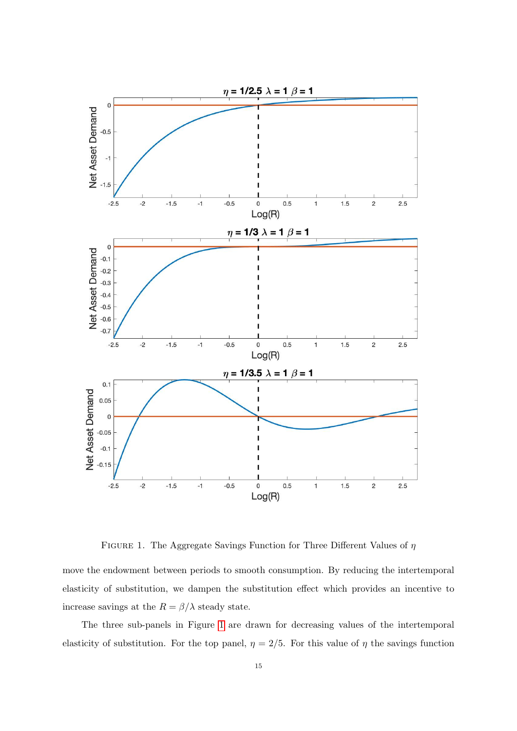FIGURE 1. The Aggregate Savings Function for Three Different Values of $\eta$

move the endowment between periods to smooth consumption. By reducing the intertemporal elasticity of substitution, we dampen the substitution effect which provides an incentive to increase savings at the $R = \beta/\lambda$ steady state.

The three sub-panels in Figure 1 are drawn for decreasing values of the intertemporal elasticity of substitution. For the top panel, $\eta = 2/5$. For this value of $\eta$ the savings function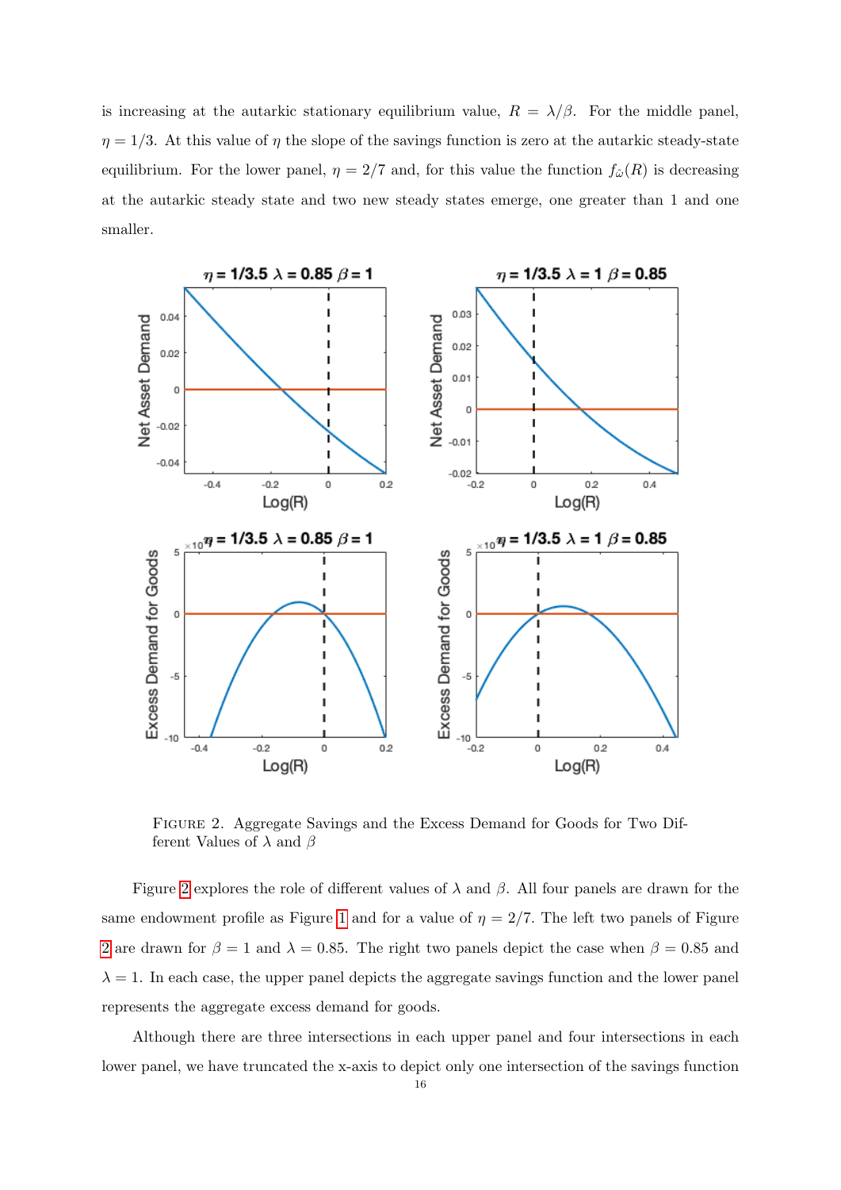is increasing at the autarkic stationary equilibrium value, $R = \lambda/\beta$. For the middle panel, $\eta = 1/3$. At this value of $\eta$ the slope of the savings function is zero at the autarkic steady-state equilibrium. For the lower panel, $\eta = 2/7$ and, for this value the function $f_{\hat{\omega}}(R)$ is decreasing at the autarkic steady state and two new steady states emerge, one greater than 1 and one smaller.

FIGURE 2. Aggregate Savings and the Excess Demand for Goods for Two Different Values of $\lambda$ and $\beta$

Figure 2 explores the role of different values of $\lambda$ and $\beta$. All four panels are drawn for the same endowment profile as Figure 1 and for a value of $\eta = 2/7$. The left two panels of Figure 2 are drawn for $\beta = 1$ and $\lambda = 0.85$. The right two panels depict the case when $\beta = 0.85$ and $\lambda = 1$. In each case, the upper panel depicts the aggregate savings function and the lower panel represents the aggregate excess demand for goods.

Although there are three intersections in each upper panel and four intersections in each lower panel, we have truncated the x-axis to depict only one intersection of the savings function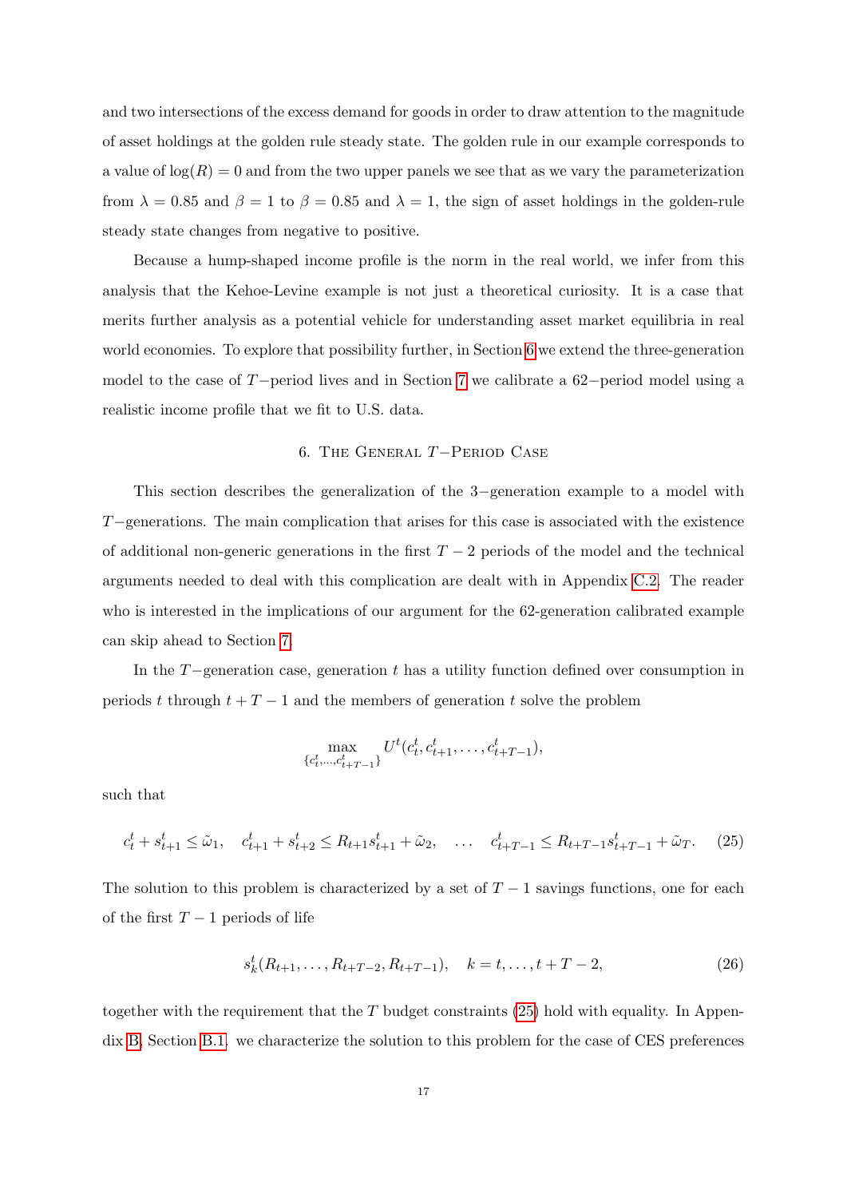and two intersections of the excess demand for goods in order to draw attention to the magnitude of asset holdings at the golden rule steady state. The golden rule in our example corresponds to a value of $\log(R) = 0$ and from the two upper panels we see that as we vary the parameterization from $\lambda = 0.85$ and $\beta = 1$ to $\beta = 0.85$ and $\lambda = 1$, the sign of asset holdings in the golden-rule steady state changes from negative to positive.

Because a hump-shaped income profile is the norm in the real world, we infer from this analysis that the Kehoe-Levine example is not just a theoretical curiosity. It is a case that merits further analysis as a potential vehicle for understanding asset market equilibria in real world economies. To explore that possibility further, in Section 6 we extend the three-generation model to the case of $T-$period lives and in Section 7 we calibrate a $62-$period model using a realistic income profile that we fit to U.S. data.

## 6. The General $T-$Period Case

This section describes the generalization of the $3-$generation example to a model with $T-$generations. The main complication that arises for this case is associated with the existence of additional non-generic generations in the first $T-2$ periods of the model and the technical arguments needed to deal with this complication are dealt with in Appendix C.2. The reader who is interested in the implications of our argument for the 62-generation calibrated example can skip ahead to Section 7.

In the $T-$generation case, generation $t$ has a utility function defined over consumption in periods $t$ through $t+T-1$ and the members of generation $t$ solve the problem

$$\max_{\{c_t^t,\ldots,c_{t+T-1}^t\}} U^t(c_t^t, c_{t+1}^t, \ldots, c_{t+T-1}^t),$$

such that

$$c_t^t + s_{t+1}^t \leq \tilde{\omega}_1, \quad c_{t+1}^t + s_{t+2}^t \leq R_{t+1}s_{t+1}^t + \tilde{\omega}_2, \quad \ldots \quad c_{t+T-1}^t \leq R_{t+T-1}s_{t+T-1}^t + \tilde{\omega}_T. \tag{25}$$

The solution to this problem is characterized by a set of $T-1$ savings functions, one for each of the first $T-1$ periods of life

$$s_k^t(R_{t+1}, \ldots, R_{t+T-2}, R_{t+T-1}), \quad k = t, \ldots, t+T-2, \tag{26}$$

together with the requirement that the $T$ budget constraints (25) hold with equality. In Appendix B, Section B.1, we characterize the solution to this problem for the case of CES preferences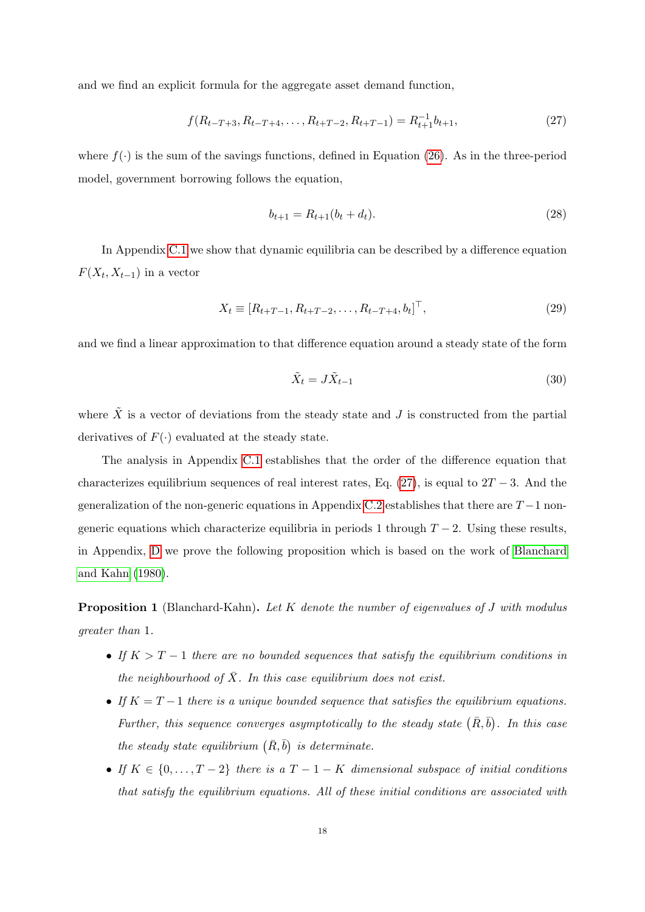and we find an explicit formula for the aggregate asset demand function,

$$f(R_{t-T+3}, R_{t-T+4}, \ldots, R_{t+T-2}, R_{t+T-1}) = R_{t+1}^{-1} b_{t+1}, \tag{27}$$

where $f(\cdot)$ is the sum of the savings functions, defined in Equation (26). As in the three-period model, government borrowing follows the equation,

$$b_{t+1} = R_{t+1}(b_t + d_t). \tag{28}$$

In Appendix C.1 we show that dynamic equilibria can be described by a difference equation $F(X_t, X_{t-1})$ in a vector

$$X_t \equiv [R_{t+T-1}, R_{t+T-2}, \ldots, R_{t-T+4}, b_t]^\top, \tag{29}$$

and we find a linear approximation to that difference equation around a steady state of the form

$$\tilde{X}_t = J\tilde{X}_{t-1} \tag{30}$$

where $\tilde{X}$ is a vector of deviations from the steady state and $J$ is constructed from the partial derivatives of $F(\cdot)$ evaluated at the steady state.

The analysis in Appendix C.1 establishes that the order of the difference equation that characterizes equilibrium sequences of real interest rates, Eq. (27), is equal to $2T-3$. And the generalization of the non-generic equations in Appendix C.2 establishes that there are $T-1$ non-generic equations which characterize equilibria in periods 1 through $T-2$. Using these results, in Appendix, D we prove the following proposition which is based on the work of Blanchard and Kahn (1980).

**Proposition 1** (Blanchard-Kahn)**.** *Let $K$ denote the number of eigenvalues of $J$ with modulus greater than* 1.

- *If $K > T-1$ there are no bounded sequences that satisfy the equilibrium conditions in the neighbourhood of $\bar{X}$. In this case equilibrium does not exist.*
- *If $K = T-1$ there is a unique bounded sequence that satisfies the equilibrium equations. Further, this sequence converges asymptotically to the steady state $(\bar{R}, \bar{b})$. In this case the steady state equilibrium $(\bar{R}, \bar{b})$ is determinate.*
- *If $K \in \{0, \ldots, T-2\}$ there is a $T-1-K$ dimensional subspace of initial conditions that satisfy the equilibrium equations. All of these initial conditions are associated with*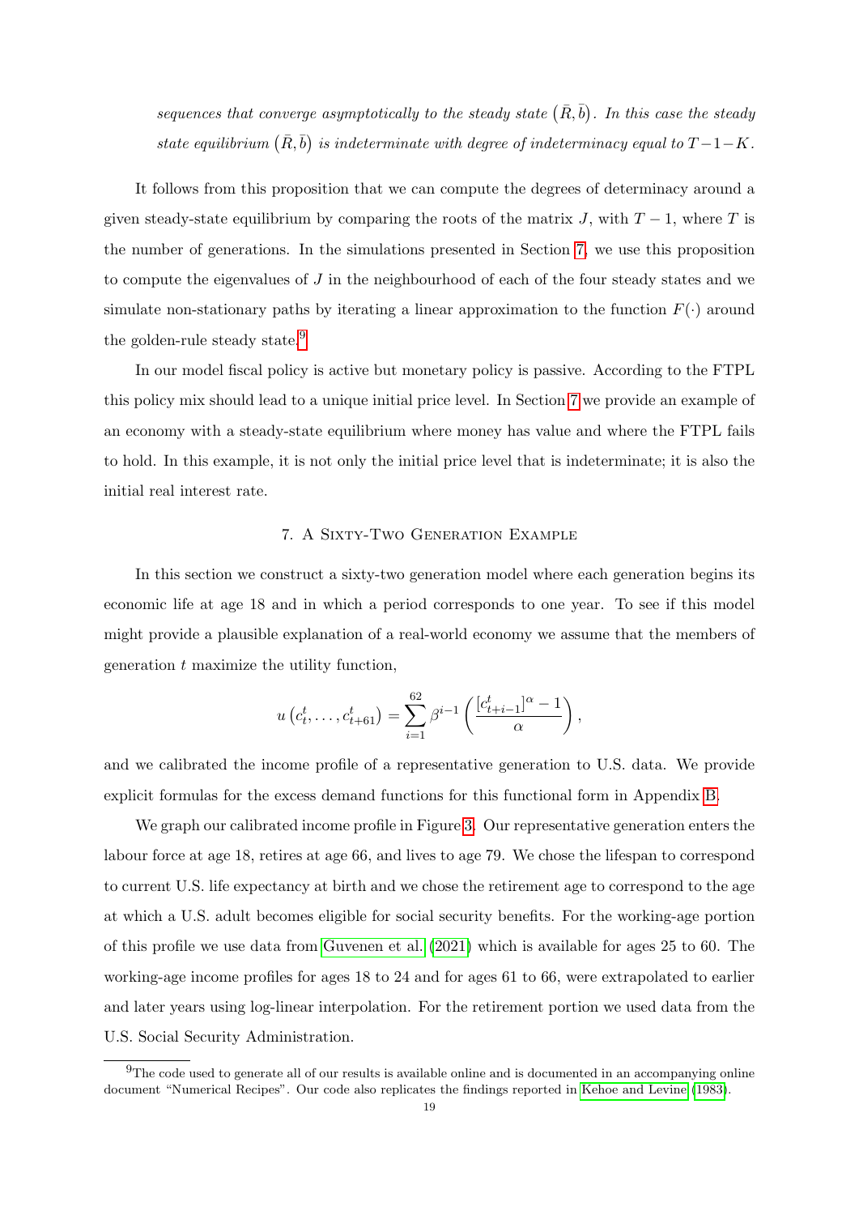*sequences that converge asymptotically to the steady state $(\bar{R}, \bar{b})$. In this case the steady state equilibrium $(\bar{R}, \bar{b})$ is indeterminate with degree of indeterminacy equal to $T-1-K$.*

It follows from this proposition that we can compute the degrees of determinacy around a given steady-state equilibrium by comparing the roots of the matrix $J$, with $T-1$, where $T$ is the number of generations. In the simulations presented in Section 7, we use this proposition to compute the eigenvalues of $J$ in the neighbourhood of each of the four steady states and we simulate non-stationary paths by iterating a linear approximation to the function $F(\cdot)$ around the golden-rule steady state.[9]

In our model fiscal policy is active but monetary policy is passive. According to the FTPL this policy mix should lead to a unique initial price level. In Section 7 we provide an example of an economy with a steady-state equilibrium where money has value and where the FTPL fails to hold. In this example, it is not only the initial price level that is indeterminate; it is also the initial real interest rate.

## 7. A Sixty-Two Generation Example

In this section we construct a sixty-two generation model where each generation begins its economic life at age 18 and in which a period corresponds to one year. To see if this model might provide a plausible explanation of a real-world economy we assume that the members of generation $t$ maximize the utility function,

$$u\left(c_t^t, \ldots, c_{t+61}^t\right) = \sum_{i=1}^{62} \beta^{i-1} \left( \frac{\left[c_{t+i-1}^t\right]^{\alpha} - 1}{\alpha} \right),$$

and we calibrated the income profile of a representative generation to U.S. data. We provide explicit formulas for the excess demand functions for this functional form in Appendix B.

We graph our calibrated income profile in Figure 3. Our representative generation enters the labour force at age 18, retires at age 66, and lives to age 79. We chose the lifespan to correspond to current U.S. life expectancy at birth and we chose the retirement age to correspond to the age at which a U.S. adult becomes eligible for social security benefits. For the working-age portion of this profile we use data from Guvenen et al. (2021) which is available for ages 25 to 60. The working-age income profiles for ages 18 to 24 and for ages 61 to 66, were extrapolated to earlier and later years using log-linear interpolation. For the retirement portion we used data from the U.S. Social Security Administration.

---

[9] The code used to generate all of our results is available online and is documented in an accompanying online document "Numerical Recipes". Our code also replicates the findings reported in Kehoe and Levine (1983).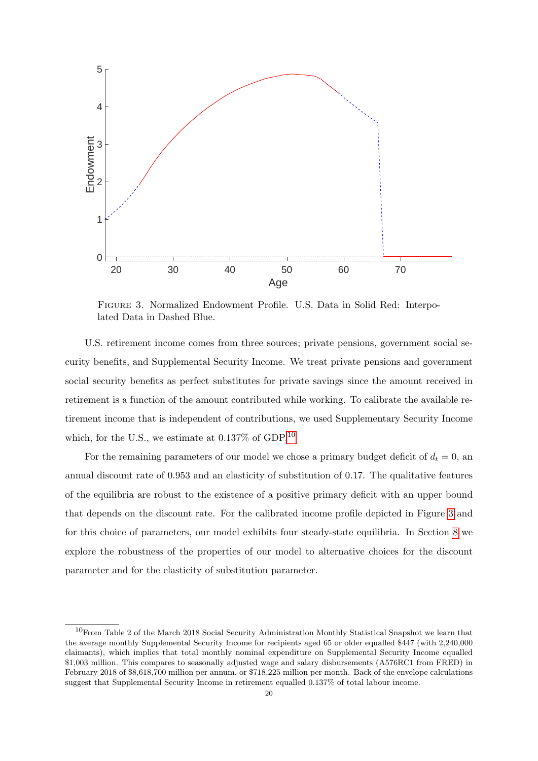FIGURE 3. Normalized Endowment Profile. U.S. Data in Solid Red: Interpolated Data in Dashed Blue.

U.S. retirement income comes from three sources; private pensions, government social security benefits, and Supplemental Security Income. We treat private pensions and government social security benefits as perfect substitutes for private savings since the amount received in retirement is a function of the amount contributed while working. To calibrate the available retirement income that is independent of contributions, we used Supplementary Security Income which, for the U.S., we estimate at 0.137% of GDP.[10]

For the remaining parameters of our model we chose a primary budget deficit of $d_t = 0$, an annual discount rate of 0.953 and an elasticity of substitution of 0.17. The qualitative features of the equilibria are robust to the existence of a positive primary deficit with an upper bound that depends on the discount rate. For the calibrated income profile depicted in Figure 3 and for this choice of parameters, our model exhibits four steady-state equilibria. In Section 8 we explore the robustness of the properties of our model to alternative choices for the discount parameter and for the elasticity of substitution parameter.

[10]From Table 2 of the March 2018 Social Security Administration Monthly Statistical Snapshot we learn that the average monthly Supplemental Security Income for recipients aged 65 or older equalled \$447 (with 2,240,000 claimants), which implies that total monthly nominal expenditure on Supplemental Security Income equalled \$1,003 million. This compares to seasonally adjusted wage and salary disbursements (A576RC1 from FRED) in February 2018 of \$8,618,700 million per annum, or \$718,225 million per month. Back of the envelope calculations suggest that Supplemental Security Income in retirement equalled 0.137% of total labour income.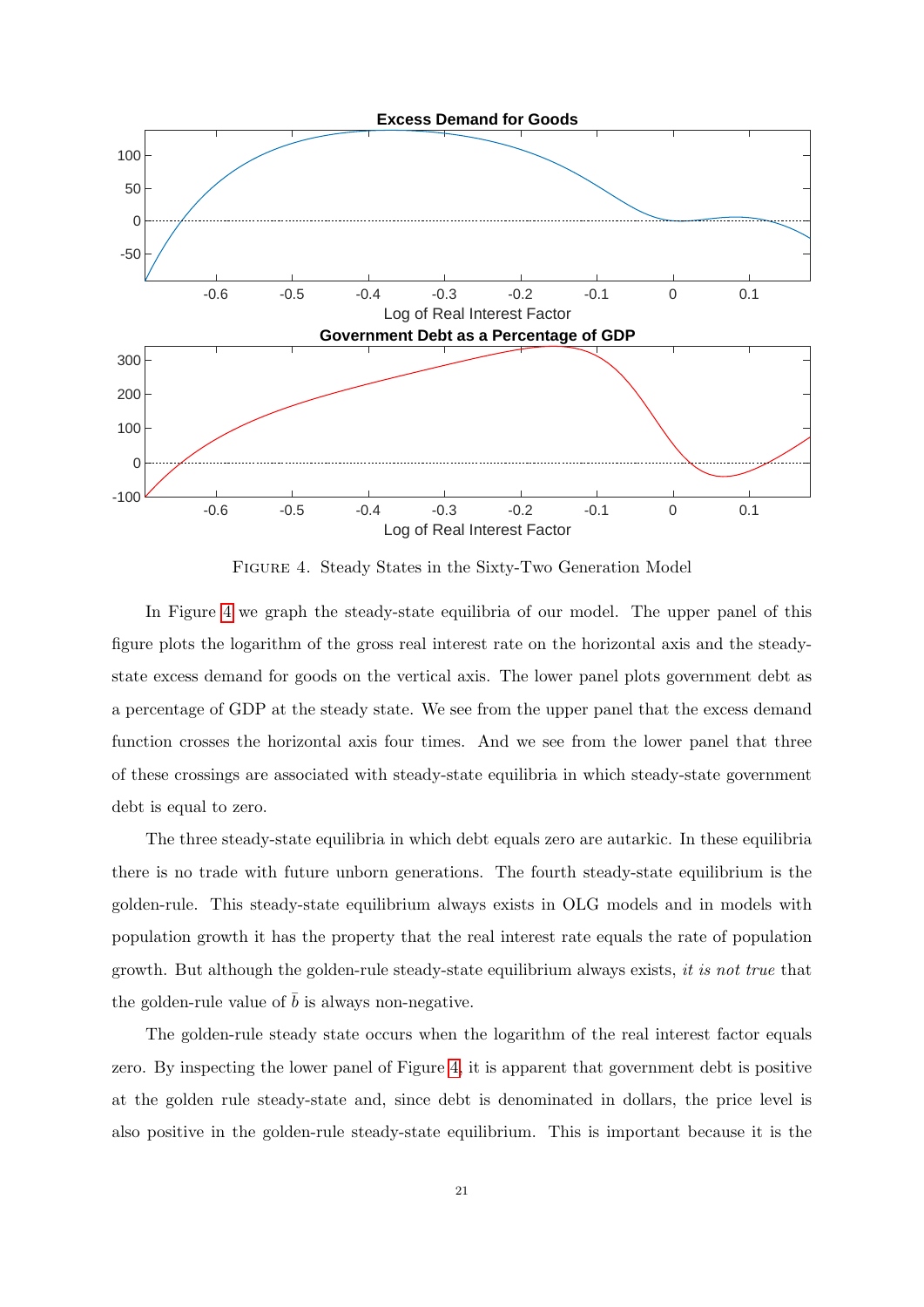FIGURE 4. Steady States in the Sixty-Two Generation Model

In Figure 4 we graph the steady-state equilibria of our model. The upper panel of this figure plots the logarithm of the gross real interest rate on the horizontal axis and the steady-state excess demand for goods on the vertical axis. The lower panel plots government debt as a percentage of GDP at the steady state. We see from the upper panel that the excess demand function crosses the horizontal axis four times. And we see from the lower panel that three of these crossings are associated with steady-state equilibria in which steady-state government debt is equal to zero.

The three steady-state equilibria in which debt equals zero are autarkic. In these equilibria there is no trade with future unborn generations. The fourth steady-state equilibrium is the golden-rule. This steady-state equilibrium always exists in OLG models and in models with population growth it has the property that the real interest rate equals the rate of population growth. But although the golden-rule steady-state equilibrium always exists, *it is not true* that the golden-rule value of $\bar{b}$ is always non-negative.

The golden-rule steady state occurs when the logarithm of the real interest factor equals zero. By inspecting the lower panel of Figure 4, it is apparent that government debt is positive at the golden rule steady-state and, since debt is denominated in dollars, the price level is also positive in the golden-rule steady-state equilibrium. This is important because it is the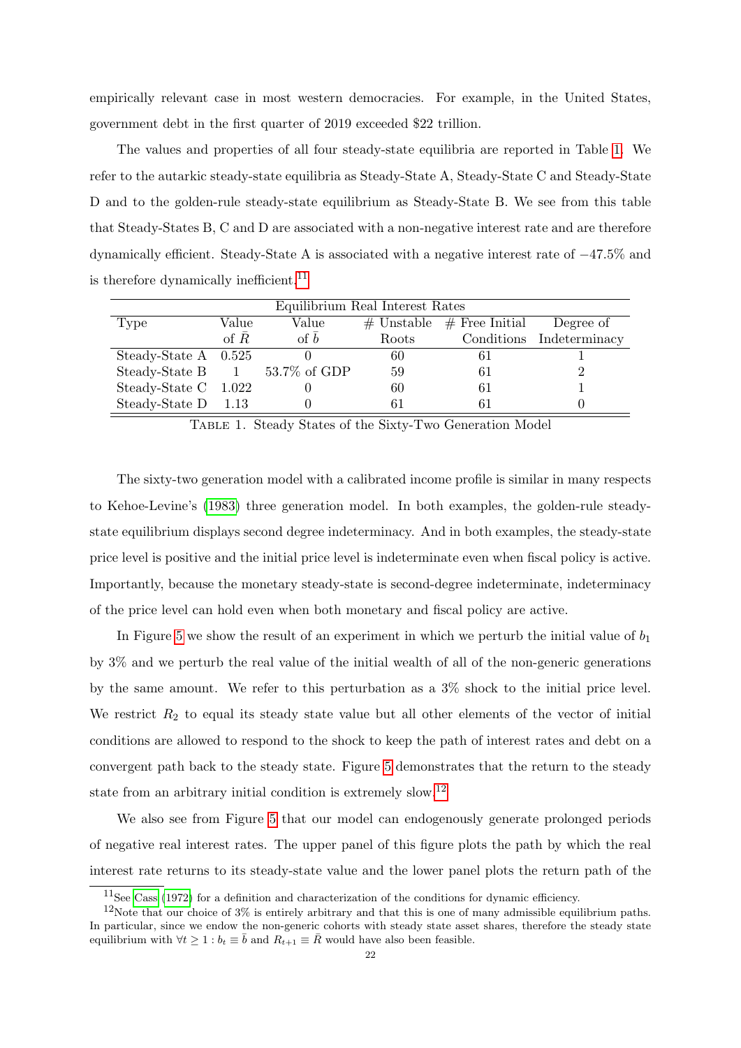empirically relevant case in most western democracies. For example, in the United States, government debt in the first quarter of 2019 exceeded \$22 trillion.

The values and properties of all four steady-state equilibria are reported in Table 1. We refer to the autarkic steady-state equilibria as Steady-State A, Steady-State C and Steady-State D and to the golden-rule steady-state equilibrium as Steady-State B. We see from this table that Steady-States B, C and D are associated with a non-negative interest rate and are therefore dynamically efficient. Steady-State A is associated with a negative interest rate of −47.5% and is therefore dynamically inefficient.[11]

| Equilibrium Real Interest Rates | | | | | |
|---|---|---|---|---|---|
| Type | Value of $\bar{R}$ | Value of $\bar{b}$ | # Unstable Roots | # Free Initial Conditions | Degree of Indeterminacy |
| Steady-State A | 0.525 | 0 | 60 | 61 | 1 |
| Steady-State B | 1 | 53.7% of GDP | 59 | 61 | 2 |
| Steady-State C | 1.022 | 0 | 60 | 61 | 1 |
| Steady-State D | 1.13 | 0 | 61 | 61 | 0 |

Table 1. Steady States of the Sixty-Two Generation Model

The sixty-two generation model with a calibrated income profile is similar in many respects to Kehoe-Levine's (1983) three generation model. In both examples, the golden-rule steady-state equilibrium displays second degree indeterminacy. And in both examples, the steady-state price level is positive and the initial price level is indeterminate even when fiscal policy is active. Importantly, because the monetary steady-state is second-degree indeterminate, indeterminacy of the price level can hold even when both monetary and fiscal policy are active.

In Figure 5 we show the result of an experiment in which we perturb the initial value of $b_1$ by 3% and we perturb the real value of the initial wealth of all of the non-generic generations by the same amount. We refer to this perturbation as a 3% shock to the initial price level. We restrict $R_2$ to equal its steady state value but all other elements of the vector of initial conditions are allowed to respond to the shock to keep the path of interest rates and debt on a convergent path back to the steady state. Figure 5 demonstrates that the return to the steady state from an arbitrary initial condition is extremely slow.[12]

We also see from Figure 5 that our model can endogenously generate prolonged periods of negative real interest rates. The upper panel of this figure plots the path by which the real interest rate returns to its steady-state value and the lower panel plots the return path of the

[11] See Cass (1972) for a definition and characterization of the conditions for dynamic efficiency.

[12] Note that our choice of 3% is entirely arbitrary and that this is one of many admissible equilibrium paths. In particular, since we endow the non-generic cohorts with steady state asset shares, therefore the steady state equilibrium with $\forall t \geq 1 : b_t \equiv \bar{b}$ and $R_{t+1} \equiv \bar{R}$ would have also been feasible.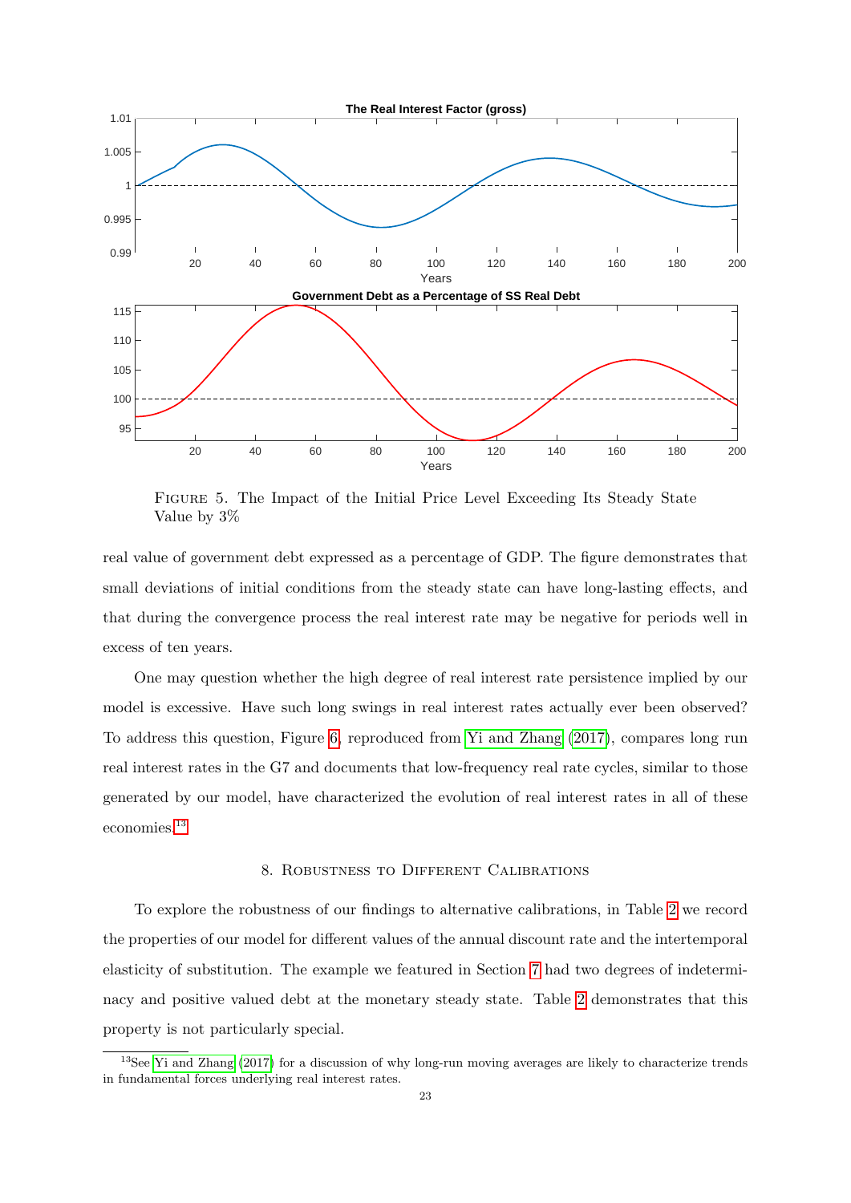FIGURE 5. The Impact of the Initial Price Level Exceeding Its Steady State Value by 3%

real value of government debt expressed as a percentage of GDP. The figure demonstrates that small deviations of initial conditions from the steady state can have long-lasting effects, and that during the convergence process the real interest rate may be negative for periods well in excess of ten years.

One may question whether the high degree of real interest rate persistence implied by our model is excessive. Have such long swings in real interest rates actually ever been observed? To address this question, Figure 6, reproduced from Yi and Zhang (2017), compares long run real interest rates in the G7 and documents that low-frequency real rate cycles, similar to those generated by our model, have characterized the evolution of real interest rates in all of these economies.[13]

## 8. Robustness to Different Calibrations

To explore the robustness of our findings to alternative calibrations, in Table 2 we record the properties of our model for different values of the annual discount rate and the intertemporal elasticity of substitution. The example we featured in Section 7 had two degrees of indeterminacy and positive valued debt at the monetary steady state. Table 2 demonstrates that this property is not particularly special.

[13] See Yi and Zhang (2017) for a discussion of why long-run moving averages are likely to characterize trends in fundamental forces underlying real interest rates.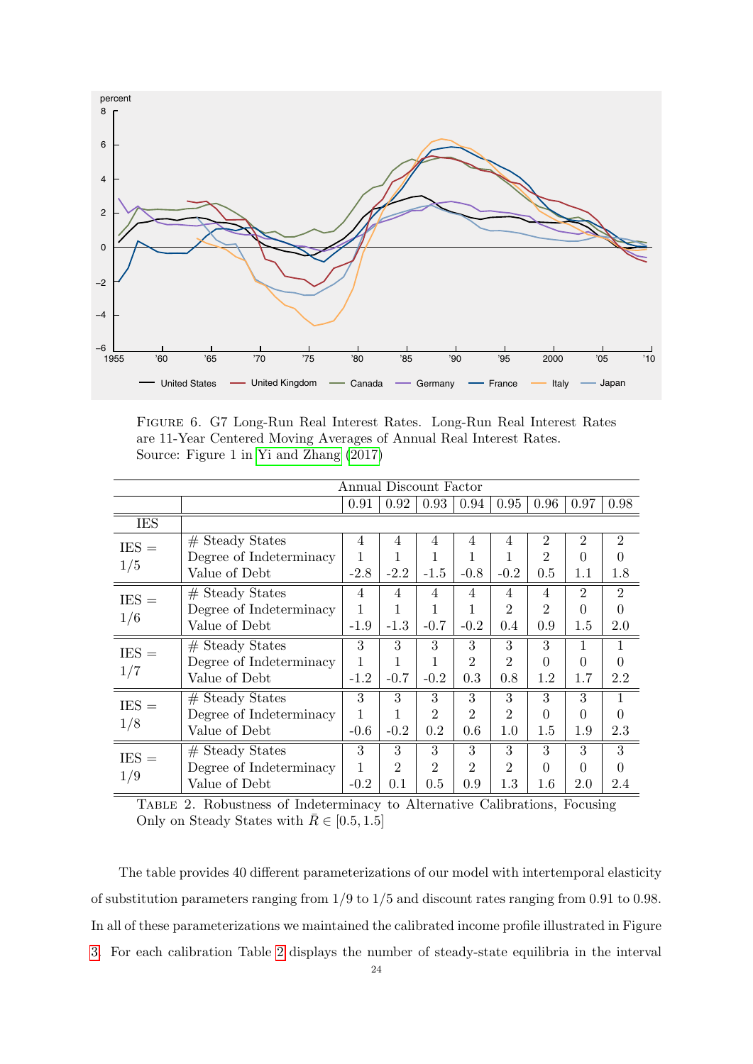FIGURE 6. G7 Long-Run Real Interest Rates. Long-Run Real Interest Rates are 11-Year Centered Moving Averages of Annual Real Interest Rates. Source: Figure 1 in Yi and Zhang (2017)

| | | Annual Discount Factor | | | | | | | |
|---|---|---|---|---|---|---|---|---|---|
| | | 0.91 | 0.92 | 0.93 | 0.94 | 0.95 | 0.96 | 0.97 | 0.98 |
| IES | | | | | | | | | |
| IES = 1/5 | # Steady States | 4 | 4 | 4 | 4 | 4 | 2 | 2 | 2 |
| | Degree of Indeterminacy | 1 | 1 | 1 | 1 | 1 | 2 | 0 | 0 |
| | Value of Debt | -2.8 | -2.2 | -1.5 | -0.8 | -0.2 | 0.5 | 1.1 | 1.8 |
| IES = 1/6 | # Steady States | 4 | 4 | 4 | 4 | 4 | 4 | 2 | 2 |
| | Degree of Indeterminacy | 1 | 1 | 1 | 1 | 2 | 2 | 0 | 0 |
| | Value of Debt | -1.9 | -1.3 | -0.7 | -0.2 | 0.4 | 0.9 | 1.5 | 2.0 |
| IES = 1/7 | # Steady States | 3 | 3 | 3 | 3 | 3 | 3 | 1 | 1 |
| | Degree of Indeterminacy | 1 | 1 | 1 | 2 | 2 | 0 | 0 | 0 |
| | Value of Debt | -1.2 | -0.7 | -0.2 | 0.3 | 0.8 | 1.2 | 1.7 | 2.2 |
| IES = 1/8 | # Steady States | 3 | 3 | 3 | 3 | 3 | 3 | 3 | 1 |
| | Degree of Indeterminacy | 1 | 1 | 2 | 2 | 2 | 0 | 0 | 0 |
| | Value of Debt | -0.6 | -0.2 | 0.2 | 0.6 | 1.0 | 1.5 | 1.9 | 2.3 |
| IES = 1/9 | # Steady States | 3 | 3 | 3 | 3 | 3 | 3 | 3 | 3 |
| | Degree of Indeterminacy | 1 | 2 | 2 | 2 | 2 | 0 | 0 | 0 |
| | Value of Debt | -0.2 | 0.1 | 0.5 | 0.9 | 1.3 | 1.6 | 2.0 | 2.4 |

TABLE 2. Robustness of Indeterminacy to Alternative Calibrations, Focusing Only on Steady States with $\bar{R} \in [0.5, 1.5]$

The table provides 40 different parameterizations of our model with intertemporal elasticity of substitution parameters ranging from 1/9 to 1/5 and discount rates ranging from 0.91 to 0.98. In all of these parameterizations we maintained the calibrated income profile illustrated in Figure 3. For each calibration Table 2 displays the number of steady-state equilibria in the interval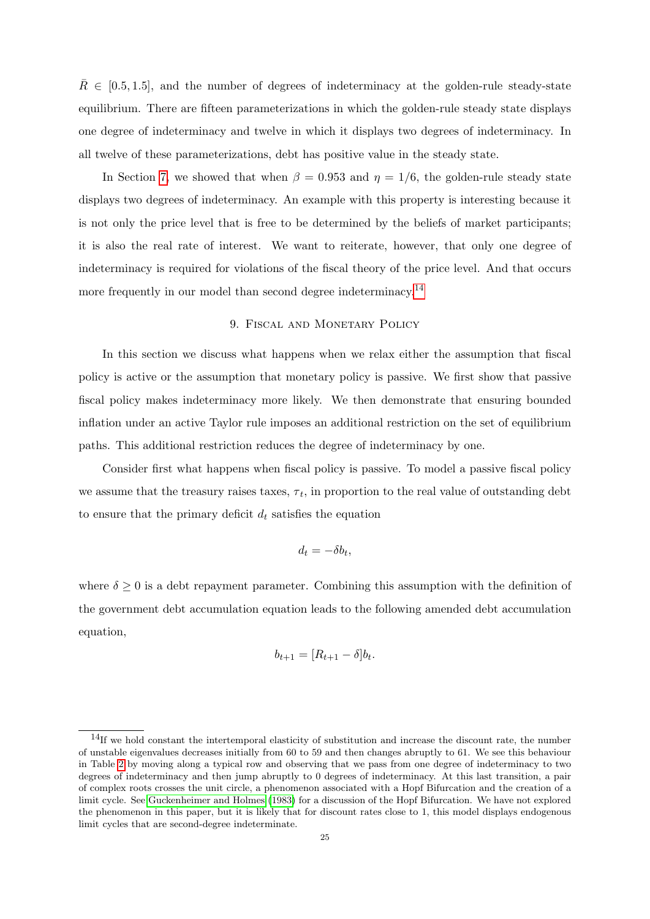$\bar{R} \in [0.5, 1.5]$, and the number of degrees of indeterminacy at the golden-rule steady-state equilibrium. There are fifteen parameterizations in which the golden-rule steady state displays one degree of indeterminacy and twelve in which it displays two degrees of indeterminacy. In all twelve of these parameterizations, debt has positive value in the steady state.

In Section 7, we showed that when $\beta = 0.953$ and $\eta = 1/6$, the golden-rule steady state displays two degrees of indeterminacy. An example with this property is interesting because it is not only the price level that is free to be determined by the beliefs of market participants; it is also the real rate of interest. We want to reiterate, however, that only one degree of indeterminacy is required for violations of the fiscal theory of the price level. And that occurs more frequently in our model than second degree indeterminacy.[14]

## 9. Fiscal and Monetary Policy

In this section we discuss what happens when we relax either the assumption that fiscal policy is active or the assumption that monetary policy is passive. We first show that passive fiscal policy makes indeterminacy more likely. We then demonstrate that ensuring bounded inflation under an active Taylor rule imposes an additional restriction on the set of equilibrium paths. This additional restriction reduces the degree of indeterminacy by one.

Consider first what happens when fiscal policy is passive. To model a passive fiscal policy we assume that the treasury raises taxes, $\tau_t$, in proportion to the real value of outstanding debt to ensure that the primary deficit $d_t$ satisfies the equation

$$d_t = -\delta b_t,$$

where $\delta \geq 0$ is a debt repayment parameter. Combining this assumption with the definition of the government debt accumulation equation leads to the following amended debt accumulation equation,

$$b_{t+1} = [R_{t+1} - \delta] b_t.$$

[14] If we hold constant the intertemporal elasticity of substitution and increase the discount rate, the number of unstable eigenvalues decreases initially from 60 to 59 and then changes abruptly to 61. We see this behaviour in Table 2 by moving along a typical row and observing that we pass from one degree of indeterminacy to two degrees of indeterminacy and then jump abruptly to 0 degrees of indeterminacy. At this last transition, a pair of complex roots crosses the unit circle, a phenomenon associated with a Hopf Bifurcation and the creation of a limit cycle. See Guckenheimer and Holmes (1983) for a discussion of the Hopf Bifurcation. We have not explored the phenomenon in this paper, but it is likely that for discount rates close to 1, this model displays endogenous limit cycles that are second-degree indeterminate.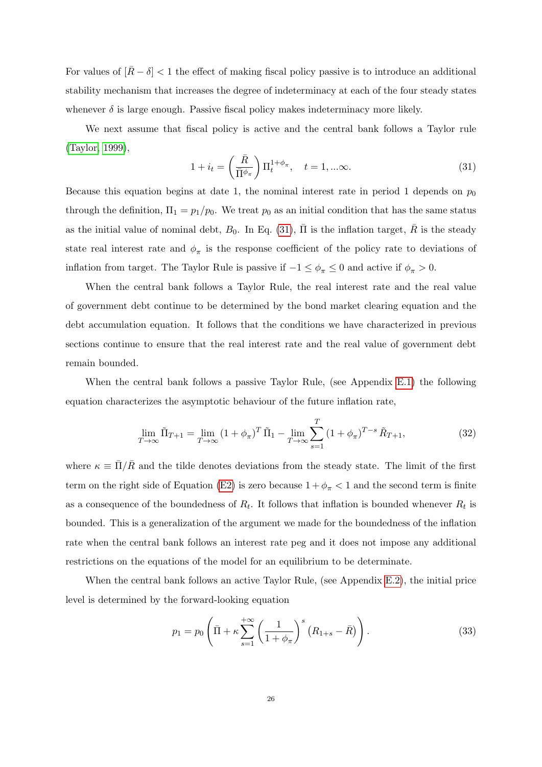For values of $[\bar{R} - \delta] < 1$ the effect of making fiscal policy passive is to introduce an additional stability mechanism that increases the degree of indeterminacy at each of the four steady states whenever $\delta$ is large enough. Passive fiscal policy makes indeterminacy more likely.

We next assume that fiscal policy is active and the central bank follows a Taylor rule (Taylor, 1999),

$$1 + i_t = \left( \frac{\bar{R}}{\bar{\Pi}^{\phi_\pi}} \right) \Pi_t^{1+\phi_\pi}, \quad t = 1, ...\infty. \tag{31}$$

Because this equation begins at date 1, the nominal interest rate in period 1 depends on $p_0$ through the definition, $\Pi_1 = p_1/p_0$. We treat $p_0$ as an initial condition that has the same status as the initial value of nominal debt, $B_0$. In Eq. (31), $\bar{\Pi}$ is the inflation target, $\bar{R}$ is the steady state real interest rate and $\phi_\pi$ is the response coefficient of the policy rate to deviations of inflation from target. The Taylor Rule is passive if $-1 \leq \phi_\pi \leq 0$ and active if $\phi_\pi > 0$.

When the central bank follows a Taylor Rule, the real interest rate and the real value of government debt continue to be determined by the bond market clearing equation and the debt accumulation equation. It follows that the conditions we have characterized in previous sections continue to ensure that the real interest rate and the real value of government debt remain bounded.

When the central bank follows a passive Taylor Rule, (see Appendix E.1) the following equation characterizes the asymptotic behaviour of the future inflation rate,

$$\lim_{T\to\infty} \tilde{\Pi}_{T+1} = \lim_{T\to\infty} (1 + \phi_\pi)^T \tilde{\Pi}_1 - \lim_{T\to\infty} \sum_{s=1}^{T} (1 + \phi_\pi)^{T-s} \tilde{R}_{T+1}, \tag{32}$$

where $\kappa \equiv \bar{\Pi}/\bar{R}$ and the tilde denotes deviations from the steady state. The limit of the first term on the right side of Equation (E2) is zero because $1 + \phi_\pi < 1$ and the second term is finite as a consequence of the boundedness of $R_t$. It follows that inflation is bounded whenever $R_t$ is bounded. This is a generalization of the argument we made for the boundedness of the inflation rate when the central bank follows an interest rate peg and it does not impose any additional restrictions on the equations of the model for an equilibrium to be determinate.

When the central bank follows an active Taylor Rule, (see Appendix E.2), the initial price level is determined by the forward-looking equation

$$p_1 = p_0 \left( \bar{\Pi} + \kappa \sum_{s=1}^{+\infty} \left( \frac{1}{1 + \phi_\pi} \right)^s \left( R_{1+s} - \bar{R} \right) \right). \tag{33}$$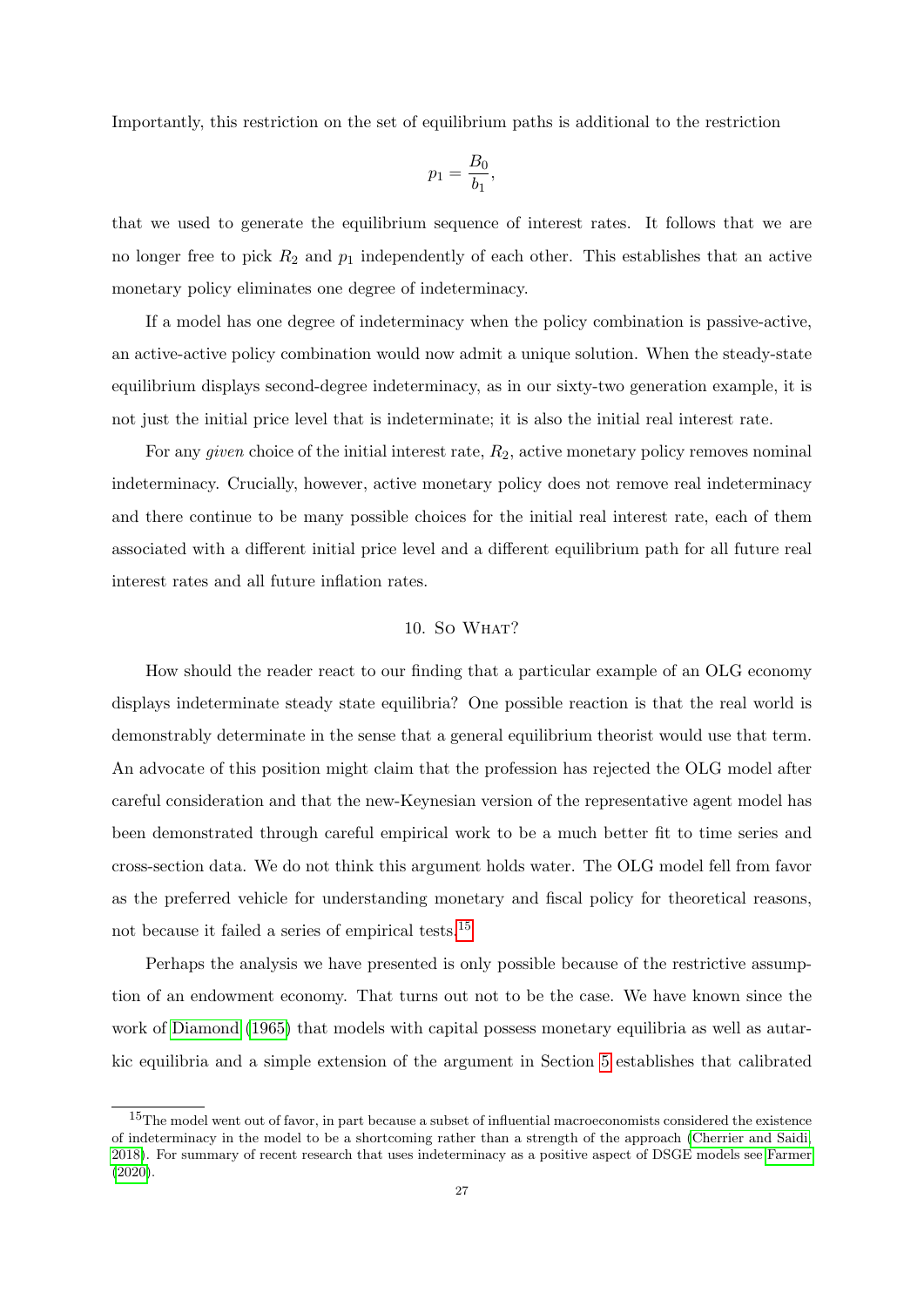Importantly, this restriction on the set of equilibrium paths is additional to the restriction

$$p_1 = \frac{B_0}{b_1},$$

that we used to generate the equilibrium sequence of interest rates. It follows that we are no longer free to pick $R_2$ and $p_1$ independently of each other. This establishes that an active monetary policy eliminates one degree of indeterminacy.

If a model has one degree of indeterminacy when the policy combination is passive-active, an active-active policy combination would now admit a unique solution. When the steady-state equilibrium displays second-degree indeterminacy, as in our sixty-two generation example, it is not just the initial price level that is indeterminate; it is also the initial real interest rate.

For any *given* choice of the initial interest rate, $R_2$, active monetary policy removes nominal indeterminacy. Crucially, however, active monetary policy does not remove real indeterminacy and there continue to be many possible choices for the initial real interest rate, each of them associated with a different initial price level and a different equilibrium path for all future real interest rates and all future inflation rates.

## 10. So What?

How should the reader react to our finding that a particular example of an OLG economy displays indeterminate steady state equilibria? One possible reaction is that the real world is demonstrably determinate in the sense that a general equilibrium theorist would use that term. An advocate of this position might claim that the profession has rejected the OLG model after careful consideration and that the new-Keynesian version of the representative agent model has been demonstrated through careful empirical work to be a much better fit to time series and cross-section data. We do not think this argument holds water. The OLG model fell from favor as the preferred vehicle for understanding monetary and fiscal policy for theoretical reasons, not because it failed a series of empirical tests.[15]

Perhaps the analysis we have presented is only possible because of the restrictive assumption of an endowment economy. That turns out not to be the case. We have known since the work of Diamond (1965) that models with capital possess monetary equilibria as well as autarkic equilibria and a simple extension of the argument in Section 5 establishes that calibrated

[15] The model went out of favor, in part because a subset of influential macroeconomists considered the existence of indeterminacy in the model to be a shortcoming rather than a strength of the approach (Cherrier and Saidi, 2018). For summary of recent research that uses indeterminacy as a positive aspect of DSGE models see Farmer (2020).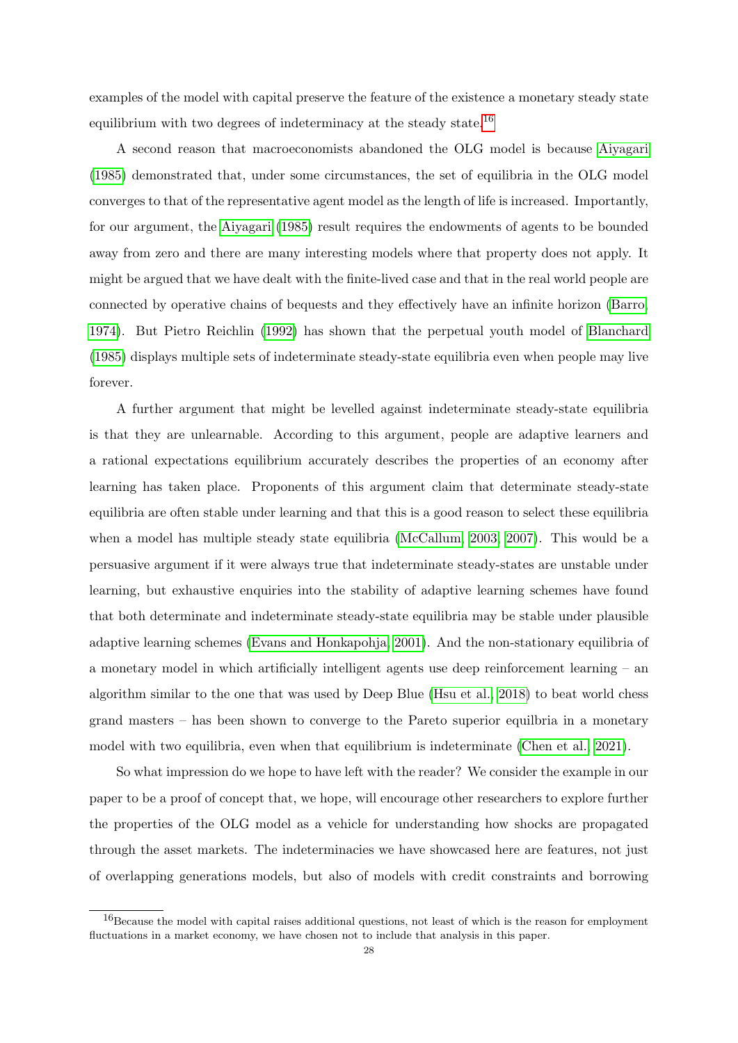examples of the model with capital preserve the feature of the existence a monetary steady state equilibrium with two degrees of indeterminacy at the steady state.[16]

A second reason that macroeconomists abandoned the OLG model is because Aiyagari (1985) demonstrated that, under some circumstances, the set of equilibria in the OLG model converges to that of the representative agent model as the length of life is increased. Importantly, for our argument, the Aiyagari (1985) result requires the endowments of agents to be bounded away from zero and there are many interesting models where that property does not apply. It might be argued that we have dealt with the finite-lived case and that in the real world people are connected by operative chains of bequests and they effectively have an infinite horizon (Barro, 1974). But Pietro Reichlin (1992) has shown that the perpetual youth model of Blanchard (1985) displays multiple sets of indeterminate steady-state equilibria even when people may live forever.

A further argument that might be levelled against indeterminate steady-state equilibria is that they are unlearnable. According to this argument, people are adaptive learners and a rational expectations equilibrium accurately describes the properties of an economy after learning has taken place. Proponents of this argument claim that determinate steady-state equilibria are often stable under learning and that this is a good reason to select these equilibria when a model has multiple steady state equilibria (McCallum, 2003, 2007). This would be a persuasive argument if it were always true that indeterminate steady-states are unstable under learning, but exhaustive enquiries into the stability of adaptive learning schemes have found that both determinate and indeterminate steady-state equilibria may be stable under plausible adaptive learning schemes (Evans and Honkapohja, 2001). And the non-stationary equilibria of a monetary model in which artificially intelligent agents use deep reinforcement learning – an algorithm similar to the one that was used by Deep Blue (Hsu et al., 2018) to beat world chess grand masters – has been shown to converge to the Pareto superior equilbria in a monetary model with two equilibria, even when that equilibrium is indeterminate (Chen et al., 2021).

So what impression do we hope to have left with the reader? We consider the example in our paper to be a proof of concept that, we hope, will encourage other researchers to explore further the properties of the OLG model as a vehicle for understanding how shocks are propagated through the asset markets. The indeterminacies we have showcased here are features, not just of overlapping generations models, but also of models with credit constraints and borrowing

[16] Because the model with capital raises additional questions, not least of which is the reason for employment fluctuations in a market economy, we have chosen not to include that analysis in this paper.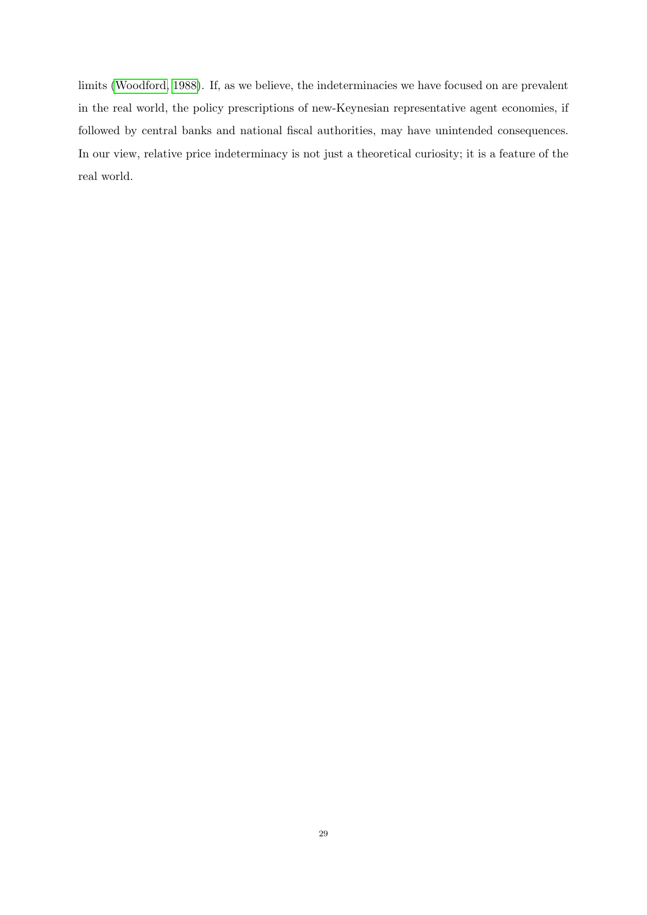limits (Woodford, 1988). If, as we believe, the indeterminacies we have focused on are prevalent in the real world, the policy prescriptions of new-Keynesian representative agent economies, if followed by central banks and national fiscal authorities, may have unintended consequences. In our view, relative price indeterminacy is not just a theoretical curiosity; it is a feature of the real world.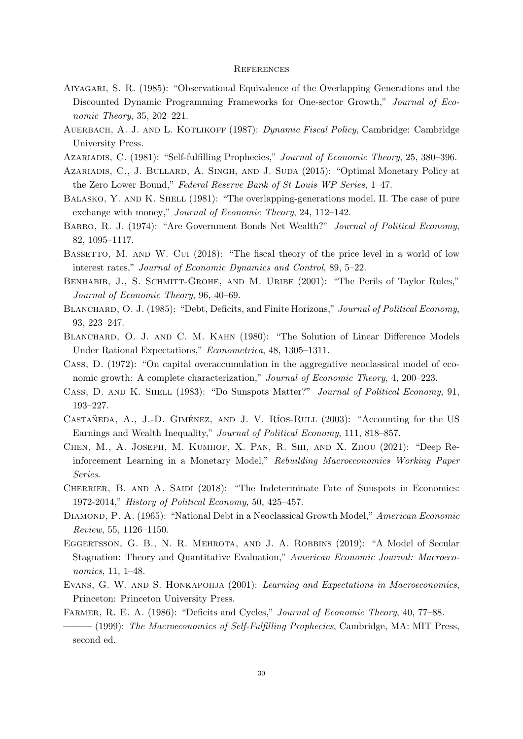# References

Aiyagari, S. R. (1985): "Observational Equivalence of the Overlapping Generations and the Discounted Dynamic Programming Frameworks for One-sector Growth," *Journal of Economic Theory*, 35, 202–221.

Auerbach, A. J. and L. Kotlikoff (1987): *Dynamic Fiscal Policy*, Cambridge: Cambridge University Press.

Azariadis, C. (1981): "Self-fulfilling Prophecies," *Journal of Economic Theory*, 25, 380–396.

Azariadis, C., J. Bullard, A. Singh, and J. Suda (2015): "Optimal Monetary Policy at the Zero Lower Bound," *Federal Reserve Bank of St Louis WP Series*, 1–47.

Balasko, Y. and K. Shell (1981): "The overlapping-generations model. II. The case of pure exchange with money," *Journal of Economic Theory*, 24, 112–142.

Barro, R. J. (1974): "Are Government Bonds Net Wealth?" *Journal of Political Economy*, 82, 1095–1117.

Bassetto, M. and W. Cui (2018): "The fiscal theory of the price level in a world of low interest rates," *Journal of Economic Dynamics and Control*, 89, 5–22.

Benhabib, J., S. Schmitt-Grohe, and M. Uribe (2001): "The Perils of Taylor Rules," *Journal of Economic Theory*, 96, 40–69.

Blanchard, O. J. (1985): "Debt, Deficits, and Finite Horizons," *Journal of Political Economy*, 93, 223–247.

Blanchard, O. J. and C. M. Kahn (1980): "The Solution of Linear Difference Models Under Rational Expectations," *Econometrica*, 48, 1305–1311.

Cass, D. (1972): "On capital overaccumulation in the aggregative neoclassical model of economic growth: A complete characterization," *Journal of Economic Theory*, 4, 200–223.

Cass, D. and K. Shell (1983): "Do Sunspots Matter?" *Journal of Political Economy*, 91, 193–227.

Castañeda, A., J.-D. Giménez, and J. V. Ríos-Rull (2003): "Accounting for the US Earnings and Wealth Inequality," *Journal of Political Economy*, 111, 818–857.

Chen, M., A. Joseph, M. Kumhof, X. Pan, R. Shi, and X. Zhou (2021): "Deep Reinforcement Learning in a Monetary Model," *Rebuilding Macroeconomics Working Paper Series*.

Cherrier, B. and A. Saidi (2018): "The Indeterminate Fate of Sunspots in Economics: 1972-2014," *History of Political Economy*, 50, 425–457.

Diamond, P. A. (1965): "National Debt in a Neoclassical Growth Model," *American Economic Review*, 55, 1126–1150.

Eggertsson, G. B., N. R. Mehrota, and J. A. Robbins (2019): "A Model of Secular Stagnation: Theory and Quantitative Evaluation," *American Economic Journal: Macroeconomics*, 11, 1–48.

Evans, G. W. and S. Honkapohja (2001): *Learning and Expectations in Macroeconomics*, Princeton: Princeton University Press.

Farmer, R. E. A. (1986): "Deficits and Cycles," *Journal of Economic Theory*, 40, 77–88.

——— (1999): *The Macroeconomics of Self-Fulfilling Prophecies*, Cambridge, MA: MIT Press, second ed.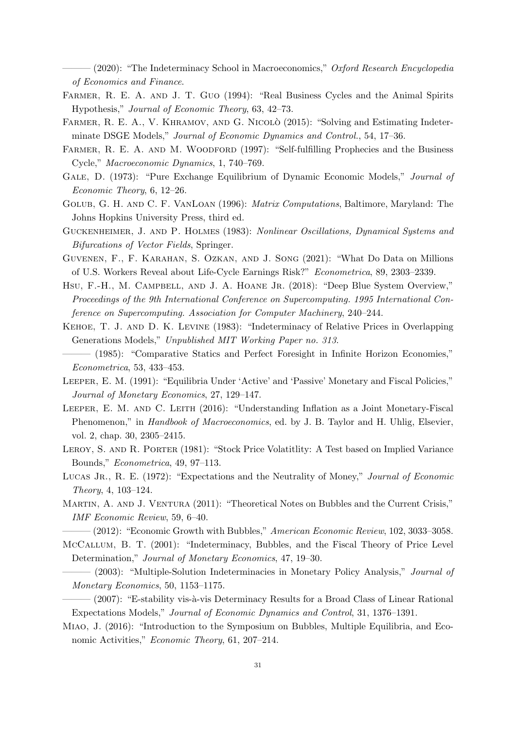——— (2020): "The Indeterminacy School in Macroeconomics," *Oxford Research Encyclopedia of Economics and Finance*.

Farmer, R. E. A. and J. T. Guo (1994): "Real Business Cycles and the Animal Spirits Hypothesis," *Journal of Economic Theory*, 63, 42–73.

Farmer, R. E. A., V. Khramov, and G. Nicolò (2015): "Solving and Estimating Indeterminate DSGE Models," *Journal of Economic Dynamics and Control.*, 54, 17–36.

Farmer, R. E. A. and M. Woodford (1997): "Self-fulfilling Prophecies and the Business Cycle," *Macroeconomic Dynamics*, 1, 740–769.

Gale, D. (1973): "Pure Exchange Equilibrium of Dynamic Economic Models," *Journal of Economic Theory*, 6, 12–26.

Golub, G. H. and C. F. VanLoan (1996): *Matrix Computations*, Baltimore, Maryland: The Johns Hopkins University Press, third ed.

Guckenheimer, J. and P. Holmes (1983): *Nonlinear Oscillations, Dynamical Systems and Bifurcations of Vector Fields*, Springer.

Guvenen, F., F. Karahan, S. Ozkan, and J. Song (2021): "What Do Data on Millions of U.S. Workers Reveal about Life-Cycle Earnings Risk?" *Econometrica*, 89, 2303–2339.

Hsu, F.-H., M. Campbell, and J. A. Hoane Jr. (2018): "Deep Blue System Overview," *Proceedings of the 9th International Conference on Supercomputing. 1995 International Conference on Supercomputing. Association for Computer Machinery*, 240–244.

Kehoe, T. J. and D. K. Levine (1983): "Indeterminacy of Relative Prices in Overlapping Generations Models," *Unpublished MIT Working Paper no. 313*.

——— (1985): "Comparative Statics and Perfect Foresight in Infinite Horizon Economies," *Econometrica*, 53, 433–453.

Leeper, E. M. (1991): "Equilibria Under 'Active' and 'Passive' Monetary and Fiscal Policies," *Journal of Monetary Economics*, 27, 129–147.

Leeper, E. M. and C. Leith (2016): "Understanding Inflation as a Joint Monetary-Fiscal Phenomenon," in *Handbook of Macroeconomics*, ed. by J. B. Taylor and H. Uhlig, Elsevier, vol. 2, chap. 30, 2305–2415.

Leroy, S. and R. Porter (1981): "Stock Price Volatitlity: A Test based on Implied Variance Bounds," *Econometrica*, 49, 97–113.

Lucas Jr., R. E. (1972): "Expectations and the Neutrality of Money," *Journal of Economic Theory*, 4, 103–124.

Martin, A. and J. Ventura (2011): "Theoretical Notes on Bubbles and the Current Crisis," *IMF Economic Review*, 59, 6–40.

——— (2012): "Economic Growth with Bubbles," *American Economic Review*, 102, 3033–3058.

McCallum, B. T. (2001): "Indeterminacy, Bubbles, and the Fiscal Theory of Price Level Determination," *Journal of Monetary Economics*, 47, 19–30.

——— (2003): "Multiple-Solution Indeterminacies in Monetary Policy Analysis," *Journal of Monetary Economics*, 50, 1153–1175.

——— (2007): "E-stability vis-à-vis Determinacy Results for a Broad Class of Linear Rational Expectations Models," *Journal of Economic Dynamics and Control*, 31, 1376–1391.

Miao, J. (2016): "Introduction to the Symposium on Bubbles, Multiple Equilibria, and Economic Activities," *Economic Theory*, 61, 207–214.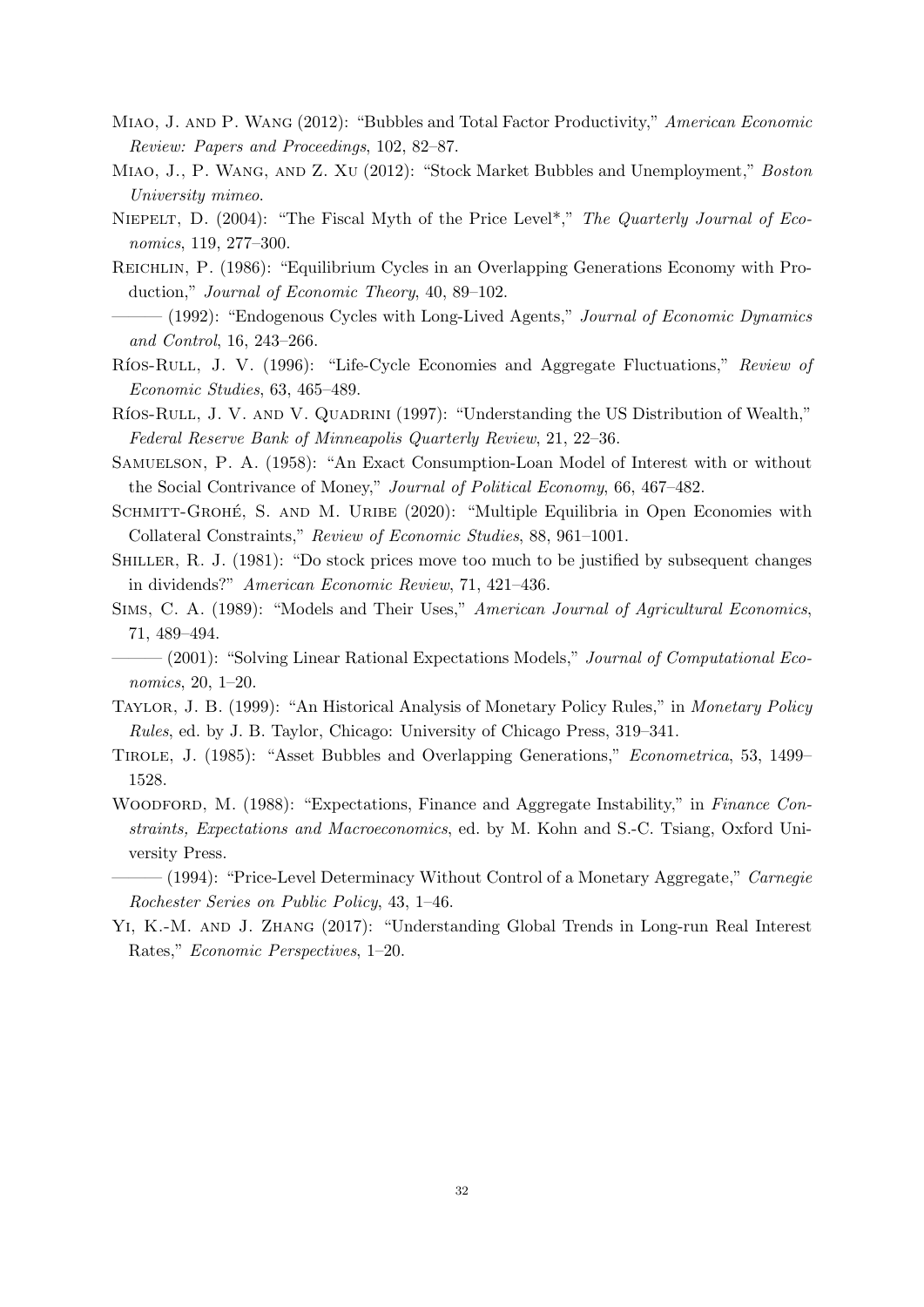Miao, J. and P. Wang (2012): "Bubbles and Total Factor Productivity," *American Economic Review: Papers and Proceedings*, 102, 82–87.

Miao, J., P. Wang, and Z. Xu (2012): "Stock Market Bubbles and Unemployment," *Boston University mimeo*.

Niepelt, D. (2004): "The Fiscal Myth of the Price Level*," *The Quarterly Journal of Economics*, 119, 277–300.

Reichlin, P. (1986): "Equilibrium Cycles in an Overlapping Generations Economy with Production," *Journal of Economic Theory*, 40, 89–102.

——— (1992): "Endogenous Cycles with Long-Lived Agents," *Journal of Economic Dynamics and Control*, 16, 243–266.

Ríos-Rull, J. V. (1996): "Life-Cycle Economies and Aggregate Fluctuations," *Review of Economic Studies*, 63, 465–489.

Ríos-Rull, J. V. and V. Quadrini (1997): "Understanding the US Distribution of Wealth," *Federal Reserve Bank of Minneapolis Quarterly Review*, 21, 22–36.

Samuelson, P. A. (1958): "An Exact Consumption-Loan Model of Interest with or without the Social Contrivance of Money," *Journal of Political Economy*, 66, 467–482.

Schmitt-Grohé, S. and M. Uribe (2020): "Multiple Equilibria in Open Economies with Collateral Constraints," *Review of Economic Studies*, 88, 961–1001.

Shiller, R. J. (1981): "Do stock prices move too much to be justified by subsequent changes in dividends?" *American Economic Review*, 71, 421–436.

Sims, C. A. (1989): "Models and Their Uses," *American Journal of Agricultural Economics*, 71, 489–494.

——— (2001): "Solving Linear Rational Expectations Models," *Journal of Computational Economics*, 20, 1–20.

Taylor, J. B. (1999): "An Historical Analysis of Monetary Policy Rules," in *Monetary Policy Rules*, ed. by J. B. Taylor, Chicago: University of Chicago Press, 319–341.

Tirole, J. (1985): "Asset Bubbles and Overlapping Generations," *Econometrica*, 53, 1499–1528.

Woodford, M. (1988): "Expectations, Finance and Aggregate Instability," in *Finance Constraints, Expectations and Macroeconomics*, ed. by M. Kohn and S.-C. Tsiang, Oxford University Press.

——— (1994): "Price-Level Determinacy Without Control of a Monetary Aggregate," *Carnegie Rochester Series on Public Policy*, 43, 1–46.

Yi, K.-M. and J. Zhang (2017): "Understanding Global Trends in Long-run Real Interest Rates," *Economic Perspectives*, 1–20.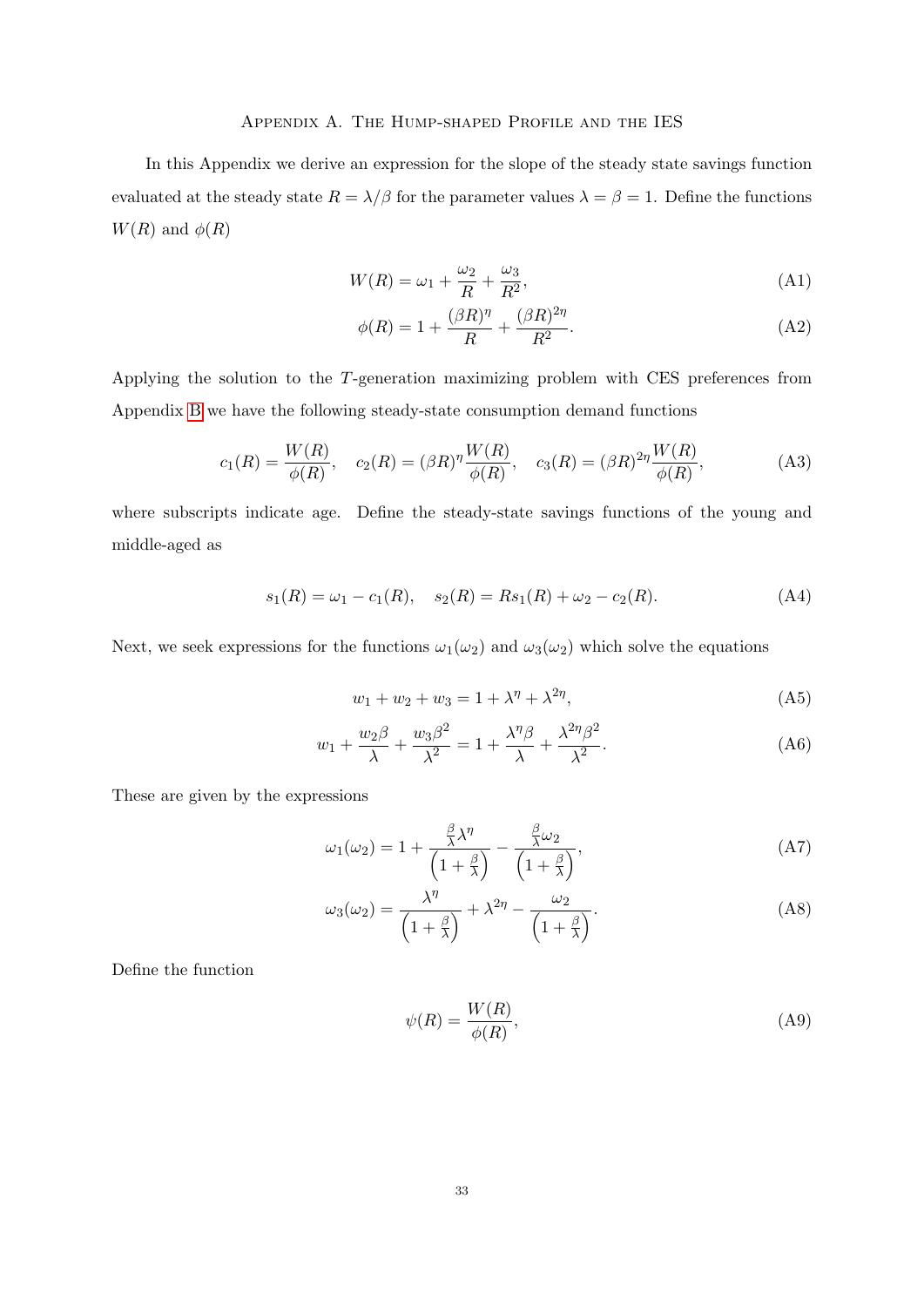## Appendix A. The Hump-shaped Profile and the IES

In this Appendix we derive an expression for the slope of the steady state savings function evaluated at the steady state $R = \lambda/\beta$ for the parameter values $\lambda = \beta = 1$. Define the functions $W(R)$ and $\phi(R)$

$$W(R) = \omega_1 + \frac{\omega_2}{R} + \frac{\omega_3}{R^2}, \tag{A1}$$

$$\phi(R) = 1 + \frac{(\beta R)^{\eta}}{R} + \frac{(\beta R)^{2\eta}}{R^2}. \tag{A2}$$

Applying the solution to the $T$-generation maximizing problem with CES preferences from Appendix B we have the following steady-state consumption demand functions

$$c_1(R) = \frac{W(R)}{\phi(R)}, \quad c_2(R) = (\beta R)^{\eta} \frac{W(R)}{\phi(R)}, \quad c_3(R) = (\beta R)^{2\eta} \frac{W(R)}{\phi(R)}, \tag{A3}$$

where subscripts indicate age. Define the steady-state savings functions of the young and middle-aged as

$$s_1(R) = \omega_1 - c_1(R), \quad s_2(R) = R s_1(R) + \omega_2 - c_2(R). \tag{A4}$$

Next, we seek expressions for the functions $\omega_1(\omega_2)$ and $\omega_3(\omega_2)$ which solve the equations

$$w_1 + w_2 + w_3 = 1 + \lambda^{\eta} + \lambda^{2\eta}, \tag{A5}$$

$$w_1 + \frac{w_2 \beta}{\lambda} + \frac{w_3 \beta^2}{\lambda^2} = 1 + \frac{\lambda^{\eta} \beta}{\lambda} + \frac{\lambda^{2\eta} \beta^2}{\lambda^2}. \tag{A6}$$

These are given by the expressions

$$\omega_1(\omega_2) = 1 + \frac{\frac{\beta}{\lambda} \lambda^{\eta}}{\left(1 + \frac{\beta}{\lambda}\right)} - \frac{\frac{\beta}{\lambda} \omega_2}{\left(1 + \frac{\beta}{\lambda}\right)}, \tag{A7}$$

$$\omega_3(\omega_2) = \frac{\lambda^{\eta}}{\left(1 + \frac{\beta}{\lambda}\right)} + \lambda^{2\eta} - \frac{\omega_2}{\left(1 + \frac{\beta}{\lambda}\right)}. \tag{A8}$$

Define the function

$$\psi(R) = \frac{W(R)}{\phi(R)}, \tag{A9}$$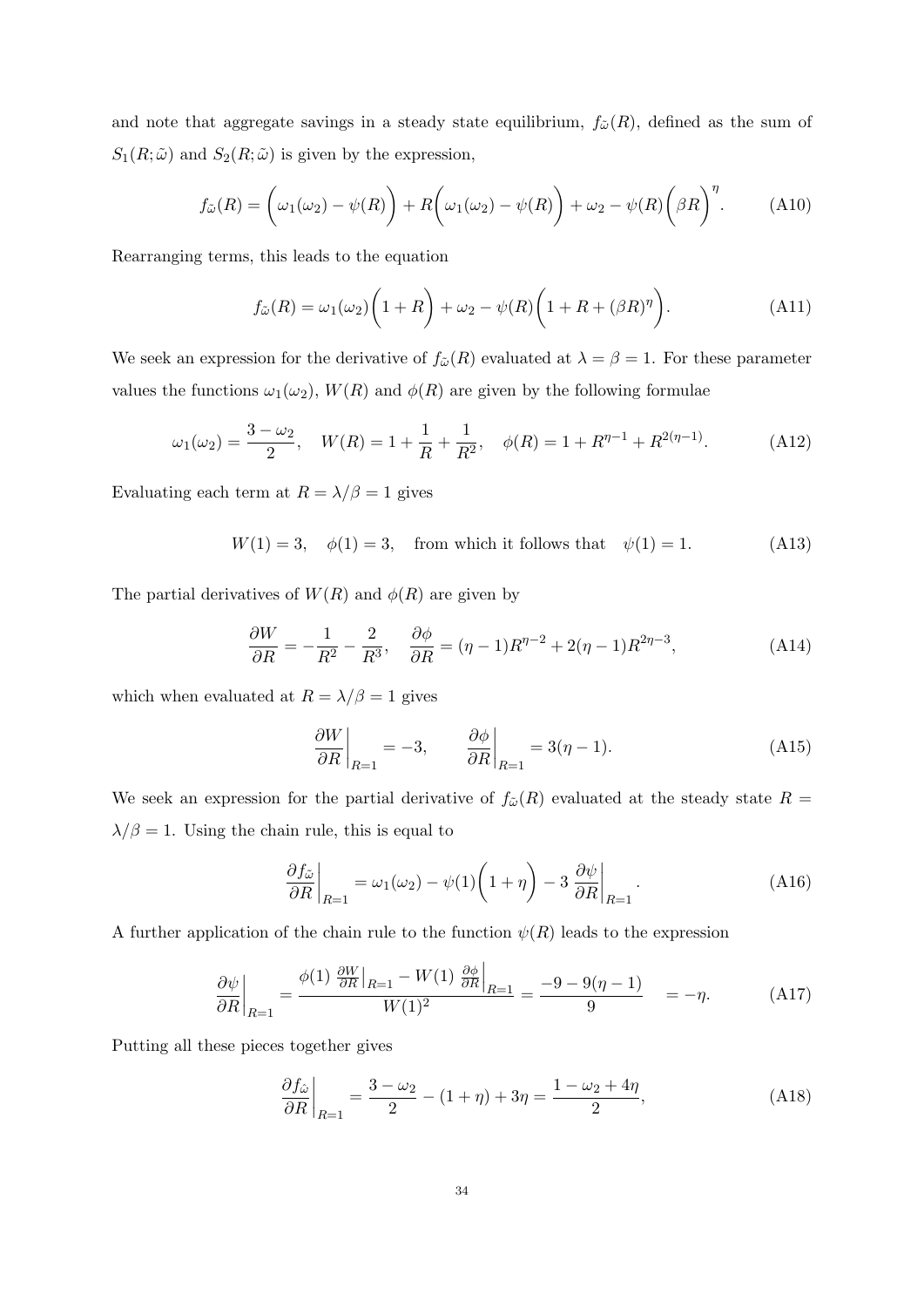and note that aggregate savings in a steady state equilibrium, $f_{\tilde{\omega}}(R)$, defined as the sum of $S_1(R;\tilde{\omega})$ and $S_2(R;\tilde{\omega})$ is given by the expression,

$$f_{\tilde{\omega}}(R) = \bigg(\omega_1(\omega_2) - \psi(R)\bigg) + R\bigg(\omega_1(\omega_2) - \psi(R)\bigg) + \omega_2 - \psi(R)\bigg(\beta R\bigg)^{\eta}. \tag{A10}$$

Rearranging terms, this leads to the equation

$$f_{\tilde{\omega}}(R) = \omega_1(\omega_2)\bigg(1 + R\bigg) + \omega_2 - \psi(R)\bigg(1 + R + (\beta R)^{\eta}\bigg). \tag{A11}$$

We seek an expression for the derivative of $f_{\tilde{\omega}}(R)$ evaluated at $\lambda = \beta = 1$. For these parameter values the functions $\omega_1(\omega_2)$, $W(R)$ and $\phi(R)$ are given by the following formulae

$$\omega_1(\omega_2) = \frac{3 - \omega_2}{2}, \quad W(R) = 1 + \frac{1}{R} + \frac{1}{R^2}, \quad \phi(R) = 1 + R^{\eta - 1} + R^{2(\eta - 1)}. \tag{A12}$$

Evaluating each term at $R = \lambda/\beta = 1$ gives

$$W(1) = 3, \quad \phi(1) = 3, \quad \text{from which it follows that} \quad \psi(1) = 1. \tag{A13}$$

The partial derivatives of $W(R)$ and $\phi(R)$ are given by

$$\frac{\partial W}{\partial R} = -\frac{1}{R^2} - \frac{2}{R^3}, \quad \frac{\partial \phi}{\partial R} = (\eta - 1)R^{\eta - 2} + 2(\eta - 1)R^{2\eta - 3}, \tag{A14}$$

which when evaluated at $R = \lambda/\beta = 1$ gives

$$\left.\frac{\partial W}{\partial R}\right|_{R=1} = -3, \qquad \left.\frac{\partial \phi}{\partial R}\right|_{R=1} = 3(\eta - 1). \tag{A15}$$

We seek an expression for the partial derivative of $f_{\tilde{\omega}}(R)$ evaluated at the steady state $R = \lambda/\beta = 1$. Using the chain rule, this is equal to

$$\left.\frac{\partial f_{\tilde{\omega}}}{\partial R}\right|_{R=1} = \omega_1(\omega_2) - \psi(1)\bigg(1 + \eta\bigg) - 3\left.\frac{\partial \psi}{\partial R}\right|_{R=1}. \tag{A16}$$

A further application of the chain rule to the function $\psi(R)$ leads to the expression

$$\left.\frac{\partial \psi}{\partial R}\right|_{R=1} = \frac{\phi(1)\left.\frac{\partial W}{\partial R}\right|_{R=1} - W(1)\left.\frac{\partial \phi}{\partial R}\right|_{R=1}}{W(1)^2} = \frac{-9 - 9(\eta - 1)}{9} \quad = -\eta. \tag{A17}$$

Putting all these pieces together gives

$$\left.\frac{\partial f_{\hat{\omega}}}{\partial R}\right|_{R=1} = \frac{3 - \omega_2}{2} - (1 + \eta) + 3\eta = \frac{1 - \omega_2 + 4\eta}{2}, \tag{A18}$$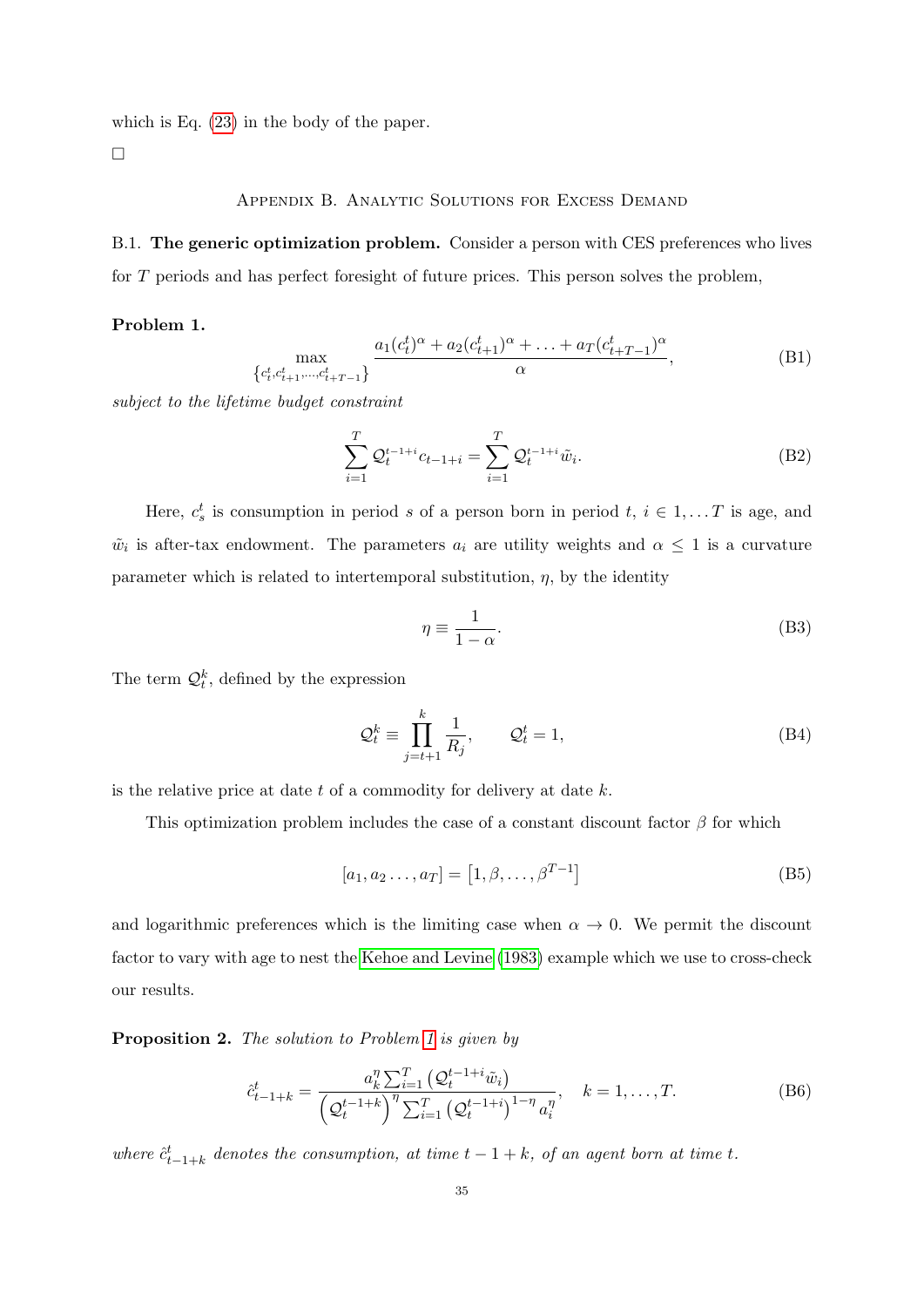which is Eq. (23) in the body of the paper.

□

## Appendix B. Analytic Solutions for Excess Demand

B.1. **The generic optimization problem.** Consider a person with CES preferences who lives for $T$ periods and has perfect foresight of future prices. This person solves the problem,

**Problem 1.**

$$\max_{\{c_t^t, c_{t+1}^t, \ldots, c_{t+T-1}^t\}} \frac{a_1 (c_t^t)^\alpha + a_2 (c_{t+1}^t)^\alpha + \ldots + a_T (c_{t+T-1}^t)^\alpha}{\alpha}, \tag{B1}$$

*subject to the lifetime budget constraint*

$$\sum_{i=1}^{T} \mathcal{Q}_t^{t-1+i} c_{t-1+i} = \sum_{i=1}^{T} \mathcal{Q}_t^{t-1+i} \tilde{w}_i. \tag{B2}$$

Here, $c_s^t$ is consumption in period $s$ of a person born in period $t$, $i \in 1, \ldots T$ is age, and $\tilde{w}_i$ is after-tax endowment. The parameters $a_i$ are utility weights and $\alpha \leq 1$ is a curvature parameter which is related to intertemporal substitution, $\eta$, by the identity

$$\eta \equiv \frac{1}{1-\alpha}. \tag{B3}$$

The term $\mathcal{Q}_t^k$, defined by the expression

$$\mathcal{Q}_t^k \equiv \prod_{j=t+1}^{k} \frac{1}{R_j}, \qquad \mathcal{Q}_t^t = 1, \tag{B4}$$

is the relative price at date $t$ of a commodity for delivery at date $k$.

This optimization problem includes the case of a constant discount factor $\beta$ for which

$$[a_1, a_2 \ldots, a_T] = \left[1, \beta, \ldots, \beta^{T-1}\right] \tag{B5}$$

and logarithmic preferences which is the limiting case when $\alpha \to 0$. We permit the discount factor to vary with age to nest the Kehoe and Levine (1983) example which we use to cross-check our results.

**Proposition 2.** *The solution to Problem 1 is given by*

$$\hat{c}_{t-1+k}^t = \frac{a_k^\eta \sum_{i=1}^{T} \left(\mathcal{Q}_t^{t-1+i} \tilde{w}_i\right)}{\left(\mathcal{Q}_t^{t-1+k}\right)^\eta \sum_{i=1}^{T} \left(\mathcal{Q}_t^{t-1+i}\right)^{1-\eta} a_i^\eta}, \quad k = 1, \ldots, T. \tag{B6}$$

*where $\hat{c}_{t-1+k}^t$ denotes the consumption, at time $t-1+k$, of an agent born at time $t$.*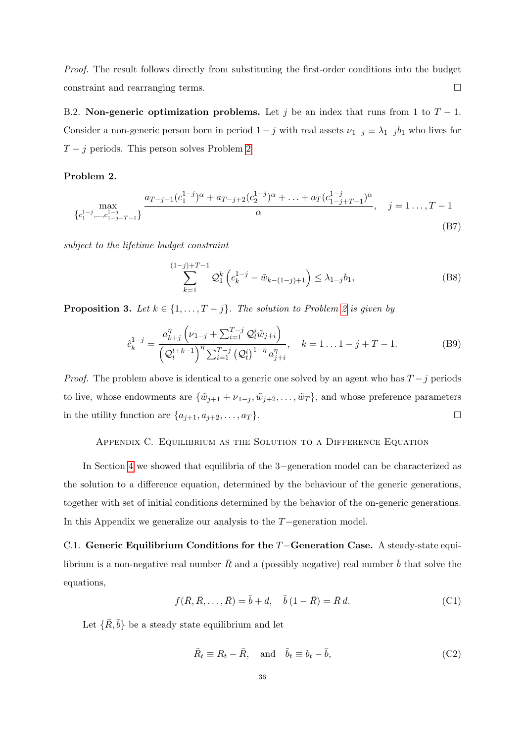*Proof.* The result follows directly from substituting the first-order conditions into the budget constraint and rearranging terms. □

**B.2. Non-generic optimization problems.** Let $j$ be an index that runs from 1 to $T-1$. Consider a non-generic person born in period $1-j$ with real assets $\nu_{1-j} \equiv \lambda_{1-j} b_1$ who lives for $T-j$ periods. This person solves Problem 2

**Problem 2.**

$$\max_{\{c_1^{1-j},\ldots,c_{1-j+T-1}^{1-j}\}} \frac{a_{T-j+1}(c_1^{1-j})^\alpha + a_{T-j+2}(c_2^{1-j})^\alpha + \ldots + a_T(c_{1-j+T-1}^{1-j})^\alpha}{\alpha}, \quad j = 1\ldots, T-1 \tag{B7}$$

*subject to the lifetime budget constraint*

$$\sum_{k=1}^{(1-j)+T-1} \mathcal{Q}_1^k \left(c_k^{1-j} - \tilde{w}_{k-(1-j)+1}\right) \leq \lambda_{1-j} b_1, \tag{B8}$$

**Proposition 3.** *Let $k \in \{1,\ldots,T-j\}$. The solution to Problem 2 is given by*

$$\hat{c}_k^{1-j} = \frac{a_{k+j}^\eta \left(\nu_{1-j} + \sum_{i=1}^{T-j} \mathcal{Q}_t^i \tilde{w}_{j+i}\right)}{\left(\mathcal{Q}_t^{t+k-1}\right)^\eta \sum_{i=1}^{T-j} \left(\mathcal{Q}_t^i\right)^{1-\eta} a_{j+i}^\eta}, \quad k = 1\ldots 1-j+T-1. \tag{B9}$$

*Proof.* The problem above is identical to a generic one solved by an agent who has $T-j$ periods to live, whose endowments are $\{\tilde{w}_{j+1} + \nu_{1-j}, \tilde{w}_{j+2}, \ldots, \tilde{w}_T\}$, and whose preference parameters in the utility function are $\{a_{j+1}, a_{j+2}, \ldots, a_T\}$. □

## Appendix C. Equilibrium as the Solution to a Difference Equation

In Section 4 we showed that equilibria of the 3−generation model can be characterized as the solution to a difference equation, determined by the behaviour of the generic generations, together with set of initial conditions determined by the behavior of the on-generic generations. In this Appendix we generalize our analysis to the $T-$generation model.

**C.1. Generic Equilibrium Conditions for the $T-$Generation Case.** A steady-state equilibrium is a non-negative real number $\bar{R}$ and a (possibly negative) real number $\bar{b}$ that solve the equations,

$$f(\bar{R}, \bar{R}, \ldots, \bar{R}) = \bar{b} + d, \quad \bar{b}\,(1 - \bar{R}) = \bar{R}\,d. \tag{C1}$$

Let $\{\bar{R}, \bar{b}\}$ be a steady state equilibrium and let

$$\tilde{R}_t \equiv R_t - \bar{R}, \quad \text{and} \quad \tilde{b}_t \equiv b_t - \bar{b}, \tag{C2}$$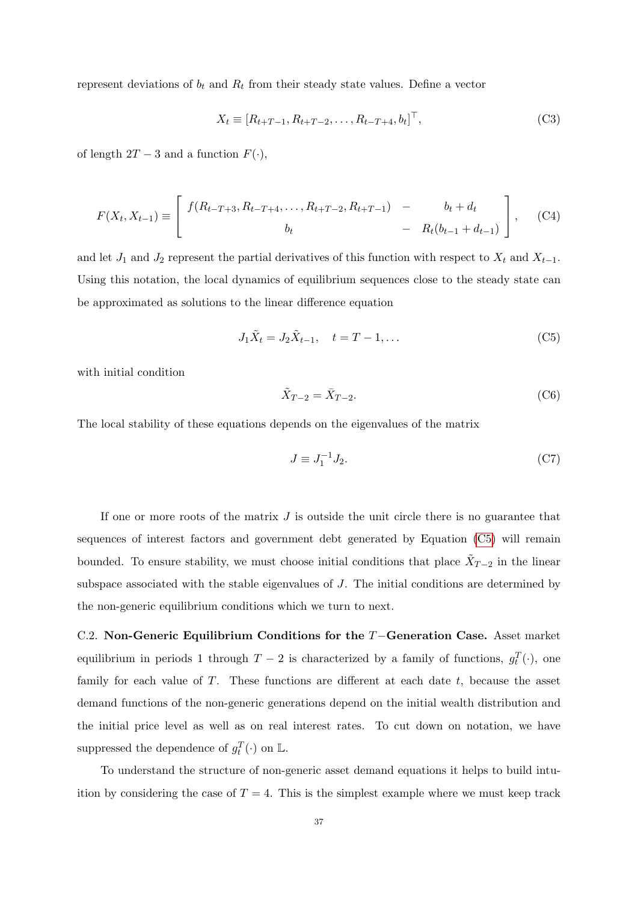represent deviations of $b_t$ and $R_t$ from their steady state values. Define a vector

$$X_t \equiv [R_{t+T-1}, R_{t+T-2}, \ldots, R_{t-T+4}, b_t]^\top, \tag{C3}$$

of length $2T-3$ and a function $F(\cdot)$,

$$F(X_t, X_{t-1}) \equiv \begin{bmatrix} f(R_{t-T+3}, R_{t-T+4}, \ldots, R_{t+T-2}, R_{t+T-1}) & - & b_t + d_t \\ b_t & - & R_t(b_{t-1} + d_{t-1}) \end{bmatrix}, \tag{C4}$$

and let $J_1$ and $J_2$ represent the partial derivatives of this function with respect to $X_t$ and $X_{t-1}$. Using this notation, the local dynamics of equilibrium sequences close to the steady state can be approximated as solutions to the linear difference equation

$$J_1 \tilde{X}_t = J_2 \tilde{X}_{t-1}, \quad t = T-1, \ldots \tag{C5}$$

with initial condition

$$\tilde{X}_{T-2} = \bar{X}_{T-2}. \tag{C6}$$

The local stability of these equations depends on the eigenvalues of the matrix

$$J \equiv J_1^{-1} J_2. \tag{C7}$$

If one or more roots of the matrix $J$ is outside the unit circle there is no guarantee that sequences of interest factors and government debt generated by Equation (C5) will remain bounded. To ensure stability, we must choose initial conditions that place $\tilde{X}_{T-2}$ in the linear subspace associated with the stable eigenvalues of $J$. The initial conditions are determined by the non-generic equilibrium conditions which we turn to next.

C.2. **Non-Generic Equilibrium Conditions for the $T-$Generation Case.** Asset market equilibrium in periods 1 through $T-2$ is characterized by a family of functions, $g_t^T(\cdot)$, one family for each value of $T$. These functions are different at each date $t$, because the asset demand functions of the non-generic generations depend on the initial wealth distribution and the initial price level as well as on real interest rates. To cut down on notation, we have suppressed the dependence of $g_t^T(\cdot)$ on $\mathbb{L}$.

To understand the structure of non-generic asset demand equations it helps to build intuition by considering the case of $T = 4$. This is the simplest example where we must keep track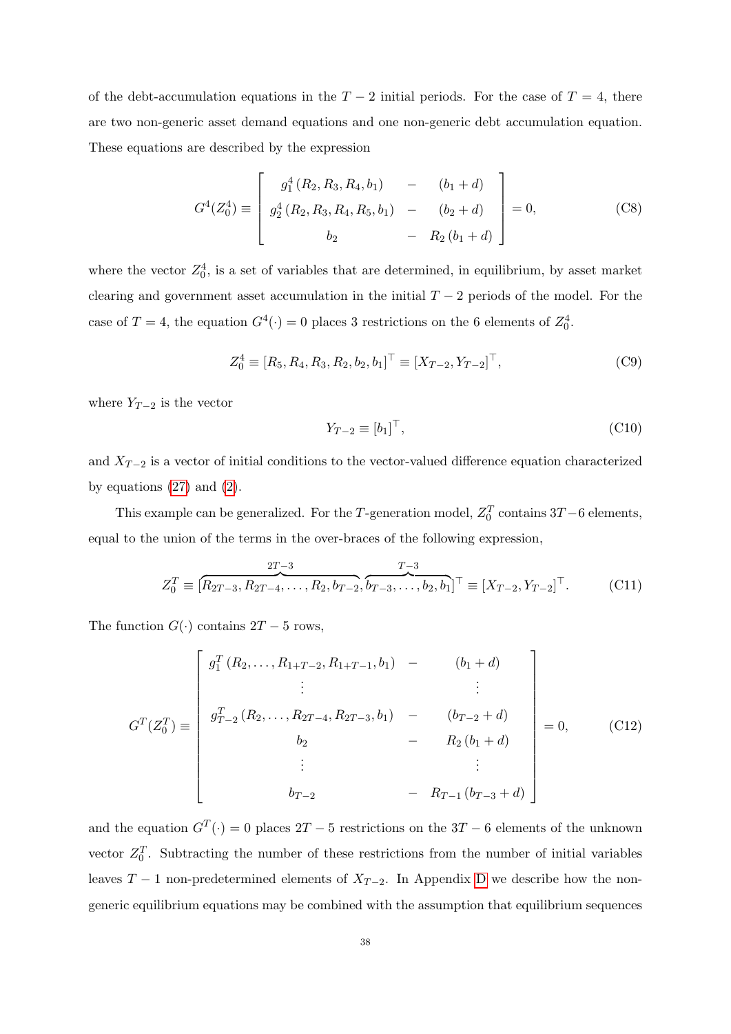of the debt-accumulation equations in the $T-2$ initial periods. For the case of $T=4$, there are two non-generic asset demand equations and one non-generic debt accumulation equation. These equations are described by the expression

$$G^4(Z_0^4) \equiv \begin{bmatrix} g_1^4\left(R_2, R_3, R_4, b_1\right) & - & \left(b_1 + d\right) \\ g_2^4\left(R_2, R_3, R_4, R_5, b_1\right) & - & \left(b_2 + d\right) \\ b_2 & - & R_2\left(b_1 + d\right) \end{bmatrix} = 0, \tag{C8}$$

where the vector $Z_0^4$, is a set of variables that are determined, in equilibrium, by asset market clearing and government asset accumulation in the initial $T-2$ periods of the model. For the case of $T=4$, the equation $G^4(\cdot)=0$ places 3 restrictions on the 6 elements of $Z_0^4$.

$$Z_0^4 \equiv \left[R_5, R_4, R_3, R_2, b_2, b_1\right]^\top \equiv \left[X_{T-2}, Y_{T-2}\right]^\top, \tag{C9}$$

where $Y_{T-2}$ is the vector

$$Y_{T-2} \equiv \left[b_1\right]^\top, \tag{C10}$$

and $X_{T-2}$ is a vector of initial conditions to the vector-valued difference equation characterized by equations (27) and (2).

This example can be generalized. For the $T$-generation model, $Z_0^T$ contains $3T-6$ elements, equal to the union of the terms in the over-braces of the following expression,

$$Z_0^T \equiv [\overbrace{R_{2T-3}, R_{2T-4}, \ldots, R_2, b_{T-2}}^{2T-3}, \overbrace{b_{T-3}, \ldots, b_2, b_1}^{T-3}]^\top \equiv \left[X_{T-2}, Y_{T-2}\right]^\top. \tag{C11}$$

The function $G(\cdot)$ contains $2T-5$ rows,

$$G^T(Z_0^T) \equiv \begin{bmatrix} g_1^T\left(R_2, \ldots, R_{1+T-2}, R_{1+T-1}, b_1\right) & - & \left(b_1 + d\right) \\ \vdots & & \vdots \\ g_{T-2}^T\left(R_2, \ldots, R_{2T-4}, R_{2T-3}, b_1\right) & - & \left(b_{T-2} + d\right) \\ b_2 & - & R_2\left(b_1 + d\right) \\ \vdots & & \vdots \\ b_{T-2} & - & R_{T-1}\left(b_{T-3} + d\right) \end{bmatrix} = 0, \tag{C12}$$

and the equation $G^T(\cdot)=0$ places $2T-5$ restrictions on the $3T-6$ elements of the unknown vector $Z_0^T$. Subtracting the number of these restrictions from the number of initial variables leaves $T-1$ non-predetermined elements of $X_{T-2}$. In Appendix D we describe how the non-generic equilibrium equations may be combined with the assumption that equilibrium sequences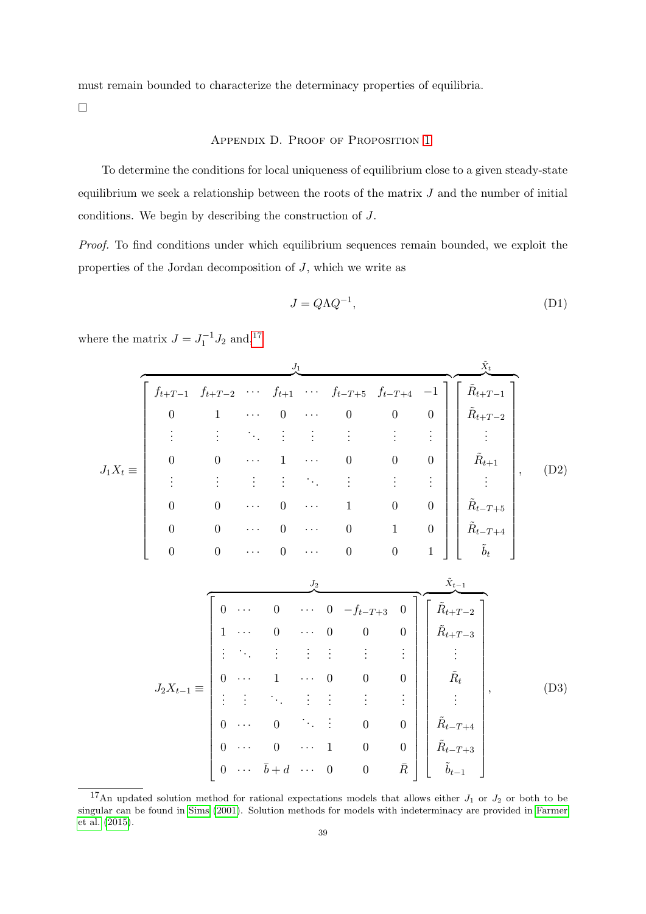must remain bounded to characterize the determinacy properties of equilibria.

□

## Appendix D. Proof of Proposition 1

To determine the conditions for local uniqueness of equilibrium close to a given steady-state equilibrium we seek a relationship between the roots of the matrix $J$ and the number of initial conditions. We begin by describing the construction of $J$.

*Proof.* To find conditions under which equilibrium sequences remain bounded, we exploit the properties of the Jordan decomposition of $J$, which we write as

$$J = Q\Lambda Q^{-1}, \tag{D1}$$

where the matrix $J = J_1^{-1} J_2$ and[17]

$$J_1 X_t \equiv \overbrace{\begin{bmatrix} f_{t+T-1} & f_{t+T-2} & \cdots & f_{t+1} & \cdots & f_{t-T+5} & f_{t-T+4} & -1 \\ 0 & 1 & \cdots & 0 & \cdots & 0 & 0 & 0 \\ \vdots & \vdots & \ddots & \vdots & \vdots & \vdots & \vdots & \vdots \\ 0 & 0 & \cdots & 1 & \cdots & 0 & 0 & 0 \\ \vdots & \vdots & \vdots & \vdots & \ddots & \vdots & \vdots & \vdots \\ 0 & 0 & \cdots & 0 & \cdots & 1 & 0 & 0 \\ 0 & 0 & \cdots & 0 & \cdots & 0 & 1 & 0 \\ 0 & 0 & \cdots & 0 & \cdots & 0 & 0 & 1 \end{bmatrix}}^{J_1} \overbrace{\begin{bmatrix} \tilde{R}_{t+T-1} \\ \tilde{R}_{t+T-2} \\ \vdots \\ \tilde{R}_{t+1} \\ \vdots \\ \tilde{R}_{t-T+5} \\ \tilde{R}_{t-T+4} \\ \tilde{b}_t \end{bmatrix}}^{\tilde{X}_t}, \tag{D2}$$

$$J_2 X_{t-1} \equiv \overbrace{\begin{bmatrix} 0 & \cdots & 0 & \cdots & 0 & -f_{t-T+3} & 0 \\ 1 & \cdots & 0 & \cdots & 0 & 0 & 0 \\ \vdots & \ddots & \vdots & \vdots & \vdots & \vdots & \vdots \\ 0 & \cdots & 1 & \cdots & 0 & 0 & 0 \\ \vdots & \vdots & \ddots & \vdots & \vdots & \vdots & \vdots \\ 0 & \cdots & 0 & \ddots & \vdots & 0 & 0 \\ 0 & \cdots & 0 & \cdots & 1 & 0 & 0 \\ 0 & \cdots & \bar{b}+d & \cdots & 0 & 0 & \bar{R} \end{bmatrix}}^{J_2} \overbrace{\begin{bmatrix} \tilde{R}_{t+T-2} \\ \tilde{R}_{t+T-3} \\ \vdots \\ \tilde{R}_t \\ \vdots \\ \tilde{R}_{t-T+4} \\ \tilde{R}_{t-T+3} \\ \tilde{b}_{t-1} \end{bmatrix}}^{\tilde{X}_{t-1}}, \tag{D3}$$

[17] An updated solution method for rational expectations models that allows either $J_1$ or $J_2$ or both to be singular can be found in Sims (2001). Solution methods for models with indeterminacy are provided in Farmer et al. (2015).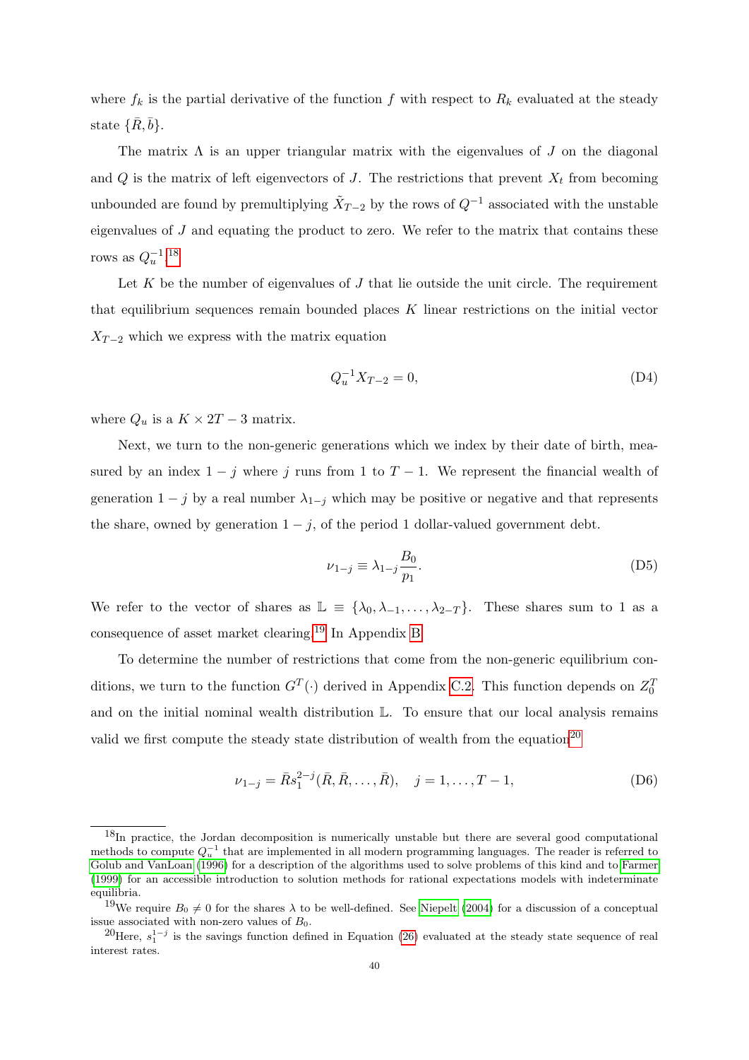where $f_k$ is the partial derivative of the function $f$ with respect to $R_k$ evaluated at the steady state $\{\bar{R}, \bar{b}\}$.

The matrix $\Lambda$ is an upper triangular matrix with the eigenvalues of $J$ on the diagonal and $Q$ is the matrix of left eigenvectors of $J$. The restrictions that prevent $X_t$ from becoming unbounded are found by premultiplying $\tilde{X}_{T-2}$ by the rows of $Q^{-1}$ associated with the unstable eigenvalues of $J$ and equating the product to zero. We refer to the matrix that contains these rows as $Q_u^{-1}$.[18]

Let $K$ be the number of eigenvalues of $J$ that lie outside the unit circle. The requirement that equilibrium sequences remain bounded places $K$ linear restrictions on the initial vector $X_{T-2}$ which we express with the matrix equation

$$Q_u^{-1} X_{T-2} = 0, \tag{D4}$$

where $Q_u$ is a $K \times 2T - 3$ matrix.

Next, we turn to the non-generic generations which we index by their date of birth, measured by an index $1 - j$ where $j$ runs from 1 to $T - 1$. We represent the financial wealth of generation $1 - j$ by a real number $\lambda_{1-j}$ which may be positive or negative and that represents the share, owned by generation $1 - j$, of the period 1 dollar-valued government debt.

$$\nu_{1-j} \equiv \lambda_{1-j} \frac{B_0}{p_1}. \tag{D5}$$

We refer to the vector of shares as $\mathbb{L} \equiv \{\lambda_0, \lambda_{-1}, \ldots, \lambda_{2-T}\}$. These shares sum to 1 as a consequence of asset market clearing.[19] In Appendix B

To determine the number of restrictions that come from the non-generic equilibrium conditions, we turn to the function $G^T(\cdot)$ derived in Appendix C.2. This function depends on $Z_0^T$ and on the initial nominal wealth distribution $\mathbb{L}$. To ensure that our local analysis remains valid we first compute the steady state distribution of wealth from the equation[20]

$$\nu_{1-j} = \bar{R} s_1^{2-j}(\bar{R}, \bar{R}, \ldots, \bar{R}), \quad j = 1, \ldots, T-1, \tag{D6}$$

---

[18] In practice, the Jordan decomposition is numerically unstable but there are several good computational methods to compute $Q_u^{-1}$ that are implemented in all modern programming languages. The reader is referred to Golub and VanLoan (1996) for a description of the algorithms used to solve problems of this kind and to Farmer (1999) for an accessible introduction to solution methods for rational expectations models with indeterminate equilibria.

[19] We require $B_0 \neq 0$ for the shares $\lambda$ to be well-defined. See Niepelt (2004) for a discussion of a conceptual issue associated with non-zero values of $B_0$.

[20] Here, $s_1^{1-j}$ is the savings function defined in Equation (26) evaluated at the steady state sequence of real interest rates.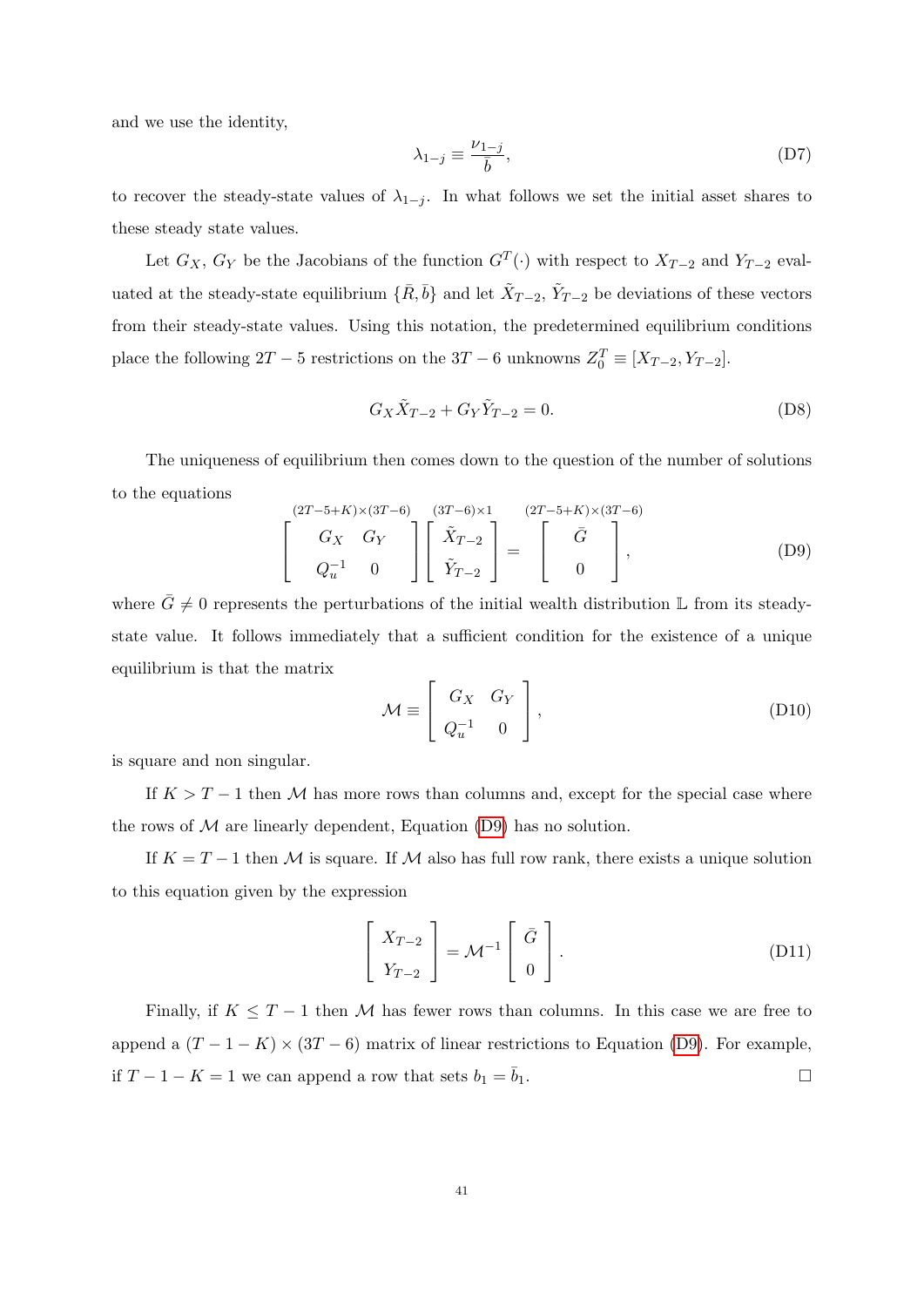and we use the identity,

$$\lambda_{1-j} \equiv \frac{\nu_{1-j}}{\bar{b}}, \tag{D7}$$

to recover the steady-state values of $\lambda_{1-j}$. In what follows we set the initial asset shares to these steady state values.

Let $G_X$, $G_Y$ be the Jacobians of the function $G^T(\cdot)$ with respect to $X_{T-2}$ and $Y_{T-2}$ evaluated at the steady-state equilibrium $\{\bar{R}, \bar{b}\}$ and let $\tilde{X}_{T-2}$, $\tilde{Y}_{T-2}$ be deviations of these vectors from their steady-state values. Using this notation, the predetermined equilibrium conditions place the following $2T-5$ restrictions on the $3T-6$ unknowns $Z_0^T \equiv [X_{T-2}, Y_{T-2}]$.

$$G_X \tilde{X}_{T-2} + G_Y \tilde{Y}_{T-2} = 0. \tag{D8}$$

The uniqueness of equilibrium then comes down to the question of the number of solutions to the equations

$$\overset{(2T-5+K)\times(3T-6)}{\begin{bmatrix} G_X & G_Y \\ Q_u^{-1} & 0 \end{bmatrix}} \overset{(3T-6)\times 1}{\begin{bmatrix} \tilde{X}_{T-2} \\ \tilde{Y}_{T-2} \end{bmatrix}} = \overset{(2T-5+K)\times(3T-6)}{\begin{bmatrix} \bar{G} \\ 0 \end{bmatrix}}, \tag{D9}$$

where $\bar{G} \neq 0$ represents the perturbations of the initial wealth distribution $\mathbb{L}$ from its steady-state value. It follows immediately that a sufficient condition for the existence of a unique equilibrium is that the matrix

$$\mathcal{M} \equiv \begin{bmatrix} G_X & G_Y \\ Q_u^{-1} & 0 \end{bmatrix}, \tag{D10}$$

is square and non singular.

If $K > T-1$ then $\mathcal{M}$ has more rows than columns and, except for the special case where the rows of $\mathcal{M}$ are linearly dependent, Equation (D9) has no solution.

If $K = T-1$ then $\mathcal{M}$ is square. If $\mathcal{M}$ also has full row rank, there exists a unique solution to this equation given by the expression

$$\begin{bmatrix} X_{T-2} \\ Y_{T-2} \end{bmatrix} = \mathcal{M}^{-1} \begin{bmatrix} \bar{G} \\ 0 \end{bmatrix}. \tag{D11}$$

Finally, if $K \leq T-1$ then $\mathcal{M}$ has fewer rows than columns. In this case we are free to append a $(T-1-K) \times (3T-6)$ matrix of linear restrictions to Equation (D9). For example, if $T-1-K = 1$ we can append a row that sets $b_1 = \bar{b}_1$. □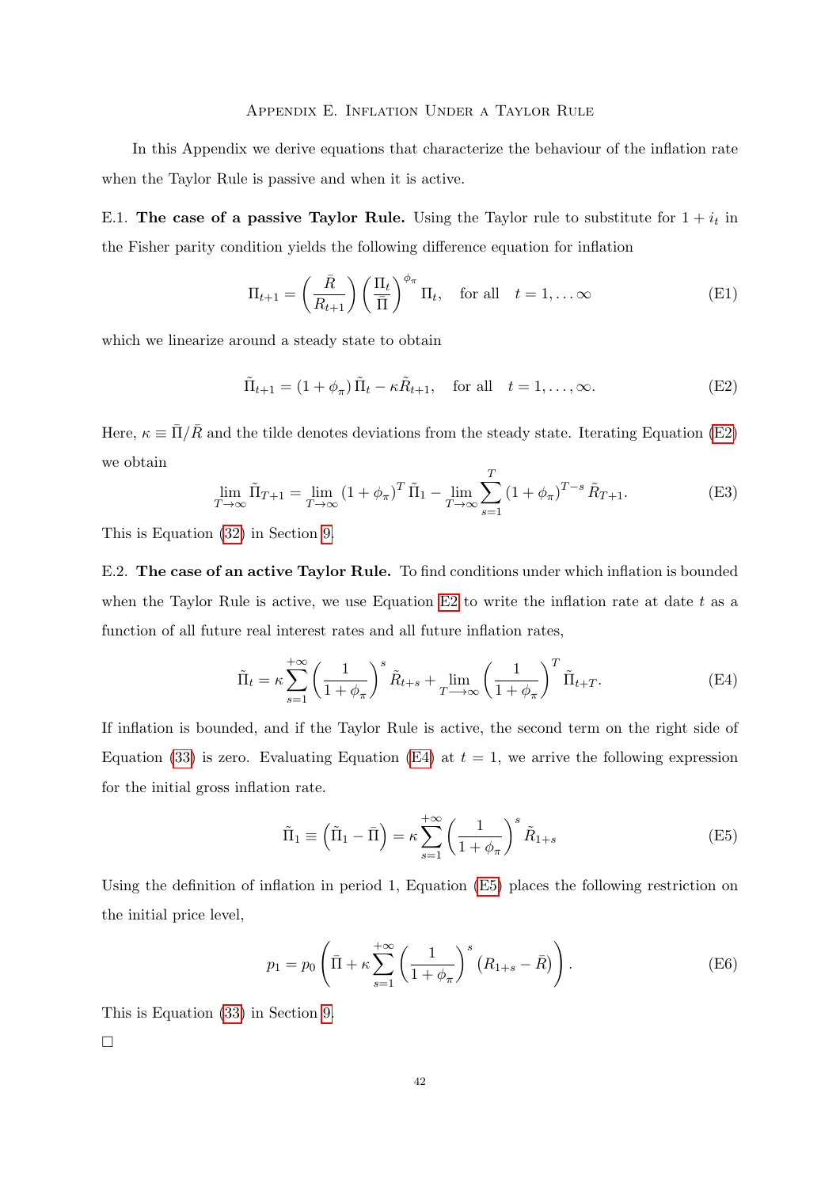# Appendix E. Inflation Under a Taylor Rule

In this Appendix we derive equations that characterize the behaviour of the inflation rate when the Taylor Rule is passive and when it is active.

E.1. **The case of a passive Taylor Rule.** Using the Taylor rule to substitute for $1 + i_t$ in the Fisher parity condition yields the following difference equation for inflation

$$\Pi_{t+1} = \left(\frac{\bar{R}}{R_{t+1}}\right)\left(\frac{\Pi_t}{\bar{\Pi}}\right)^{\phi_\pi}\Pi_t, \quad \text{for all} \quad t = 1, \ldots \infty \tag{E1}$$

which we linearize around a steady state to obtain

$$\tilde{\Pi}_{t+1} = (1 + \phi_\pi)\,\tilde{\Pi}_t - \kappa\tilde{R}_{t+1}, \quad \text{for all} \quad t = 1, \ldots, \infty. \tag{E2}$$

Here, $\kappa \equiv \bar{\Pi}/\bar{R}$ and the tilde denotes deviations from the steady state. Iterating Equation (E2) we obtain

$$\lim_{T\to\infty} \tilde{\Pi}_{T+1} = \lim_{T\to\infty} (1 + \phi_\pi)^T \,\tilde{\Pi}_1 - \lim_{T\to\infty} \sum_{s=1}^{T} (1 + \phi_\pi)^{T-s}\,\tilde{R}_{T+1}. \tag{E3}$$

This is Equation (32) in Section 9.

E.2. **The case of an active Taylor Rule.** To find conditions under which inflation is bounded when the Taylor Rule is active, we use Equation E2 to write the inflation rate at date $t$ as a function of all future real interest rates and all future inflation rates,

$$\tilde{\Pi}_t = \kappa \sum_{s=1}^{+\infty} \left(\frac{1}{1 + \phi_\pi}\right)^s \tilde{R}_{t+s} + \lim_{T\longrightarrow\infty} \left(\frac{1}{1 + \phi_\pi}\right)^T \tilde{\Pi}_{t+T}. \tag{E4}$$

If inflation is bounded, and if the Taylor Rule is active, the second term on the right side of Equation (33) is zero. Evaluating Equation (E4) at $t = 1$, we arrive the following expression for the initial gross inflation rate.

$$\tilde{\Pi}_1 \equiv \left(\tilde{\Pi}_1 - \bar{\Pi}\right) = \kappa \sum_{s=1}^{+\infty} \left(\frac{1}{1 + \phi_\pi}\right)^s \tilde{R}_{1+s} \tag{E5}$$

Using the definition of inflation in period 1, Equation (E5) places the following restriction on the initial price level,

$$p_1 = p_0 \left(\bar{\Pi} + \kappa \sum_{s=1}^{+\infty} \left(\frac{1}{1 + \phi_\pi}\right)^s \left(R_{1+s} - \bar{R}\right)\right). \tag{E6}$$

This is Equation (33) in Section 9.

□